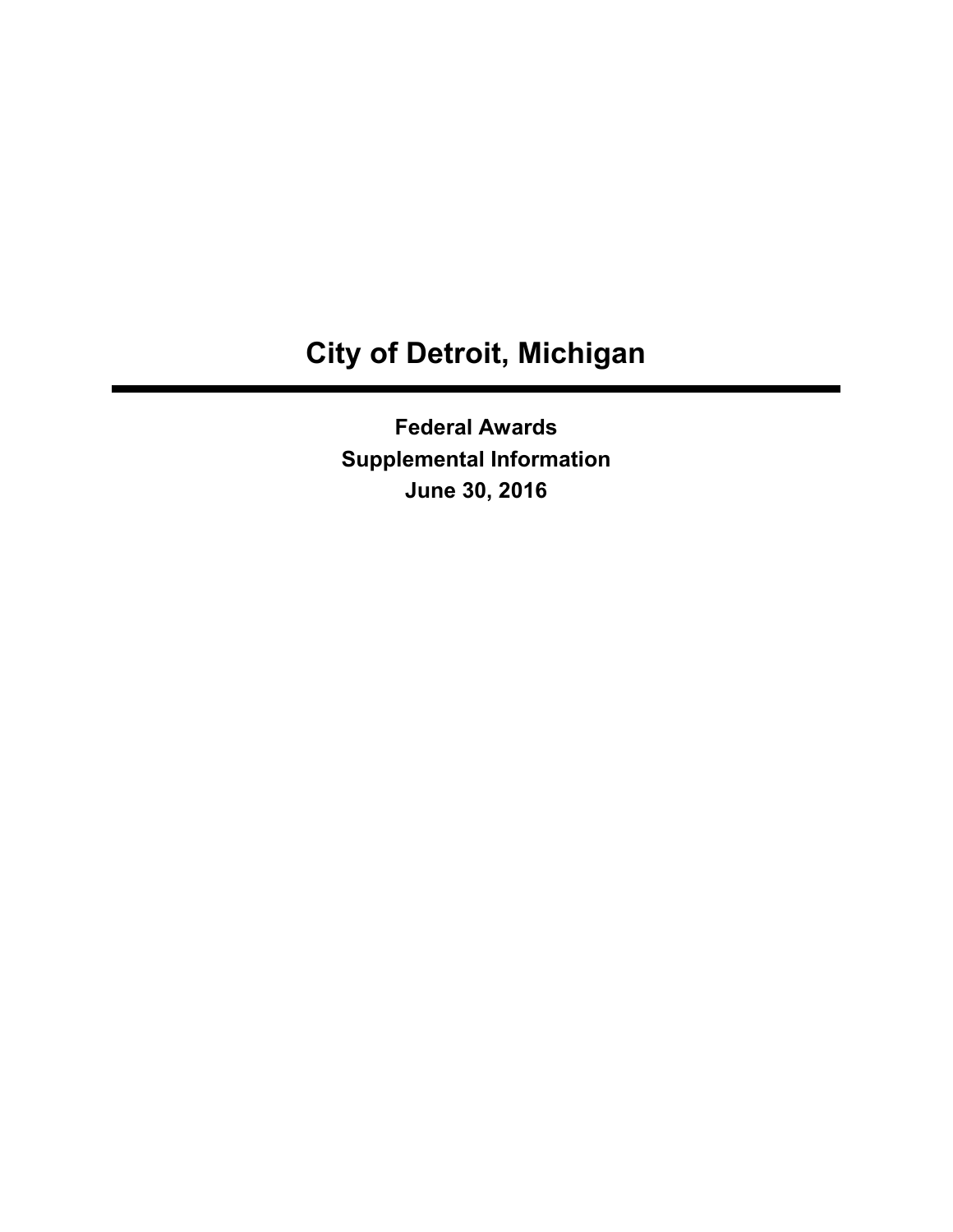# City of Detroit, Michigan

---

**Federal Awards**

**Supplemental Information**

**June 30, 2016**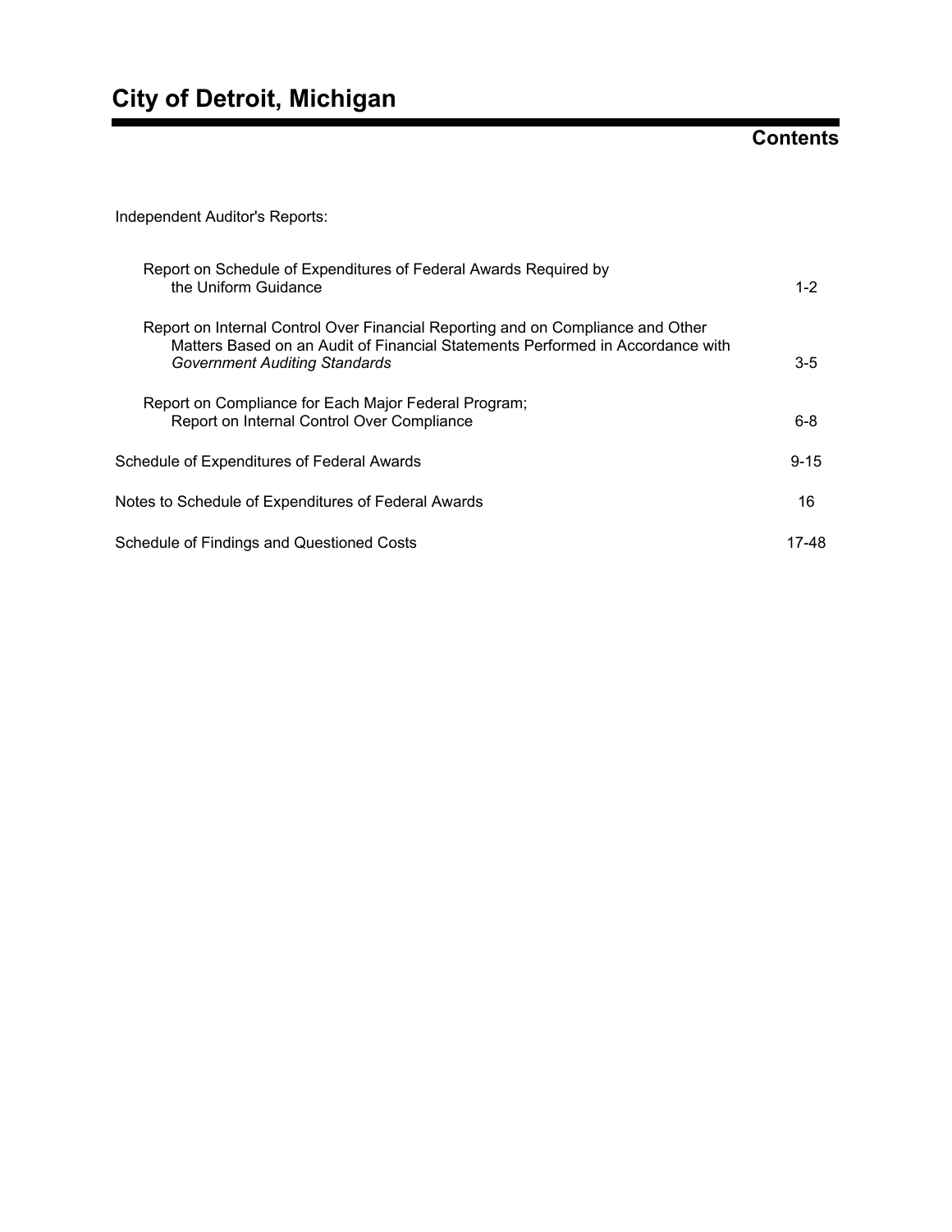# City of Detroit, Michigan

## Contents

| | |
|---|---|
| Independent Auditor's Reports: | |
| Report on Schedule of Expenditures of Federal Awards Required by the Uniform Guidance | 1-2 |
| Report on Internal Control Over Financial Reporting and on Compliance and Other Matters Based on an Audit of Financial Statements Performed in Accordance with *Government Auditing Standards* | 3-5 |
| Report on Compliance for Each Major Federal Program; Report on Internal Control Over Compliance | 6-8 |
| Schedule of Expenditures of Federal Awards | 9-15 |
| Notes to Schedule of Expenditures of Federal Awards | 16 |
| Schedule of Findings and Questioned Costs | 17-48 |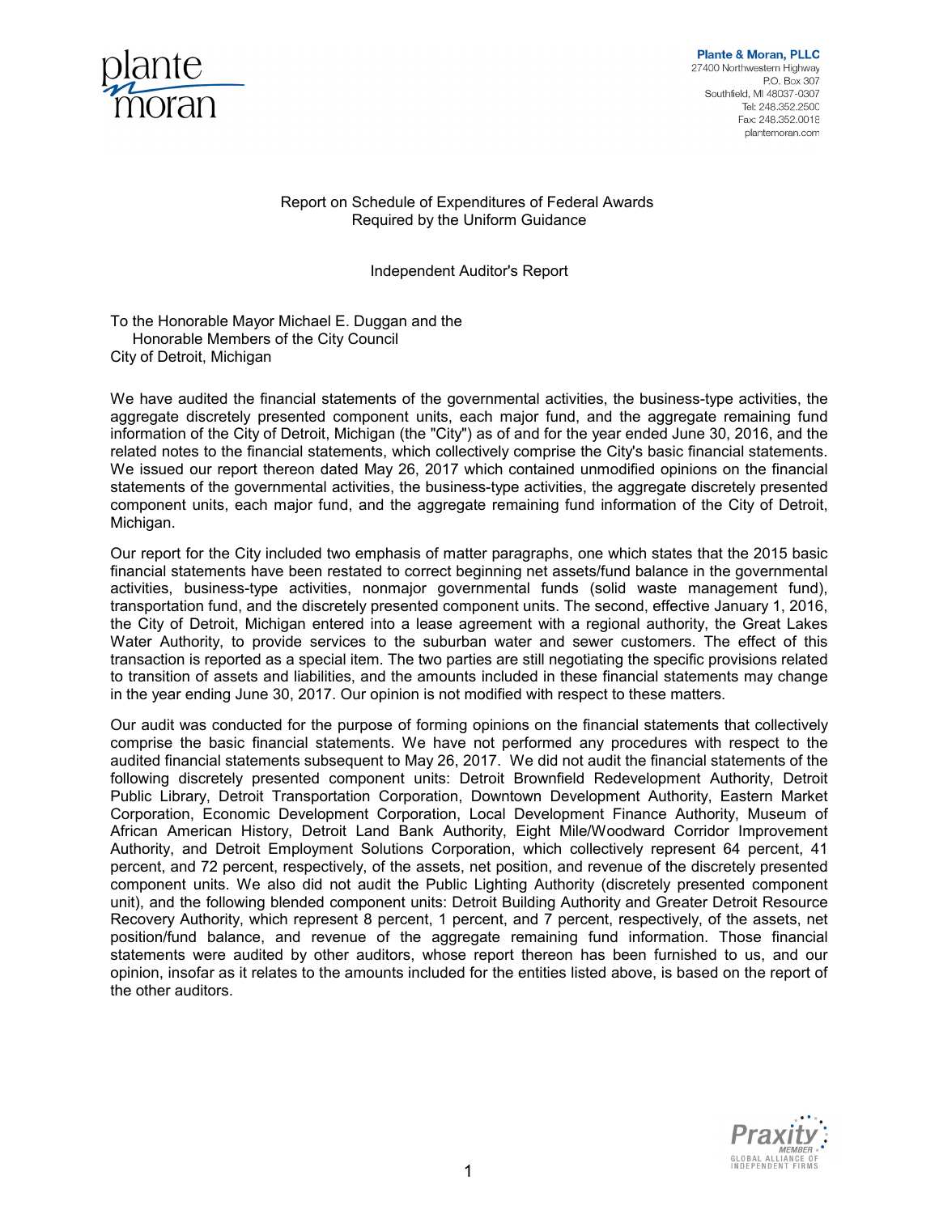Plante & Moran, PLLC
27400 Northwestern Highway
P.O. Box 307
Southfield, MI 48037-0307
Tel: 248.352.2500
Fax: 248.352.0018
plantemoran.com

## Report on Schedule of Expenditures of Federal Awards Required by the Uniform Guidance

### Independent Auditor's Report

To the Honorable Mayor Michael E. Duggan and the
Honorable Members of the City Council
City of Detroit, Michigan

We have audited the financial statements of the governmental activities, the business-type activities, the aggregate discretely presented component units, each major fund, and the aggregate remaining fund information of the City of Detroit, Michigan (the "City") as of and for the year ended June 30, 2016, and the related notes to the financial statements, which collectively comprise the City's basic financial statements. We issued our report thereon dated May 26, 2017 which contained unmodified opinions on the financial statements of the governmental activities, the business-type activities, the aggregate discretely presented component units, each major fund, and the aggregate remaining fund information of the City of Detroit, Michigan.

Our report for the City included two emphasis of matter paragraphs, one which states that the 2015 basic financial statements have been restated to correct beginning net assets/fund balance in the governmental activities, business-type activities, nonmajor governmental funds (solid waste management fund), transportation fund, and the discretely presented component units. The second, effective January 1, 2016, the City of Detroit, Michigan entered into a lease agreement with a regional authority, the Great Lakes Water Authority, to provide services to the suburban water and sewer customers. The effect of this transaction is reported as a special item. The two parties are still negotiating the specific provisions related to transition of assets and liabilities, and the amounts included in these financial statements may change in the year ending June 30, 2017. Our opinion is not modified with respect to these matters.

Our audit was conducted for the purpose of forming opinions on the financial statements that collectively comprise the basic financial statements. We have not performed any procedures with respect to the audited financial statements subsequent to May 26, 2017. We did not audit the financial statements of the following discretely presented component units: Detroit Brownfield Redevelopment Authority, Detroit Public Library, Detroit Transportation Corporation, Downtown Development Authority, Eastern Market Corporation, Economic Development Corporation, Local Development Finance Authority, Museum of African American History, Detroit Land Bank Authority, Eight Mile/Woodward Corridor Improvement Authority, and Detroit Employment Solutions Corporation, which collectively represent 64 percent, 41 percent, and 72 percent, respectively, of the assets, net position, and revenue of the discretely presented component units. We also did not audit the Public Lighting Authority (discretely presented component unit), and the following blended component units: Detroit Building Authority and Greater Detroit Resource Recovery Authority, which represent 8 percent, 1 percent, and 7 percent, respectively, of the assets, net position/fund balance, and revenue of the aggregate remaining fund information. Those financial statements were audited by other auditors, whose report thereon has been furnished to us, and our opinion, insofar as it relates to the amounts included for the entities listed above, is based on the report of the other auditors.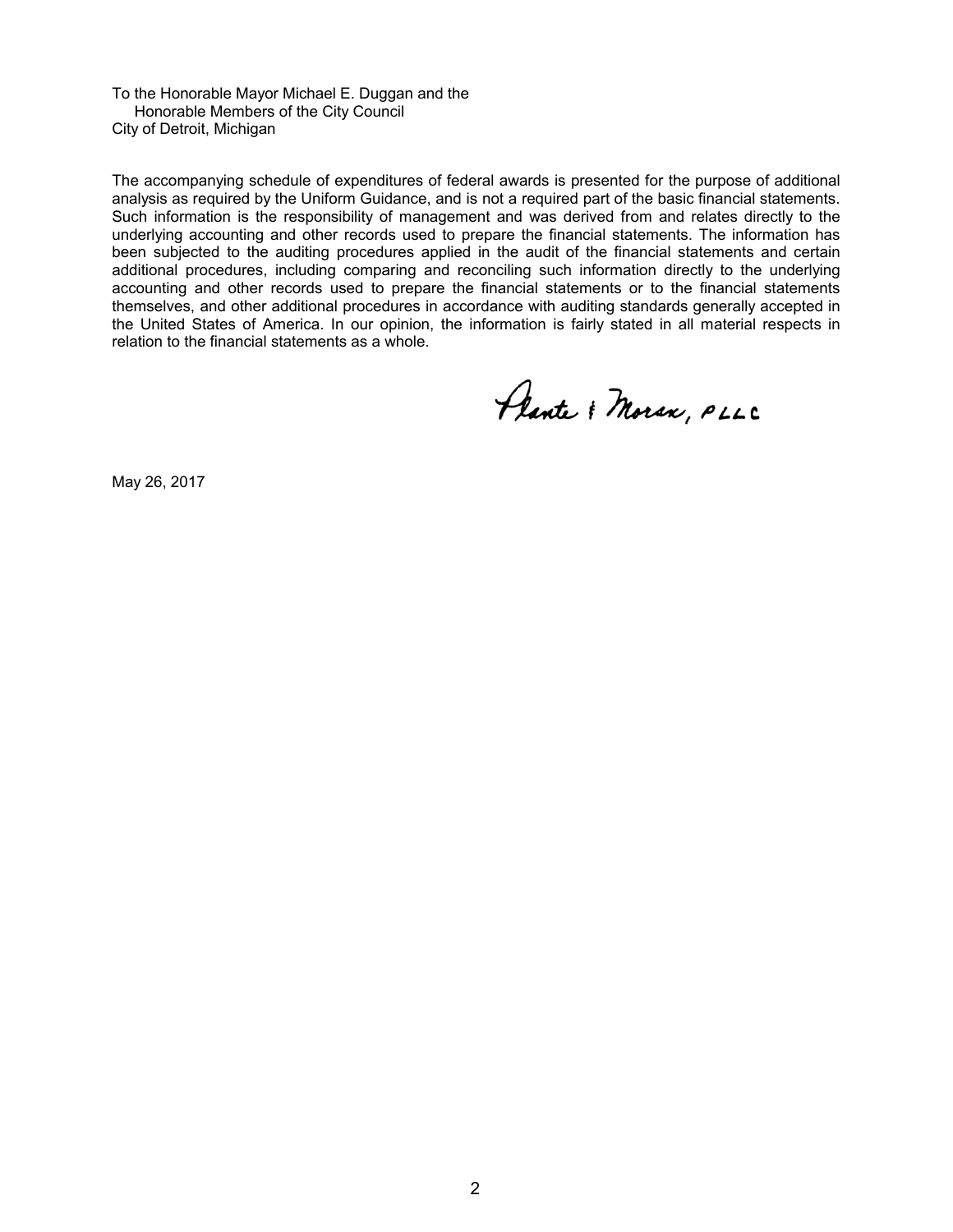To the Honorable Mayor Michael E. Duggan and the
Honorable Members of the City Council
City of Detroit, Michigan

The accompanying schedule of expenditures of federal awards is presented for the purpose of additional analysis as required by the Uniform Guidance, and is not a required part of the basic financial statements. Such information is the responsibility of management and was derived from and relates directly to the underlying accounting and other records used to prepare the financial statements. The information has been subjected to the auditing procedures applied in the audit of the financial statements and certain additional procedures, including comparing and reconciling such information directly to the underlying accounting and other records used to prepare the financial statements or to the financial statements themselves, and other additional procedures in accordance with auditing standards generally accepted in the United States of America. In our opinion, the information is fairly stated in all material respects in relation to the financial statements as a whole.

Plante & Moran, PLLC

May 26, 2017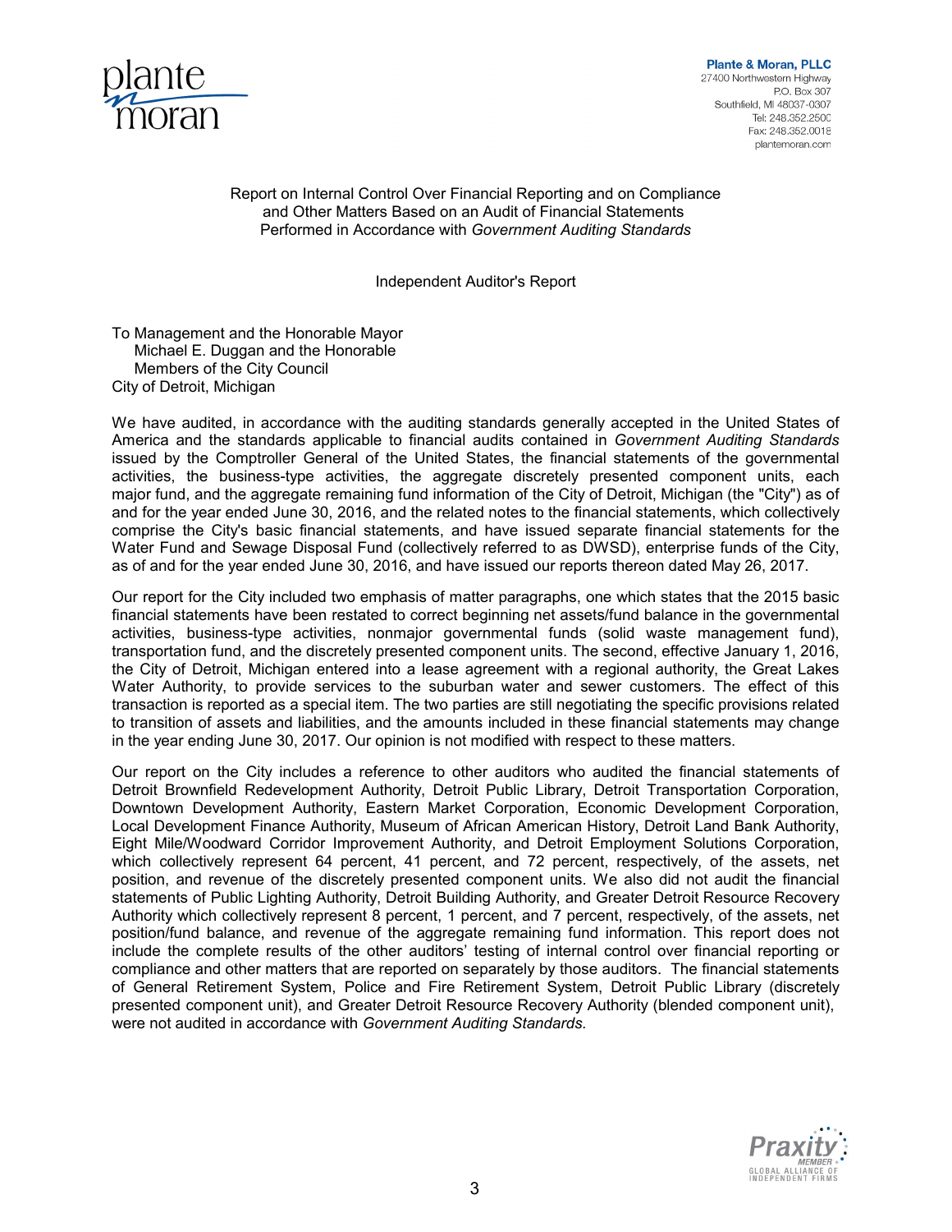Plante & Moran, PLLC
27400 Northwestern Highway
P.O. Box 307
Southfield, MI 48037-0307
Tel: 248.352.2500
Fax: 248.352.0018
plantemoran.com

## Report on Internal Control Over Financial Reporting and on Compliance and Other Matters Based on an Audit of Financial Statements Performed in Accordance with *Government Auditing Standards*

### Independent Auditor's Report

To Management and the Honorable Mayor
Michael E. Duggan and the Honorable
Members of the City Council
City of Detroit, Michigan

We have audited, in accordance with the auditing standards generally accepted in the United States of America and the standards applicable to financial audits contained in *Government Auditing Standards* issued by the Comptroller General of the United States, the financial statements of the governmental activities, the business-type activities, the aggregate discretely presented component units, each major fund, and the aggregate remaining fund information of the City of Detroit, Michigan (the "City") as of and for the year ended June 30, 2016, and the related notes to the financial statements, which collectively comprise the City's basic financial statements, and have issued separate financial statements for the Water Fund and Sewage Disposal Fund (collectively referred to as DWSD), enterprise funds of the City, as of and for the year ended June 30, 2016, and have issued our reports thereon dated May 26, 2017.

Our report for the City included two emphasis of matter paragraphs, one which states that the 2015 basic financial statements have been restated to correct beginning net assets/fund balance in the governmental activities, business-type activities, nonmajor governmental funds (solid waste management fund), transportation fund, and the discretely presented component units. The second, effective January 1, 2016, the City of Detroit, Michigan entered into a lease agreement with a regional authority, the Great Lakes Water Authority, to provide services to the suburban water and sewer customers. The effect of this transaction is reported as a special item. The two parties are still negotiating the specific provisions related to transition of assets and liabilities, and the amounts included in these financial statements may change in the year ending June 30, 2017. Our opinion is not modified with respect to these matters.

Our report on the City includes a reference to other auditors who audited the financial statements of Detroit Brownfield Redevelopment Authority, Detroit Public Library, Detroit Transportation Corporation, Downtown Development Authority, Eastern Market Corporation, Economic Development Corporation, Local Development Finance Authority, Museum of African American History, Detroit Land Bank Authority, Eight Mile/Woodward Corridor Improvement Authority, and Detroit Employment Solutions Corporation, which collectively represent 64 percent, 41 percent, and 72 percent, respectively, of the assets, net position, and revenue of the discretely presented component units. We also did not audit the financial statements of Public Lighting Authority, Detroit Building Authority, and Greater Detroit Resource Recovery Authority which collectively represent 8 percent, 1 percent, and 7 percent, respectively, of the assets, net position/fund balance, and revenue of the aggregate remaining fund information. This report does not include the complete results of the other auditors' testing of internal control over financial reporting or compliance and other matters that are reported on separately by those auditors. The financial statements of General Retirement System, Police and Fire Retirement System, Detroit Public Library (discretely presented component unit), and Greater Detroit Resource Recovery Authority (blended component unit), were not audited in accordance with *Government Auditing Standards.*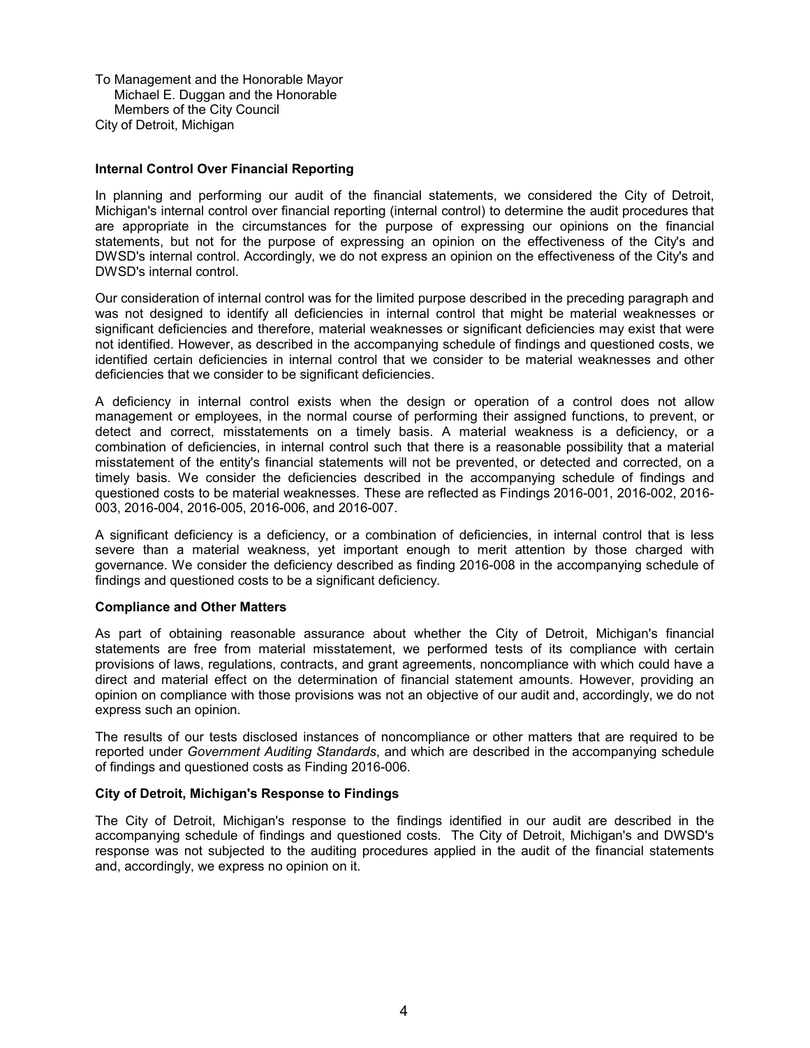To Management and the Honorable Mayor
Michael E. Duggan and the Honorable
Members of the City Council
City of Detroit, Michigan

**Internal Control Over Financial Reporting**

In planning and performing our audit of the financial statements, we considered the City of Detroit, Michigan's internal control over financial reporting (internal control) to determine the audit procedures that are appropriate in the circumstances for the purpose of expressing our opinions on the financial statements, but not for the purpose of expressing an opinion on the effectiveness of the City's and DWSD's internal control. Accordingly, we do not express an opinion on the effectiveness of the City's and DWSD's internal control.

Our consideration of internal control was for the limited purpose described in the preceding paragraph and was not designed to identify all deficiencies in internal control that might be material weaknesses or significant deficiencies and therefore, material weaknesses or significant deficiencies may exist that were not identified. However, as described in the accompanying schedule of findings and questioned costs, we identified certain deficiencies in internal control that we consider to be material weaknesses and other deficiencies that we consider to be significant deficiencies.

A deficiency in internal control exists when the design or operation of a control does not allow management or employees, in the normal course of performing their assigned functions, to prevent, or detect and correct, misstatements on a timely basis. A material weakness is a deficiency, or a combination of deficiencies, in internal control such that there is a reasonable possibility that a material misstatement of the entity's financial statements will not be prevented, or detected and corrected, on a timely basis. We consider the deficiencies described in the accompanying schedule of findings and questioned costs to be material weaknesses. These are reflected as Findings 2016-001, 2016-002, 2016-003, 2016-004, 2016-005, 2016-006, and 2016-007.

A significant deficiency is a deficiency, or a combination of deficiencies, in internal control that is less severe than a material weakness, yet important enough to merit attention by those charged with governance. We consider the deficiency described as finding 2016-008 in the accompanying schedule of findings and questioned costs to be a significant deficiency.

**Compliance and Other Matters**

As part of obtaining reasonable assurance about whether the City of Detroit, Michigan's financial statements are free from material misstatement, we performed tests of its compliance with certain provisions of laws, regulations, contracts, and grant agreements, noncompliance with which could have a direct and material effect on the determination of financial statement amounts. However, providing an opinion on compliance with those provisions was not an objective of our audit and, accordingly, we do not express such an opinion.

The results of our tests disclosed instances of noncompliance or other matters that are required to be reported under *Government Auditing Standards*, and which are described in the accompanying schedule of findings and questioned costs as Finding 2016-006.

**City of Detroit, Michigan's Response to Findings**

The City of Detroit, Michigan's response to the findings identified in our audit are described in the accompanying schedule of findings and questioned costs. The City of Detroit, Michigan's and DWSD's response was not subjected to the auditing procedures applied in the audit of the financial statements and, accordingly, we express no opinion on it.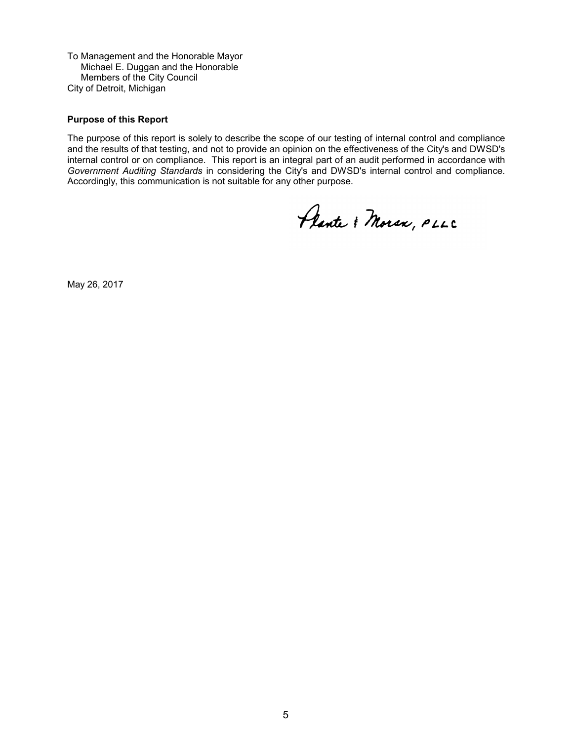To Management and the Honorable Mayor
Michael E. Duggan and the Honorable
Members of the City Council
City of Detroit, Michigan

**Purpose of this Report**

The purpose of this report is solely to describe the scope of our testing of internal control and compliance and the results of that testing, and not to provide an opinion on the effectiveness of the City's and DWSD's internal control or on compliance. This report is an integral part of an audit performed in accordance with *Government Auditing Standards* in considering the City's and DWSD's internal control and compliance. Accordingly, this communication is not suitable for any other purpose.

Plante & Moran, PLLC

May 26, 2017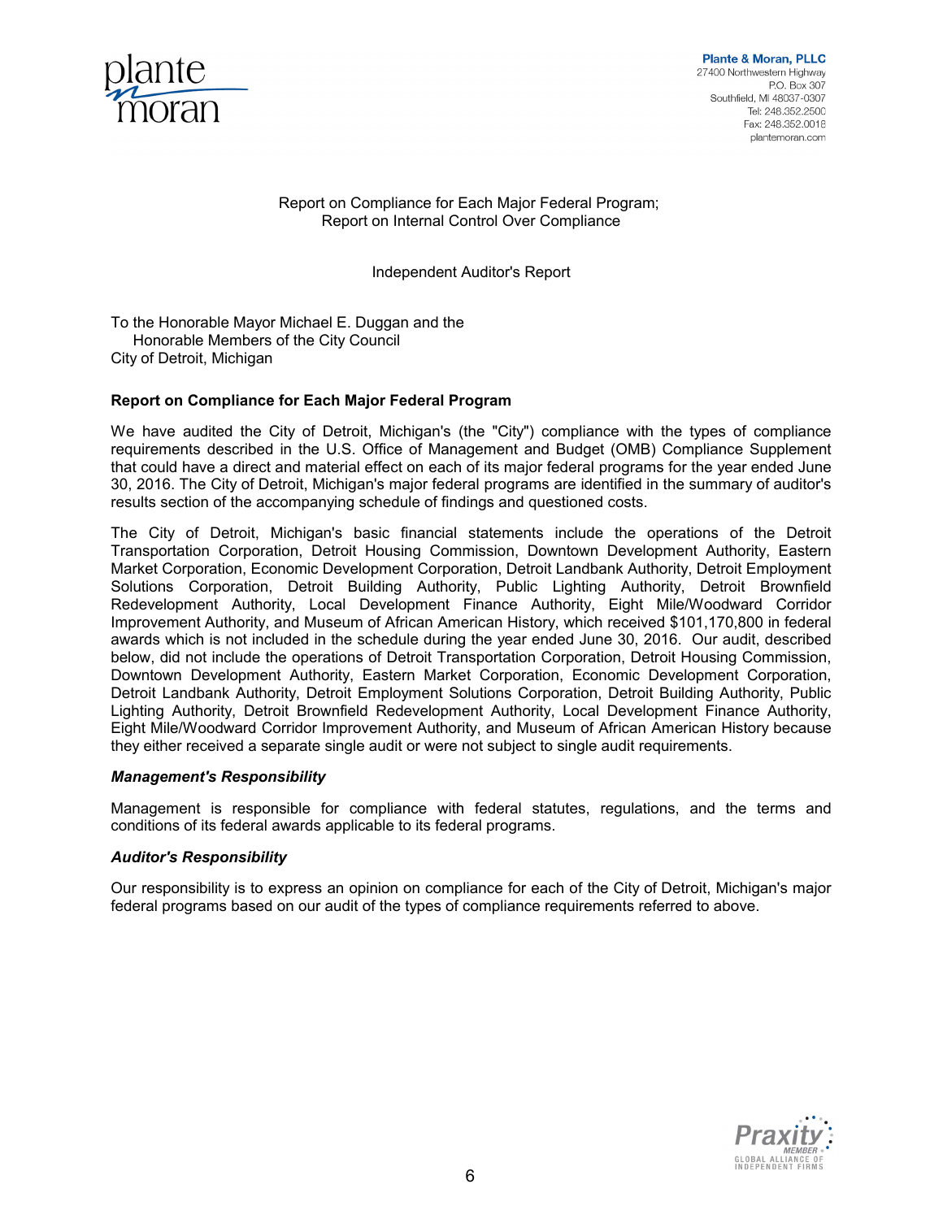Plante & Moran, PLLC
27400 Northwestern Highway
P.O. Box 307
Southfield, MI 48037-0307
Tel: 248.352.2500
Fax: 248.352.0018
plantemoran.com

Report on Compliance for Each Major Federal Program;
Report on Internal Control Over Compliance

Independent Auditor's Report

To the Honorable Mayor Michael E. Duggan and the
Honorable Members of the City Council
City of Detroit, Michigan

**Report on Compliance for Each Major Federal Program**

We have audited the City of Detroit, Michigan's (the "City") compliance with the types of compliance requirements described in the U.S. Office of Management and Budget (OMB) Compliance Supplement that could have a direct and material effect on each of its major federal programs for the year ended June 30, 2016. The City of Detroit, Michigan's major federal programs are identified in the summary of auditor's results section of the accompanying schedule of findings and questioned costs.

The City of Detroit, Michigan's basic financial statements include the operations of the Detroit Transportation Corporation, Detroit Housing Commission, Downtown Development Authority, Eastern Market Corporation, Economic Development Corporation, Detroit Landbank Authority, Detroit Employment Solutions Corporation, Detroit Building Authority, Public Lighting Authority, Detroit Brownfield Redevelopment Authority, Local Development Finance Authority, Eight Mile/Woodward Corridor Improvement Authority, and Museum of African American History, which received $101,170,800 in federal awards which is not included in the schedule during the year ended June 30, 2016. Our audit, described below, did not include the operations of Detroit Transportation Corporation, Detroit Housing Commission, Downtown Development Authority, Eastern Market Corporation, Economic Development Corporation, Detroit Landbank Authority, Detroit Employment Solutions Corporation, Detroit Building Authority, Public Lighting Authority, Detroit Brownfield Redevelopment Authority, Local Development Finance Authority, Eight Mile/Woodward Corridor Improvement Authority, and Museum of African American History because they either received a separate single audit or were not subject to single audit requirements.

***Management's Responsibility***

Management is responsible for compliance with federal statutes, regulations, and the terms and conditions of its federal awards applicable to its federal programs.

***Auditor's Responsibility***

Our responsibility is to express an opinion on compliance for each of the City of Detroit, Michigan's major federal programs based on our audit of the types of compliance requirements referred to above.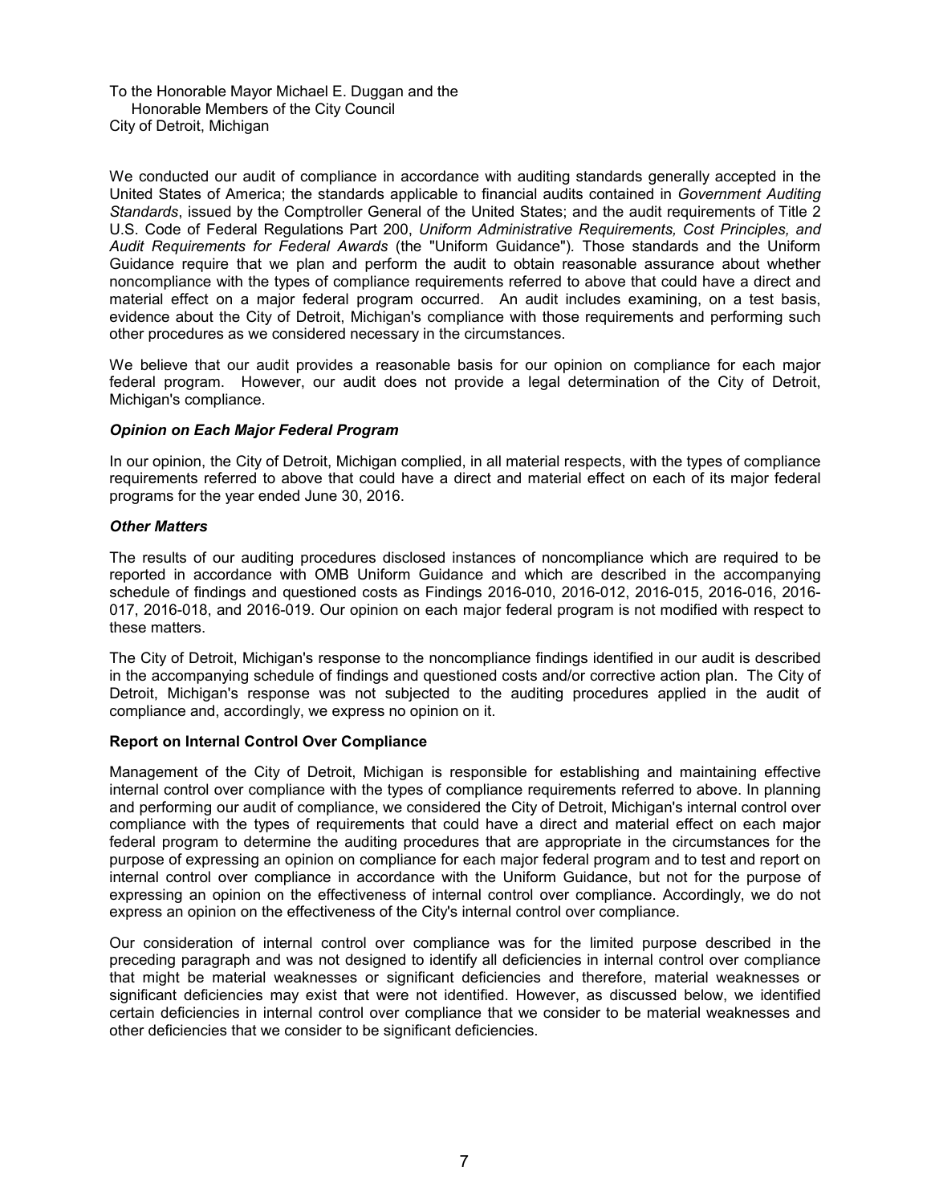To the Honorable Mayor Michael E. Duggan and the
Honorable Members of the City Council
City of Detroit, Michigan

We conducted our audit of compliance in accordance with auditing standards generally accepted in the United States of America; the standards applicable to financial audits contained in *Government Auditing Standards*, issued by the Comptroller General of the United States; and the audit requirements of Title 2 U.S. Code of Federal Regulations Part 200, *Uniform Administrative Requirements, Cost Principles, and Audit Requirements for Federal Awards* (the "Uniform Guidance"). Those standards and the Uniform Guidance require that we plan and perform the audit to obtain reasonable assurance about whether noncompliance with the types of compliance requirements referred to above that could have a direct and material effect on a major federal program occurred. An audit includes examining, on a test basis, evidence about the City of Detroit, Michigan's compliance with those requirements and performing such other procedures as we considered necessary in the circumstances.

We believe that our audit provides a reasonable basis for our opinion on compliance for each major federal program. However, our audit does not provide a legal determination of the City of Detroit, Michigan's compliance.

### *Opinion on Each Major Federal Program*

In our opinion, the City of Detroit, Michigan complied, in all material respects, with the types of compliance requirements referred to above that could have a direct and material effect on each of its major federal programs for the year ended June 30, 2016.

### *Other Matters*

The results of our auditing procedures disclosed instances of noncompliance which are required to be reported in accordance with OMB Uniform Guidance and which are described in the accompanying schedule of findings and questioned costs as Findings 2016-010, 2016-012, 2016-015, 2016-016, 2016-017, 2016-018, and 2016-019. Our opinion on each major federal program is not modified with respect to these matters.

The City of Detroit, Michigan's response to the noncompliance findings identified in our audit is described in the accompanying schedule of findings and questioned costs and/or corrective action plan. The City of Detroit, Michigan's response was not subjected to the auditing procedures applied in the audit of compliance and, accordingly, we express no opinion on it.

## Report on Internal Control Over Compliance

Management of the City of Detroit, Michigan is responsible for establishing and maintaining effective internal control over compliance with the types of compliance requirements referred to above. In planning and performing our audit of compliance, we considered the City of Detroit, Michigan's internal control over compliance with the types of requirements that could have a direct and material effect on each major federal program to determine the auditing procedures that are appropriate in the circumstances for the purpose of expressing an opinion on compliance for each major federal program and to test and report on internal control over compliance in accordance with the Uniform Guidance, but not for the purpose of expressing an opinion on the effectiveness of internal control over compliance. Accordingly, we do not express an opinion on the effectiveness of the City's internal control over compliance.

Our consideration of internal control over compliance was for the limited purpose described in the preceding paragraph and was not designed to identify all deficiencies in internal control over compliance that might be material weaknesses or significant deficiencies and therefore, material weaknesses or significant deficiencies may exist that were not identified. However, as discussed below, we identified certain deficiencies in internal control over compliance that we consider to be material weaknesses and other deficiencies that we consider to be significant deficiencies.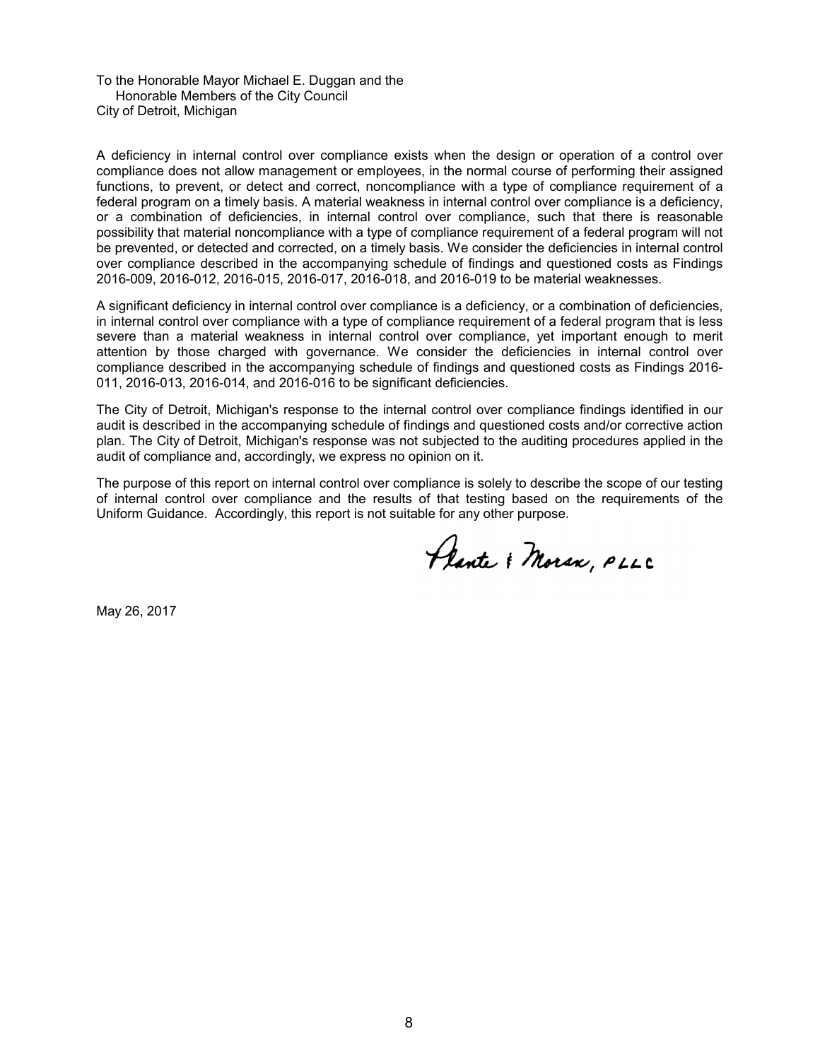To the Honorable Mayor Michael E. Duggan and the
Honorable Members of the City Council
City of Detroit, Michigan

A deficiency in internal control over compliance exists when the design or operation of a control over compliance does not allow management or employees, in the normal course of performing their assigned functions, to prevent, or detect and correct, noncompliance with a type of compliance requirement of a federal program on a timely basis. A material weakness in internal control over compliance is a deficiency, or a combination of deficiencies, in internal control over compliance, such that there is reasonable possibility that material noncompliance with a type of compliance requirement of a federal program will not be prevented, or detected and corrected, on a timely basis. We consider the deficiencies in internal control over compliance described in the accompanying schedule of findings and questioned costs as Findings 2016-009, 2016-012, 2016-015, 2016-017, 2016-018, and 2016-019 to be material weaknesses.

A significant deficiency in internal control over compliance is a deficiency, or a combination of deficiencies, in internal control over compliance with a type of compliance requirement of a federal program that is less severe than a material weakness in internal control over compliance, yet important enough to merit attention by those charged with governance. We consider the deficiencies in internal control over compliance described in the accompanying schedule of findings and questioned costs as Findings 2016-011, 2016-013, 2016-014, and 2016-016 to be significant deficiencies.

The City of Detroit, Michigan's response to the internal control over compliance findings identified in our audit is described in the accompanying schedule of findings and questioned costs and/or corrective action plan. The City of Detroit, Michigan's response was not subjected to the auditing procedures applied in the audit of compliance and, accordingly, we express no opinion on it.

The purpose of this report on internal control over compliance is solely to describe the scope of our testing of internal control over compliance and the results of that testing based on the requirements of the Uniform Guidance. Accordingly, this report is not suitable for any other purpose.

Plante & Moran, PLLC

May 26, 2017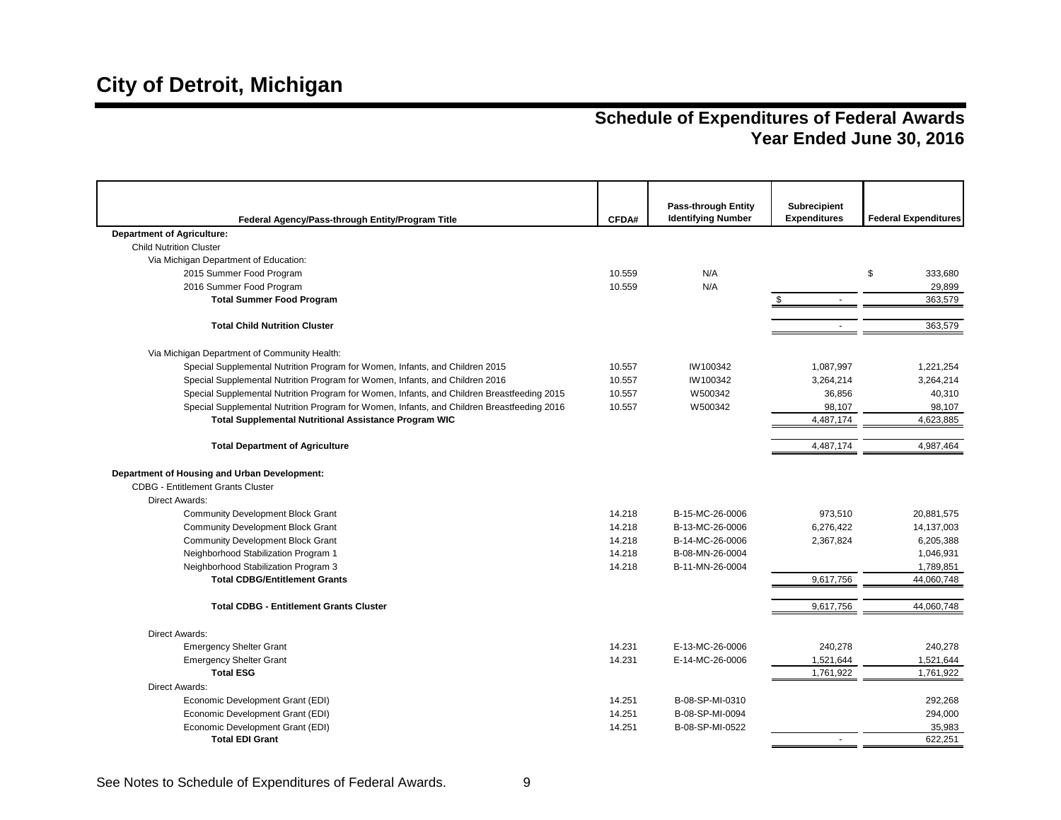# City of Detroit, Michigan

## Schedule of Expenditures of Federal Awards
## Year Ended June 30, 2016

| Federal Agency/Pass-through Entity/Program Title | CFDA# | Pass-through Entity Identifying Number | Subrecipient Expenditures | Federal Expenditures |
|---|---|---|---|---|
| **Department of Agriculture:** | | | | |
| Child Nutrition Cluster | | | | |
| Via Michigan Department of Education: | | | | |
| 2015 Summer Food Program | 10.559 | N/A | | $ 333,680 |
| 2016 Summer Food Program | 10.559 | N/A | | 29,899 |
| **Total Summer Food Program** | | | $ - | 363,579 |
| **Total Child Nutrition Cluster** | | | - | 363,579 |
| Via Michigan Department of Community Health: | | | | |
| Special Supplemental Nutrition Program for Women, Infants, and Children 2015 | 10.557 | IW100342 | 1,087,997 | 1,221,254 |
| Special Supplemental Nutrition Program for Women, Infants, and Children 2016 | 10.557 | IW100342 | 3,264,214 | 3,264,214 |
| Special Supplemental Nutrition Program for Women, Infants, and Children Breastfeeding 2015 | 10.557 | W500342 | 36,856 | 40,310 |
| Special Supplemental Nutrition Program for Women, Infants, and Children Breastfeeding 2016 | 10.557 | W500342 | 98,107 | 98,107 |
| **Total Supplemental Nutritional Assistance Program WIC** | | | 4,487,174 | 4,623,885 |
| **Total Department of Agriculture** | | | 4,487,174 | 4,987,464 |
| **Department of Housing and Urban Development:** | | | | |
| CDBG - Entitlement Grants Cluster | | | | |
| Direct Awards: | | | | |
| Community Development Block Grant | 14.218 | B-15-MC-26-0006 | 973,510 | 20,881,575 |
| Community Development Block Grant | 14.218 | B-13-MC-26-0006 | 6,276,422 | 14,137,003 |
| Community Development Block Grant | 14.218 | B-14-MC-26-0006 | 2,367,824 | 6,205,388 |
| Neighborhood Stabilization Program 1 | 14.218 | B-08-MN-26-0004 | | 1,046,931 |
| Neighborhood Stabilization Program 3 | 14.218 | B-11-MN-26-0004 | | 1,789,851 |
| **Total CDBG/Entitlement Grants** | | | 9,617,756 | 44,060,748 |
| **Total CDBG - Entitlement Grants Cluster** | | | 9,617,756 | 44,060,748 |
| Direct Awards: | | | | |
| Emergency Shelter Grant | 14.231 | E-13-MC-26-0006 | 240,278 | 240,278 |
| Emergency Shelter Grant | 14.231 | E-14-MC-26-0006 | 1,521,644 | 1,521,644 |
| **Total ESG** | | | 1,761,922 | 1,761,922 |
| Direct Awards: | | | | |
| Economic Development Grant (EDI) | 14.251 | B-08-SP-MI-0310 | | 292,268 |
| Economic Development Grant (EDI) | 14.251 | B-08-SP-MI-0094 | | 294,000 |
| Economic Development Grant (EDI) | 14.251 | B-08-SP-MI-0522 | | 35,983 |
| **Total EDI Grant** | | | - | 622,251 |

See Notes to Schedule of Expenditures of Federal Awards.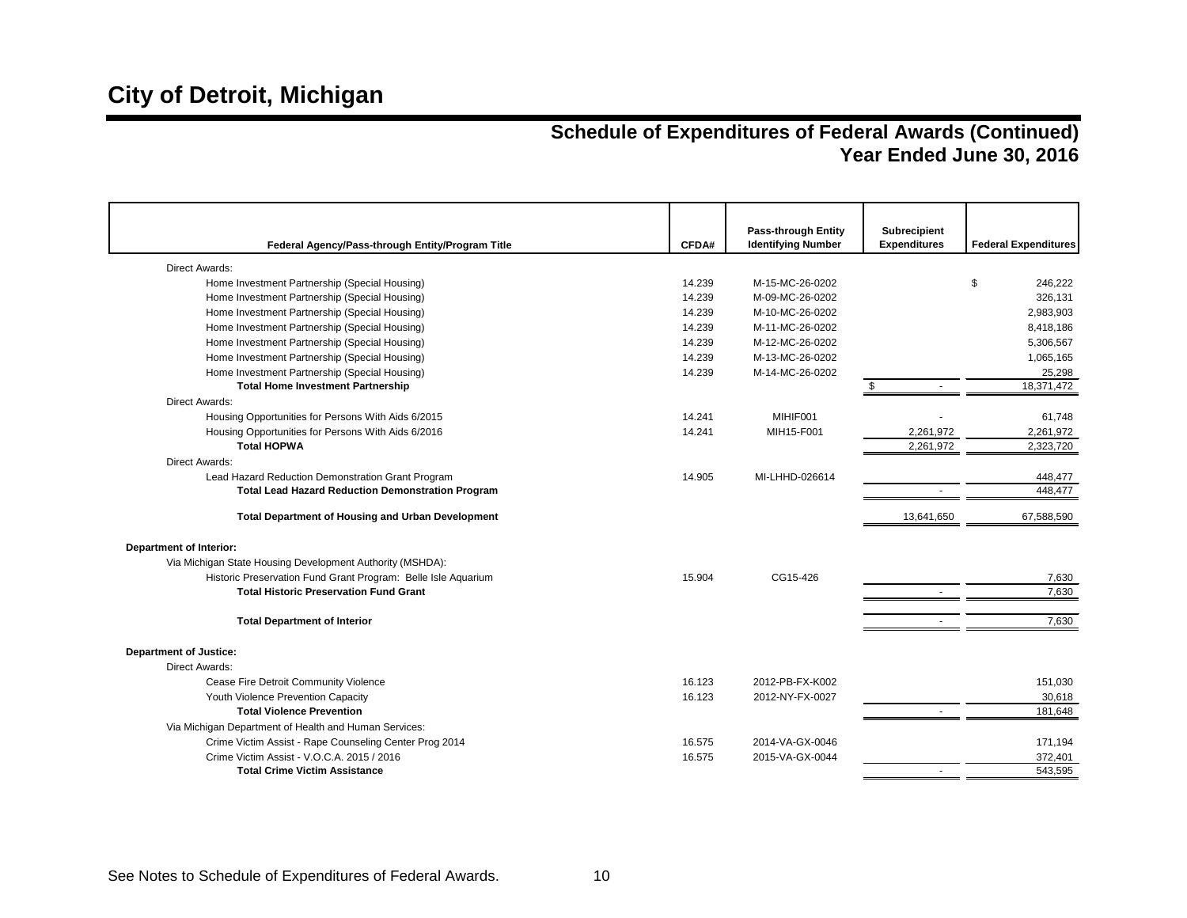# City of Detroit, Michigan

## Schedule of Expenditures of Federal Awards (Continued)
## Year Ended June 30, 2016

| Federal Agency/Pass-through Entity/Program Title | CFDA# | Pass-through Entity Identifying Number | Subrecipient Expenditures | Federal Expenditures |
|---|---|---|---|---|
| Direct Awards: | | | | |
| Home Investment Partnership (Special Housing) | 14.239 | M-15-MC-26-0202 | | $ 246,222 |
| Home Investment Partnership (Special Housing) | 14.239 | M-09-MC-26-0202 | | 326,131 |
| Home Investment Partnership (Special Housing) | 14.239 | M-10-MC-26-0202 | | 2,983,903 |
| Home Investment Partnership (Special Housing) | 14.239 | M-11-MC-26-0202 | | 8,418,186 |
| Home Investment Partnership (Special Housing) | 14.239 | M-12-MC-26-0202 | | 5,306,567 |
| Home Investment Partnership (Special Housing) | 14.239 | M-13-MC-26-0202 | | 1,065,165 |
| Home Investment Partnership (Special Housing) | 14.239 | M-14-MC-26-0202 | | 25,298 |
| **Total Home Investment Partnership** | | | $ - | 18,371,472 |
| Direct Awards: | | | | |
| Housing Opportunities for Persons With Aids 6/2015 | 14.241 | MIHIF001 | - | 61,748 |
| Housing Opportunities for Persons With Aids 6/2016 | 14.241 | MIH15-F001 | 2,261,972 | 2,261,972 |
| **Total HOPWA** | | | 2,261,972 | 2,323,720 |
| Direct Awards: | | | | |
| Lead Hazard Reduction Demonstration Grant Program | 14.905 | MI-LHHD-026614 | | 448,477 |
| **Total Lead Hazard Reduction Demonstration Program** | | | - | 448,477 |
| **Total Department of Housing and Urban Development** | | | 13,641,650 | 67,588,590 |
| **Department of Interior:** | | | | |
| Via Michigan State Housing Development Authority (MSHDA): | | | | |
| Historic Preservation Fund Grant Program: Belle Isle Aquarium | 15.904 | CG15-426 | | 7,630 |
| **Total Historic Preservation Fund Grant** | | | - | 7,630 |
| **Total Department of Interior** | | | - | 7,630 |
| **Department of Justice:** | | | | |
| Direct Awards: | | | | |
| Cease Fire Detroit Community Violence | 16.123 | 2012-PB-FX-K002 | | 151,030 |
| Youth Violence Prevention Capacity | 16.123 | 2012-NY-FX-0027 | | 30,618 |
| **Total Violence Prevention** | | | - | 181,648 |
| Via Michigan Department of Health and Human Services: | | | | |
| Crime Victim Assist - Rape Counseling Center Prog 2014 | 16.575 | 2014-VA-GX-0046 | | 171,194 |
| Crime Victim Assist - V.O.C.A. 2015 / 2016 | 16.575 | 2015-VA-GX-0044 | | 372,401 |
| **Total Crime Victim Assistance** | | | - | 543,595 |

See Notes to Schedule of Expenditures of Federal Awards.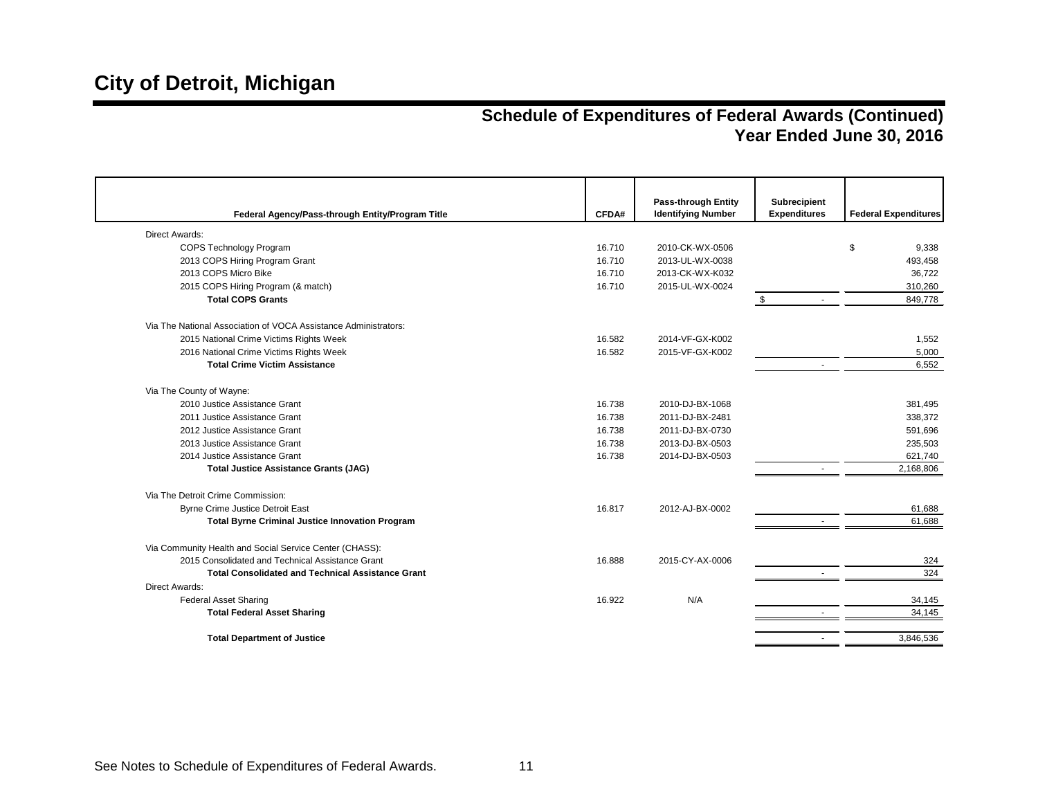# City of Detroit, Michigan

## Schedule of Expenditures of Federal Awards (Continued)
## Year Ended June 30, 2016

| Federal Agency/Pass-through Entity/Program Title | CFDA# | Pass-through Entity Identifying Number | Subrecipient Expenditures | Federal Expenditures |
|---|---|---|---|---|
| Direct Awards: | | | | |
| COPS Technology Program | 16.710 | 2010-CK-WX-0506 | | $ 9,338 |
| 2013 COPS Hiring Program Grant | 16.710 | 2013-UL-WX-0038 | | 493,458 |
| 2013 COPS Micro Bike | 16.710 | 2013-CK-WX-K032 | | 36,722 |
| 2015 COPS Hiring Program (& match) | 16.710 | 2015-UL-WX-0024 | | 310,260 |
| **Total COPS Grants** | | | $ - | 849,778 |
| Via The National Association of VOCA Assistance Administrators: | | | | |
| 2015 National Crime Victims Rights Week | 16.582 | 2014-VF-GX-K002 | | 1,552 |
| 2016 National Crime Victims Rights Week | 16.582 | 2015-VF-GX-K002 | | 5,000 |
| **Total Crime Victim Assistance** | | | - | 6,552 |
| Via The County of Wayne: | | | | |
| 2010 Justice Assistance Grant | 16.738 | 2010-DJ-BX-1068 | | 381,495 |
| 2011 Justice Assistance Grant | 16.738 | 2011-DJ-BX-2481 | | 338,372 |
| 2012 Justice Assistance Grant | 16.738 | 2011-DJ-BX-0730 | | 591,696 |
| 2013 Justice Assistance Grant | 16.738 | 2013-DJ-BX-0503 | | 235,503 |
| 2014 Justice Assistance Grant | 16.738 | 2014-DJ-BX-0503 | | 621,740 |
| **Total Justice Assistance Grants (JAG)** | | | - | 2,168,806 |
| Via The Detroit Crime Commission: | | | | |
| Byrne Crime Justice Detroit East | 16.817 | 2012-AJ-BX-0002 | | 61,688 |
| **Total Byrne Criminal Justice Innovation Program** | | | - | 61,688 |
| Via Community Health and Social Service Center (CHASS): | | | | |
| 2015 Consolidated and Technical Assistance Grant | 16.888 | 2015-CY-AX-0006 | | 324 |
| **Total Consolidated and Technical Assistance Grant** | | | - | 324 |
| Direct Awards: | | | | |
| Federal Asset Sharing | 16.922 | N/A | | 34,145 |
| **Total Federal Asset Sharing** | | | - | 34,145 |
| **Total Department of Justice** | | | - | 3,846,536 |

See Notes to Schedule of Expenditures of Federal Awards.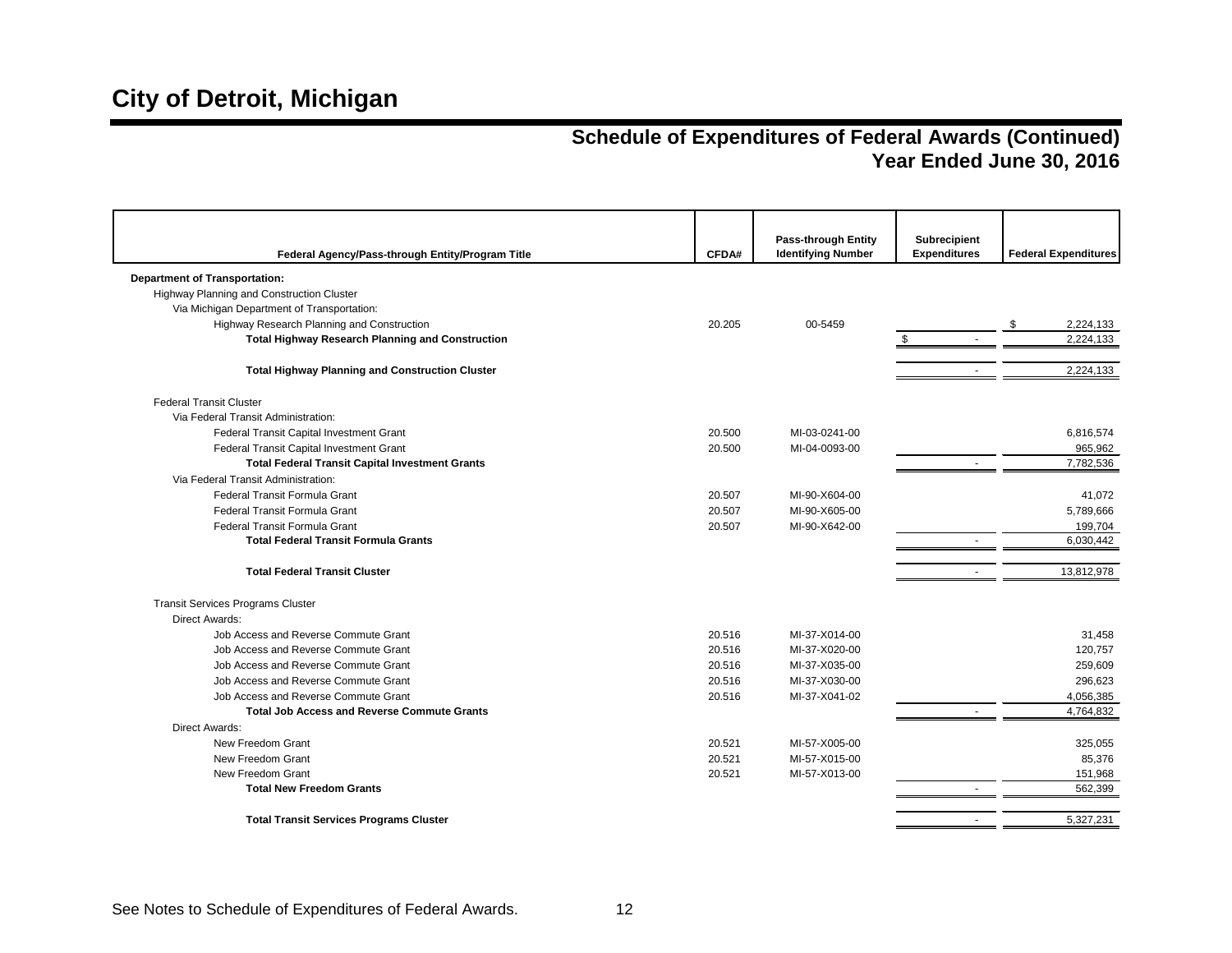# City of Detroit, Michigan

## Schedule of Expenditures of Federal Awards (Continued)
## Year Ended June 30, 2016

| Federal Agency/Pass-through Entity/Program Title | CFDA# | Pass-through Entity Identifying Number | Subrecipient Expenditures | Federal Expenditures |
|---|---|---|---|---|
| **Department of Transportation:** | | | | |
| Highway Planning and Construction Cluster | | | | |
| Via Michigan Department of Transportation: | | | | |
| Highway Research Planning and Construction | 20.205 | 00-5459 | | $ 2,224,133 |
| **Total Highway Research Planning and Construction** | | | $ - | 2,224,133 |
| **Total Highway Planning and Construction Cluster** | | | - | 2,224,133 |
| Federal Transit Cluster | | | | |
| Via Federal Transit Administration: | | | | |
| Federal Transit Capital Investment Grant | 20.500 | MI-03-0241-00 | | 6,816,574 |
| Federal Transit Capital Investment Grant | 20.500 | MI-04-0093-00 | | 965,962 |
| **Total Federal Transit Capital Investment Grants** | | | - | 7,782,536 |
| Via Federal Transit Administration: | | | | |
| Federal Transit Formula Grant | 20.507 | MI-90-X604-00 | | 41,072 |
| Federal Transit Formula Grant | 20.507 | MI-90-X605-00 | | 5,789,666 |
| Federal Transit Formula Grant | 20.507 | MI-90-X642-00 | | 199,704 |
| **Total Federal Transit Formula Grants** | | | - | 6,030,442 |
| **Total Federal Transit Cluster** | | | - | 13,812,978 |
| Transit Services Programs Cluster | | | | |
| Direct Awards: | | | | |
| Job Access and Reverse Commute Grant | 20.516 | MI-37-X014-00 | | 31,458 |
| Job Access and Reverse Commute Grant | 20.516 | MI-37-X020-00 | | 120,757 |
| Job Access and Reverse Commute Grant | 20.516 | MI-37-X035-00 | | 259,609 |
| Job Access and Reverse Commute Grant | 20.516 | MI-37-X030-00 | | 296,623 |
| Job Access and Reverse Commute Grant | 20.516 | MI-37-X041-02 | | 4,056,385 |
| **Total Job Access and Reverse Commute Grants** | | | - | 4,764,832 |
| Direct Awards: | | | | |
| New Freedom Grant | 20.521 | MI-57-X005-00 | | 325,055 |
| New Freedom Grant | 20.521 | MI-57-X015-00 | | 85,376 |
| New Freedom Grant | 20.521 | MI-57-X013-00 | | 151,968 |
| **Total New Freedom Grants** | | | - | 562,399 |
| **Total Transit Services Programs Cluster** | | | - | 5,327,231 |

See Notes to Schedule of Expenditures of Federal Awards.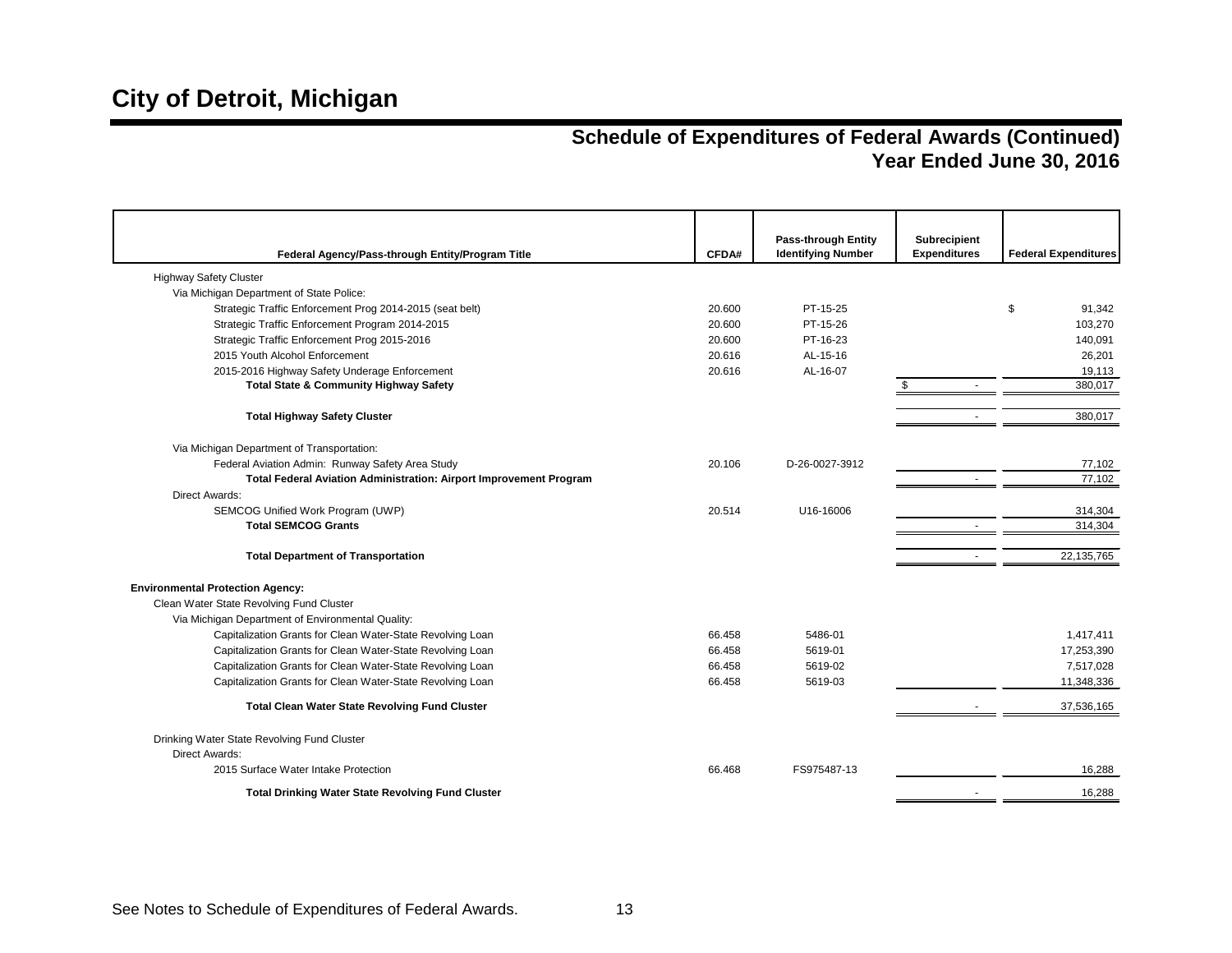# City of Detroit, Michigan

## Schedule of Expenditures of Federal Awards (Continued)
## Year Ended June 30, 2016

| Federal Agency/Pass-through Entity/Program Title | CFDA# | Pass-through Entity Identifying Number | Subrecipient Expenditures | Federal Expenditures |
|---|---|---|---|---|
| Highway Safety Cluster | | | | |
| Via Michigan Department of State Police: | | | | |
| Strategic Traffic Enforcement Prog 2014-2015 (seat belt) | 20.600 | PT-15-25 | | $ 91,342 |
| Strategic Traffic Enforcement Program 2014-2015 | 20.600 | PT-15-26 | | 103,270 |
| Strategic Traffic Enforcement Prog 2015-2016 | 20.600 | PT-16-23 | | 140,091 |
| 2015 Youth Alcohol Enforcement | 20.616 | AL-15-16 | | 26,201 |
| 2015-2016 Highway Safety Underage Enforcement | 20.616 | AL-16-07 | | 19,113 |
| **Total State & Community Highway Safety** | | | $ - | 380,017 |
| **Total Highway Safety Cluster** | | | - | 380,017 |
| Via Michigan Department of Transportation: | | | | |
| Federal Aviation Admin: Runway Safety Area Study | 20.106 | D-26-0027-3912 | | 77,102 |
| **Total Federal Aviation Administration: Airport Improvement Program** | | | - | 77,102 |
| Direct Awards: | | | | |
| SEMCOG Unified Work Program (UWP) | 20.514 | U16-16006 | | 314,304 |
| **Total SEMCOG Grants** | | | - | 314,304 |
| **Total Department of Transportation** | | | - | 22,135,765 |
| **Environmental Protection Agency:** | | | | |
| Clean Water State Revolving Fund Cluster | | | | |
| Via Michigan Department of Environmental Quality: | | | | |
| Capitalization Grants for Clean Water-State Revolving Loan | 66.458 | 5486-01 | | 1,417,411 |
| Capitalization Grants for Clean Water-State Revolving Loan | 66.458 | 5619-01 | | 17,253,390 |
| Capitalization Grants for Clean Water-State Revolving Loan | 66.458 | 5619-02 | | 7,517,028 |
| Capitalization Grants for Clean Water-State Revolving Loan | 66.458 | 5619-03 | | 11,348,336 |
| **Total Clean Water State Revolving Fund Cluster** | | | - | 37,536,165 |
| Drinking Water State Revolving Fund Cluster | | | | |
| Direct Awards: | | | | |
| 2015 Surface Water Intake Protection | 66.468 | FS975487-13 | | 16,288 |
| **Total Drinking Water State Revolving Fund Cluster** | | | - | 16,288 |

See Notes to Schedule of Expenditures of Federal Awards.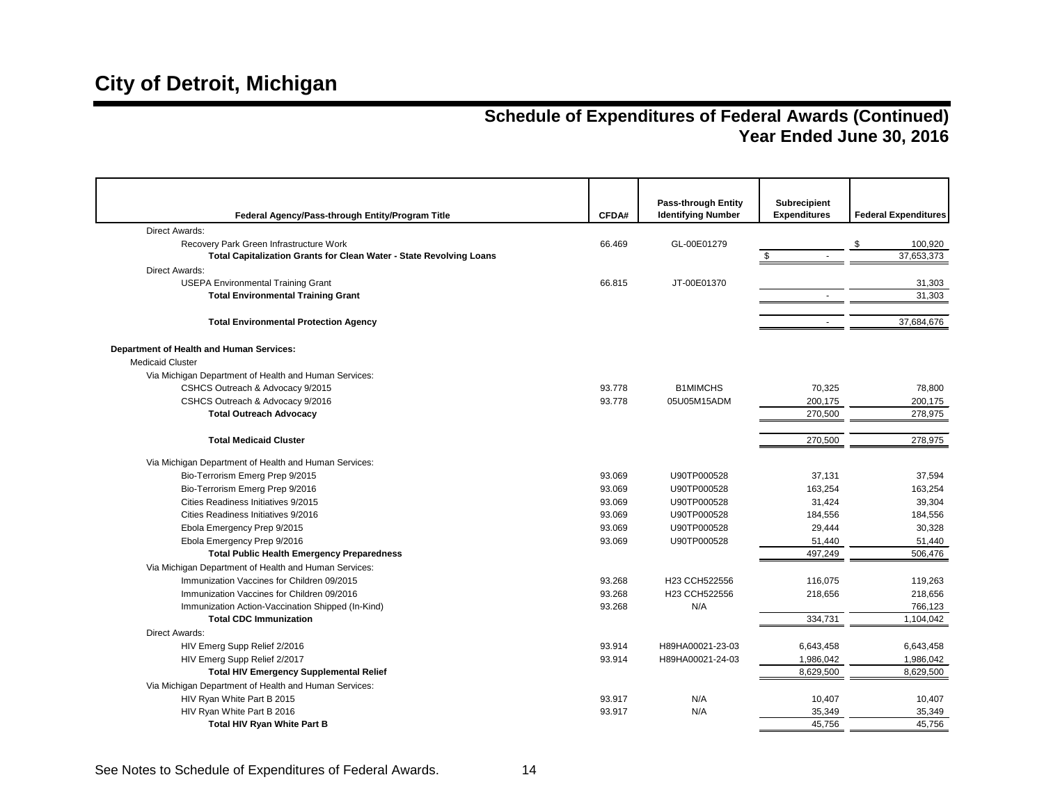# City of Detroit, Michigan

## Schedule of Expenditures of Federal Awards (Continued)
## Year Ended June 30, 2016

| Federal Agency/Pass-through Entity/Program Title | CFDA# | Pass-through Entity Identifying Number | Subrecipient Expenditures | Federal Expenditures |
|---|---|---|---|---|
| Direct Awards: | | | | |
| Recovery Park Green Infrastructure Work | 66.469 | GL-00E01279 | | $ 100,920 |
| **Total Capitalization Grants for Clean Water - State Revolving Loans** | | | $ - | 37,653,373 |
| Direct Awards: | | | | |
| USEPA Environmental Training Grant | 66.815 | JT-00E01370 | | 31,303 |
| **Total Environmental Training Grant** | | | - | 31,303 |
| **Total Environmental Protection Agency** | | | - | 37,684,676 |
| **Department of Health and Human Services:** | | | | |
| Medicaid Cluster | | | | |
| Via Michigan Department of Health and Human Services: | | | | |
| CSHCS Outreach & Advocacy 9/2015 | 93.778 | B1MIMCHS | 70,325 | 78,800 |
| CSHCS Outreach & Advocacy 9/2016 | 93.778 | 05U05M15ADM | 200,175 | 200,175 |
| **Total Outreach Advocacy** | | | 270,500 | 278,975 |
| **Total Medicaid Cluster** | | | 270,500 | 278,975 |
| Via Michigan Department of Health and Human Services: | | | | |
| Bio-Terrorism Emerg Prep 9/2015 | 93.069 | U90TP000528 | 37,131 | 37,594 |
| Bio-Terrorism Emerg Prep 9/2016 | 93.069 | U90TP000528 | 163,254 | 163,254 |
| Cities Readiness Initiatives 9/2015 | 93.069 | U90TP000528 | 31,424 | 39,304 |
| Cities Readiness Initiatives 9/2016 | 93.069 | U90TP000528 | 184,556 | 184,556 |
| Ebola Emergency Prep 9/2015 | 93.069 | U90TP000528 | 29,444 | 30,328 |
| Ebola Emergency Prep 9/2016 | 93.069 | U90TP000528 | 51,440 | 51,440 |
| **Total Public Health Emergency Preparedness** | | | 497,249 | 506,476 |
| Via Michigan Department of Health and Human Services: | | | | |
| Immunization Vaccines for Children 09/2015 | 93.268 | H23 CCH522556 | 116,075 | 119,263 |
| Immunization Vaccines for Children 09/2016 | 93.268 | H23 CCH522556 | 218,656 | 218,656 |
| Immunization Action-Vaccination Shipped (In-Kind) | 93.268 | N/A | | 766,123 |
| **Total CDC Immunization** | | | 334,731 | 1,104,042 |
| Direct Awards: | | | | |
| HIV Emerg Supp Relief 2/2016 | 93.914 | H89HA00021-23-03 | 6,643,458 | 6,643,458 |
| HIV Emerg Supp Relief 2/2017 | 93.914 | H89HA00021-24-03 | 1,986,042 | 1,986,042 |
| **Total HIV Emergency Supplemental Relief** | | | 8,629,500 | 8,629,500 |
| Via Michigan Department of Health and Human Services: | | | | |
| HIV Ryan White Part B 2015 | 93.917 | N/A | 10,407 | 10,407 |
| HIV Ryan White Part B 2016 | 93.917 | N/A | 35,349 | 35,349 |
| **Total HIV Ryan White Part B** | | | 45,756 | 45,756 |

See Notes to Schedule of Expenditures of Federal Awards.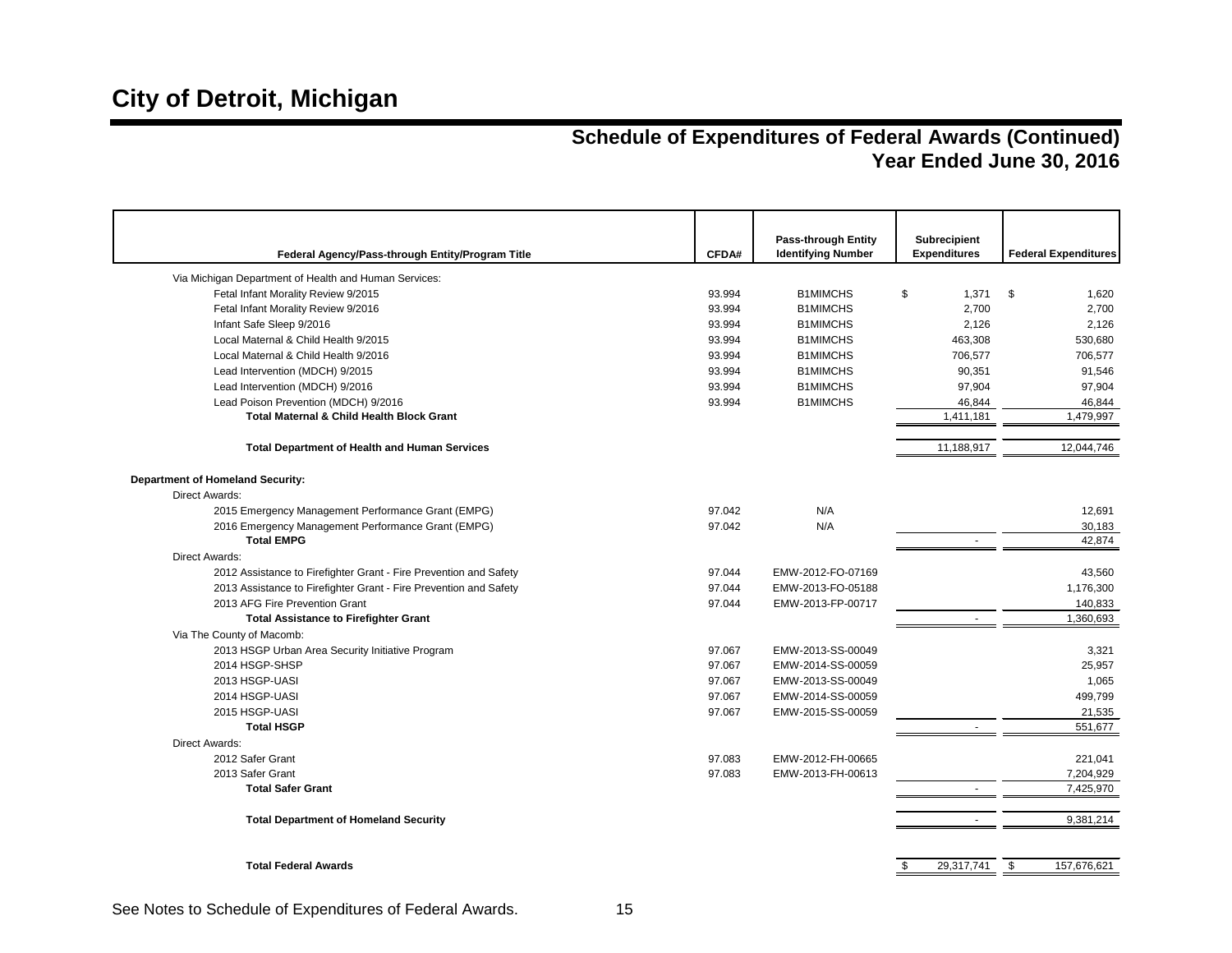# City of Detroit, Michigan

## Schedule of Expenditures of Federal Awards (Continued)
## Year Ended June 30, 2016

| Federal Agency/Pass-through Entity/Program Title | CFDA# | Pass-through Entity Identifying Number | Subrecipient Expenditures | Federal Expenditures |
|---|---|---|---|---|
| Via Michigan Department of Health and Human Services: | | | | |
| Fetal Infant Morality Review 9/2015 | 93.994 | B1MIMCHS | $ 1,371 | $ 1,620 |
| Fetal Infant Morality Review 9/2016 | 93.994 | B1MIMCHS | 2,700 | 2,700 |
| Infant Safe Sleep 9/2016 | 93.994 | B1MIMCHS | 2,126 | 2,126 |
| Local Maternal & Child Health 9/2015 | 93.994 | B1MIMCHS | 463,308 | 530,680 |
| Local Maternal & Child Health 9/2016 | 93.994 | B1MIMCHS | 706,577 | 706,577 |
| Lead Intervention (MDCH) 9/2015 | 93.994 | B1MIMCHS | 90,351 | 91,546 |
| Lead Intervention (MDCH) 9/2016 | 93.994 | B1MIMCHS | 97,904 | 97,904 |
| Lead Poison Prevention (MDCH) 9/2016 | 93.994 | B1MIMCHS | 46,844 | 46,844 |
| **Total Maternal & Child Health Block Grant** | | | 1,411,181 | 1,479,997 |
| **Total Department of Health and Human Services** | | | 11,188,917 | 12,044,746 |
| **Department of Homeland Security:** | | | | |
| Direct Awards: | | | | |
| 2015 Emergency Management Performance Grant (EMPG) | 97.042 | N/A | | 12,691 |
| 2016 Emergency Management Performance Grant (EMPG) | 97.042 | N/A | | 30,183 |
| **Total EMPG** | | | - | 42,874 |
| Direct Awards: | | | | |
| 2012 Assistance to Firefighter Grant - Fire Prevention and Safety | 97.044 | EMW-2012-FO-07169 | | 43,560 |
| 2013 Assistance to Firefighter Grant - Fire Prevention and Safety | 97.044 | EMW-2013-FO-05188 | | 1,176,300 |
| 2013 AFG Fire Prevention Grant | 97.044 | EMW-2013-FP-00717 | | 140,833 |
| **Total Assistance to Firefighter Grant** | | | - | 1,360,693 |
| Via The County of Macomb: | | | | |
| 2013 HSGP Urban Area Security Initiative Program | 97.067 | EMW-2013-SS-00049 | | 3,321 |
| 2014 HSGP-SHSP | 97.067 | EMW-2014-SS-00059 | | 25,957 |
| 2013 HSGP-UASI | 97.067 | EMW-2013-SS-00049 | | 1,065 |
| 2014 HSGP-UASI | 97.067 | EMW-2014-SS-00059 | | 499,799 |
| 2015 HSGP-UASI | 97.067 | EMW-2015-SS-00059 | | 21,535 |
| **Total HSGP** | | | - | 551,677 |
| Direct Awards: | | | | |
| 2012 Safer Grant | 97.083 | EMW-2012-FH-00665 | | 221,041 |
| 2013 Safer Grant | 97.083 | EMW-2013-FH-00613 | | 7,204,929 |
| **Total Safer Grant** | | | - | 7,425,970 |
| **Total Department of Homeland Security** | | | - | 9,381,214 |
| **Total Federal Awards** | | | $ 29,317,741 | $ 157,676,621 |

See Notes to Schedule of Expenditures of Federal Awards.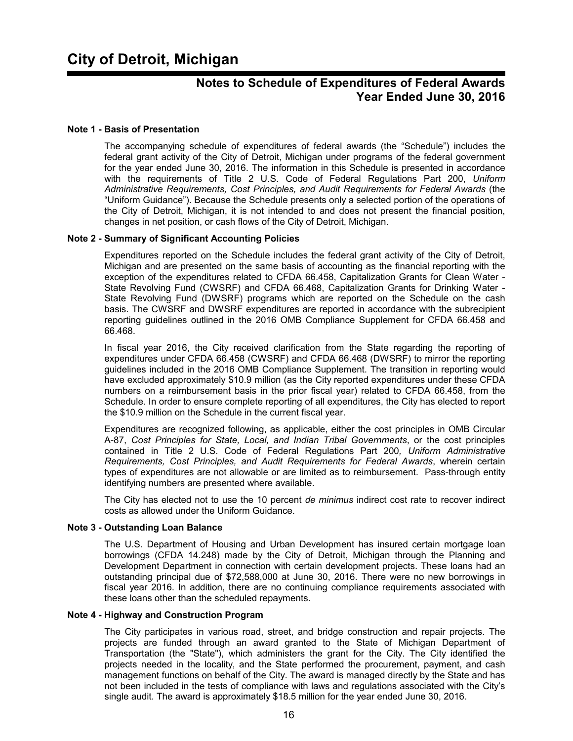# City of Detroit, Michigan

## Notes to Schedule of Expenditures of Federal Awards
## Year Ended June 30, 2016

### Note 1 - Basis of Presentation

The accompanying schedule of expenditures of federal awards (the "Schedule") includes the federal grant activity of the City of Detroit, Michigan under programs of the federal government for the year ended June 30, 2016. The information in this Schedule is presented in accordance with the requirements of Title 2 U.S. Code of Federal Regulations Part 200, *Uniform Administrative Requirements, Cost Principles, and Audit Requirements for Federal Awards* (the "Uniform Guidance"). Because the Schedule presents only a selected portion of the operations of the City of Detroit, Michigan, it is not intended to and does not present the financial position, changes in net position, or cash flows of the City of Detroit, Michigan.

### Note 2 - Summary of Significant Accounting Policies

Expenditures reported on the Schedule includes the federal grant activity of the City of Detroit, Michigan and are presented on the same basis of accounting as the financial reporting with the exception of the expenditures related to CFDA 66.458, Capitalization Grants for Clean Water - State Revolving Fund (CWSRF) and CFDA 66.468, Capitalization Grants for Drinking Water - State Revolving Fund (DWSRF) programs which are reported on the Schedule on the cash basis. The CWSRF and DWSRF expenditures are reported in accordance with the subrecipient reporting guidelines outlined in the 2016 OMB Compliance Supplement for CFDA 66.458 and 66.468.

In fiscal year 2016, the City received clarification from the State regarding the reporting of expenditures under CFDA 66.458 (CWSRF) and CFDA 66.468 (DWSRF) to mirror the reporting guidelines included in the 2016 OMB Compliance Supplement. The transition in reporting would have excluded approximately $10.9 million (as the City reported expenditures under these CFDA numbers on a reimbursement basis in the prior fiscal year) related to CFDA 66.458, from the Schedule. In order to ensure complete reporting of all expenditures, the City has elected to report the $10.9 million on the Schedule in the current fiscal year.

Expenditures are recognized following, as applicable, either the cost principles in OMB Circular A-87, *Cost Principles for State, Local, and Indian Tribal Governments*, or the cost principles contained in Title 2 U.S. Code of Federal Regulations Part 200*, Uniform Administrative Requirements, Cost Principles, and Audit Requirements for Federal Awards*, wherein certain types of expenditures are not allowable or are limited as to reimbursement. Pass-through entity identifying numbers are presented where available.

The City has elected not to use the 10 percent *de minimus* indirect cost rate to recover indirect costs as allowed under the Uniform Guidance.

### Note 3 - Outstanding Loan Balance

The U.S. Department of Housing and Urban Development has insured certain mortgage loan borrowings (CFDA 14.248) made by the City of Detroit, Michigan through the Planning and Development Department in connection with certain development projects. These loans had an outstanding principal due of $72,588,000 at June 30, 2016. There were no new borrowings in fiscal year 2016. In addition, there are no continuing compliance requirements associated with these loans other than the scheduled repayments.

### Note 4 - Highway and Construction Program

The City participates in various road, street, and bridge construction and repair projects. The projects are funded through an award granted to the State of Michigan Department of Transportation (the "State"), which administers the grant for the City. The City identified the projects needed in the locality, and the State performed the procurement, payment, and cash management functions on behalf of the City. The award is managed directly by the State and has not been included in the tests of compliance with laws and regulations associated with the City's single audit. The award is approximately $18.5 million for the year ended June 30, 2016.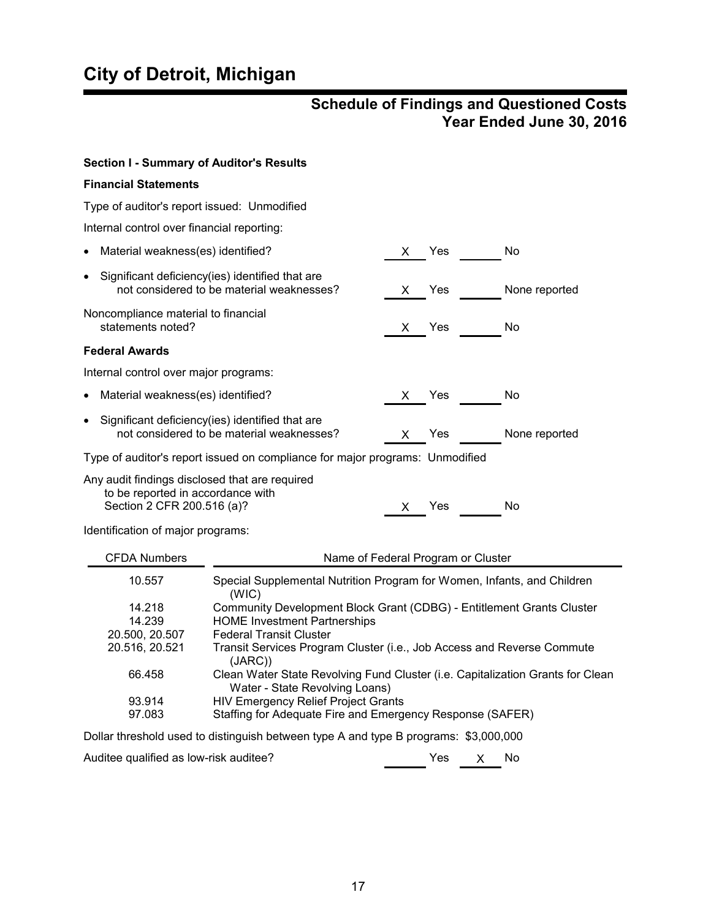# City of Detroit, Michigan

## Schedule of Findings and Questioned Costs
## Year Ended June 30, 2016

**Section I - Summary of Auditor's Results**

**Financial Statements**

Type of auditor's report issued: Unmodified

Internal control over financial reporting:

- Material weakness(es) identified? X Yes ____ No
- Significant deficiency(ies) identified that are not considered to be material weaknesses? X Yes ____ None reported

Noncompliance material to financial statements noted? X Yes ____ No

**Federal Awards**

Internal control over major programs:

- Material weakness(es) identified? X Yes ____ No
- Significant deficiency(ies) identified that are not considered to be material weaknesses? X Yes ____ None reported

Type of auditor's report issued on compliance for major programs: Unmodified

Any audit findings disclosed that are required to be reported in accordance with Section 2 CFR 200.516 (a)? X Yes ____ No

Identification of major programs:

| CFDA Numbers | Name of Federal Program or Cluster |
|---|---|
| 10.557 | Special Supplemental Nutrition Program for Women, Infants, and Children (WIC) |
| 14.218 | Community Development Block Grant (CDBG) - Entitlement Grants Cluster |
| 14.239 | HOME Investment Partnerships |
| 20.500, 20.507 | Federal Transit Cluster |
| 20.516, 20.521 | Transit Services Program Cluster (i.e., Job Access and Reverse Commute (JARC)) |
| 66.458 | Clean Water State Revolving Fund Cluster (i.e. Capitalization Grants for Clean Water - State Revolving Loans) |
| 93.914 | HIV Emergency Relief Project Grants |
| 97.083 | Staffing for Adequate Fire and Emergency Response (SAFER) |

Dollar threshold used to distinguish between type A and type B programs: $3,000,000

Auditee qualified as low-risk auditee? ____ Yes X No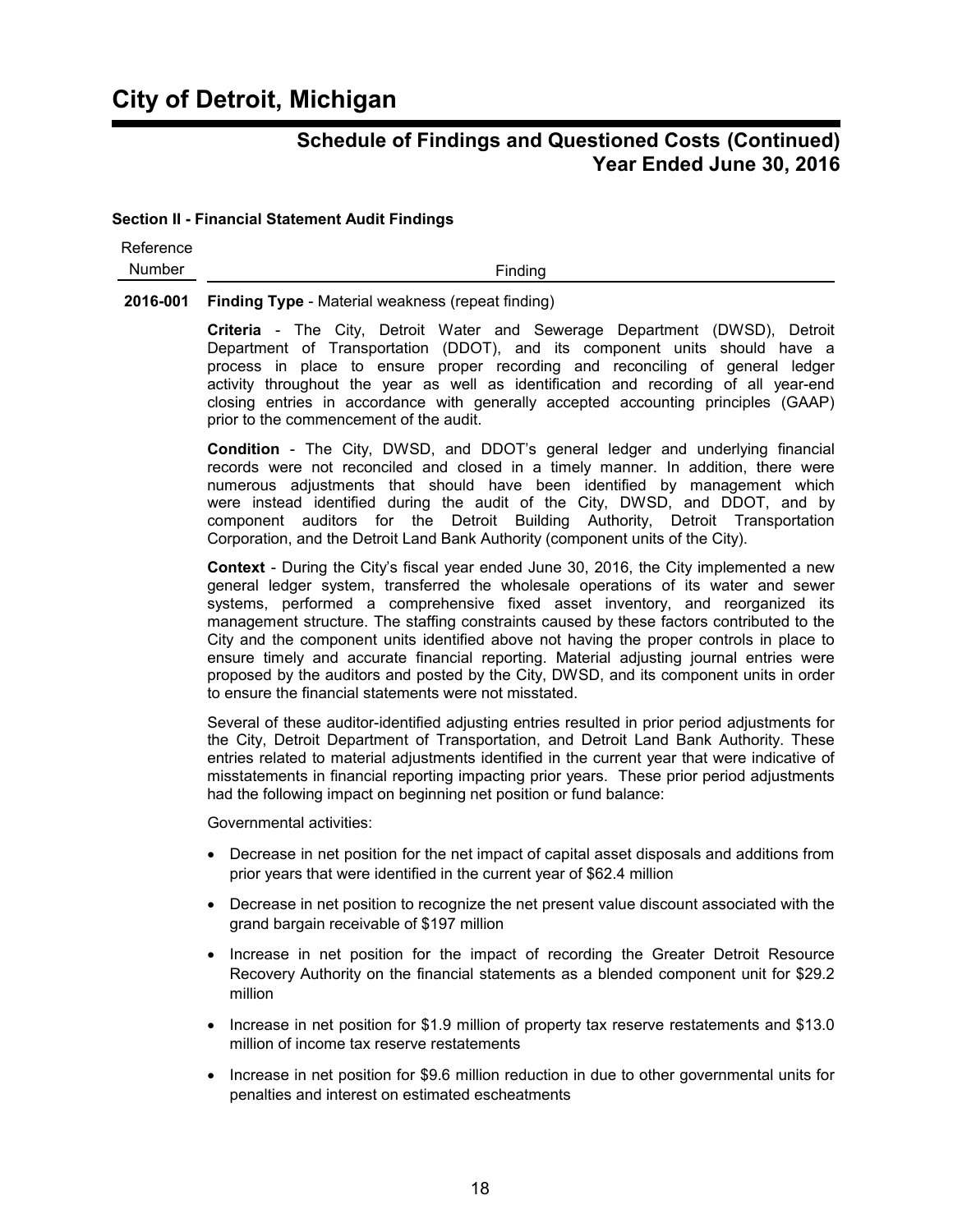# City of Detroit, Michigan

## Schedule of Findings and Questioned Costs (Continued)
## Year Ended June 30, 2016

### Section II - Financial Statement Audit Findings

| Reference Number | Finding |
|---|---|

**2016-001** **Finding Type** - Material weakness (repeat finding)

**Criteria** - The City, Detroit Water and Sewerage Department (DWSD), Detroit Department of Transportation (DDOT), and its component units should have a process in place to ensure proper recording and reconciling of general ledger activity throughout the year as well as identification and recording of all year-end closing entries in accordance with generally accepted accounting principles (GAAP) prior to the commencement of the audit.

**Condition** - The City, DWSD, and DDOT's general ledger and underlying financial records were not reconciled and closed in a timely manner. In addition, there were numerous adjustments that should have been identified by management which were instead identified during the audit of the City, DWSD, and DDOT, and by component auditors for the Detroit Building Authority, Detroit Transportation Corporation, and the Detroit Land Bank Authority (component units of the City).

**Context** - During the City's fiscal year ended June 30, 2016, the City implemented a new general ledger system, transferred the wholesale operations of its water and sewer systems, performed a comprehensive fixed asset inventory, and reorganized its management structure. The staffing constraints caused by these factors contributed to the City and the component units identified above not having the proper controls in place to ensure timely and accurate financial reporting. Material adjusting journal entries were proposed by the auditors and posted by the City, DWSD, and its component units in order to ensure the financial statements were not misstated.

Several of these auditor-identified adjusting entries resulted in prior period adjustments for the City, Detroit Department of Transportation, and Detroit Land Bank Authority. These entries related to material adjustments identified in the current year that were indicative of misstatements in financial reporting impacting prior years. These prior period adjustments had the following impact on beginning net position or fund balance:

Governmental activities:

- Decrease in net position for the net impact of capital asset disposals and additions from prior years that were identified in the current year of $62.4 million
- Decrease in net position to recognize the net present value discount associated with the grand bargain receivable of $197 million
- Increase in net position for the impact of recording the Greater Detroit Resource Recovery Authority on the financial statements as a blended component unit for $29.2 million
- Increase in net position for $1.9 million of property tax reserve restatements and $13.0 million of income tax reserve restatements
- Increase in net position for $9.6 million reduction in due to other governmental units for penalties and interest on estimated escheatments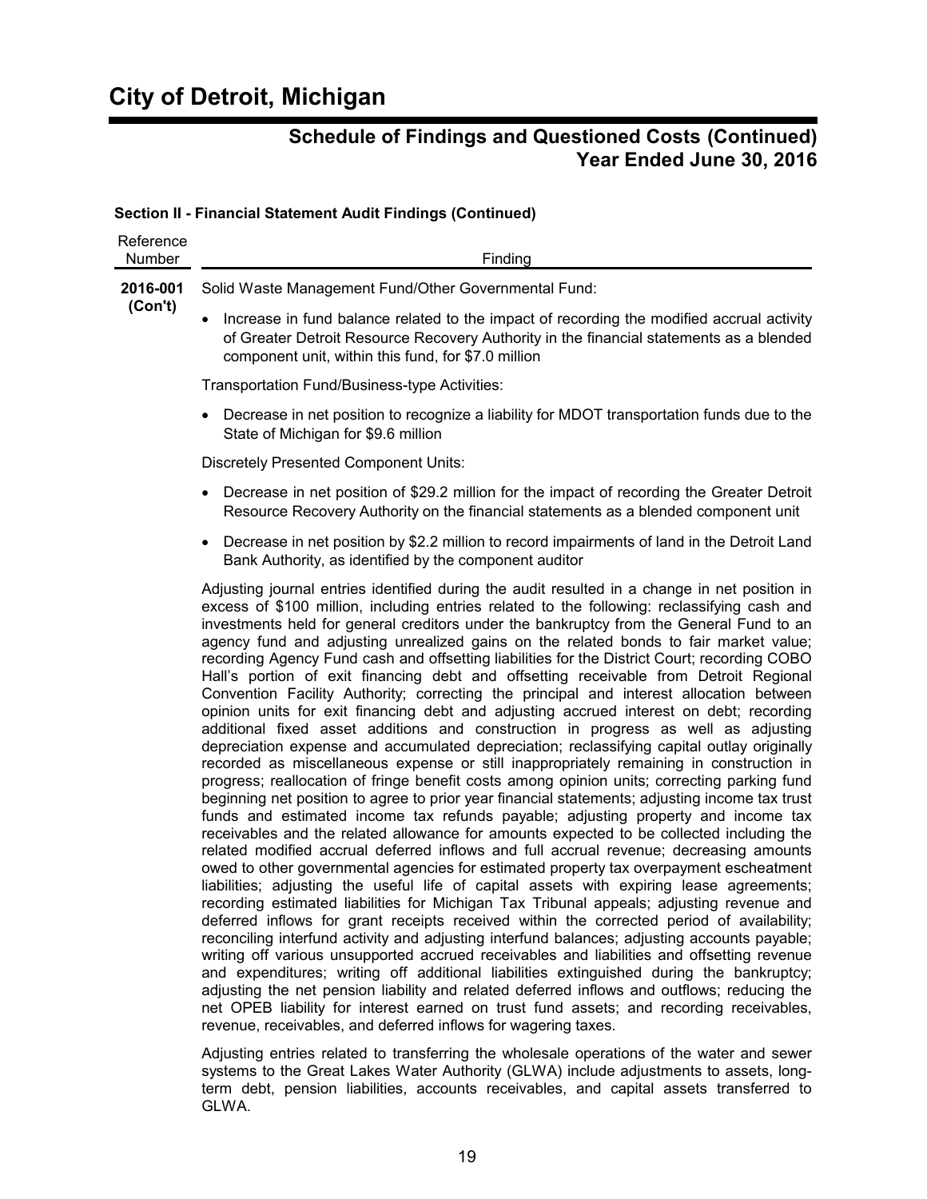# City of Detroit, Michigan

## Schedule of Findings and Questioned Costs (Continued)
## Year Ended June 30, 2016

### Section II - Financial Statement Audit Findings (Continued)

| Reference Number | Finding |
|---|---|

**2016-001 (Con't)**

Solid Waste Management Fund/Other Governmental Fund:

- Increase in fund balance related to the impact of recording the modified accrual activity of Greater Detroit Resource Recovery Authority in the financial statements as a blended component unit, within this fund, for $7.0 million

Transportation Fund/Business-type Activities:

- Decrease in net position to recognize a liability for MDOT transportation funds due to the State of Michigan for $9.6 million

Discretely Presented Component Units:

- Decrease in net position of $29.2 million for the impact of recording the Greater Detroit Resource Recovery Authority on the financial statements as a blended component unit
- Decrease in net position by $2.2 million to record impairments of land in the Detroit Land Bank Authority, as identified by the component auditor

Adjusting journal entries identified during the audit resulted in a change in net position in excess of $100 million, including entries related to the following: reclassifying cash and investments held for general creditors under the bankruptcy from the General Fund to an agency fund and adjusting unrealized gains on the related bonds to fair market value; recording Agency Fund cash and offsetting liabilities for the District Court; recording COBO Hall's portion of exit financing debt and offsetting receivable from Detroit Regional Convention Facility Authority; correcting the principal and interest allocation between opinion units for exit financing debt and adjusting accrued interest on debt; recording additional fixed asset additions and construction in progress as well as adjusting depreciation expense and accumulated depreciation; reclassifying capital outlay originally recorded as miscellaneous expense or still inappropriately remaining in construction in progress; reallocation of fringe benefit costs among opinion units; correcting parking fund beginning net position to agree to prior year financial statements; adjusting income tax trust funds and estimated income tax refunds payable; adjusting property and income tax receivables and the related allowance for amounts expected to be collected including the related modified accrual deferred inflows and full accrual revenue; decreasing amounts owed to other governmental agencies for estimated property tax overpayment escheatment liabilities; adjusting the useful life of capital assets with expiring lease agreements; recording estimated liabilities for Michigan Tax Tribunal appeals; adjusting revenue and deferred inflows for grant receipts received within the corrected period of availability; reconciling interfund activity and adjusting interfund balances; adjusting accounts payable; writing off various unsupported accrued receivables and liabilities and offsetting revenue and expenditures; writing off additional liabilities extinguished during the bankruptcy; adjusting the net pension liability and related deferred inflows and outflows; reducing the net OPEB liability for interest earned on trust fund assets; and recording receivables, revenue, receivables, and deferred inflows for wagering taxes.

Adjusting entries related to transferring the wholesale operations of the water and sewer systems to the Great Lakes Water Authority (GLWA) include adjustments to assets, long-term debt, pension liabilities, accounts receivables, and capital assets transferred to GLWA.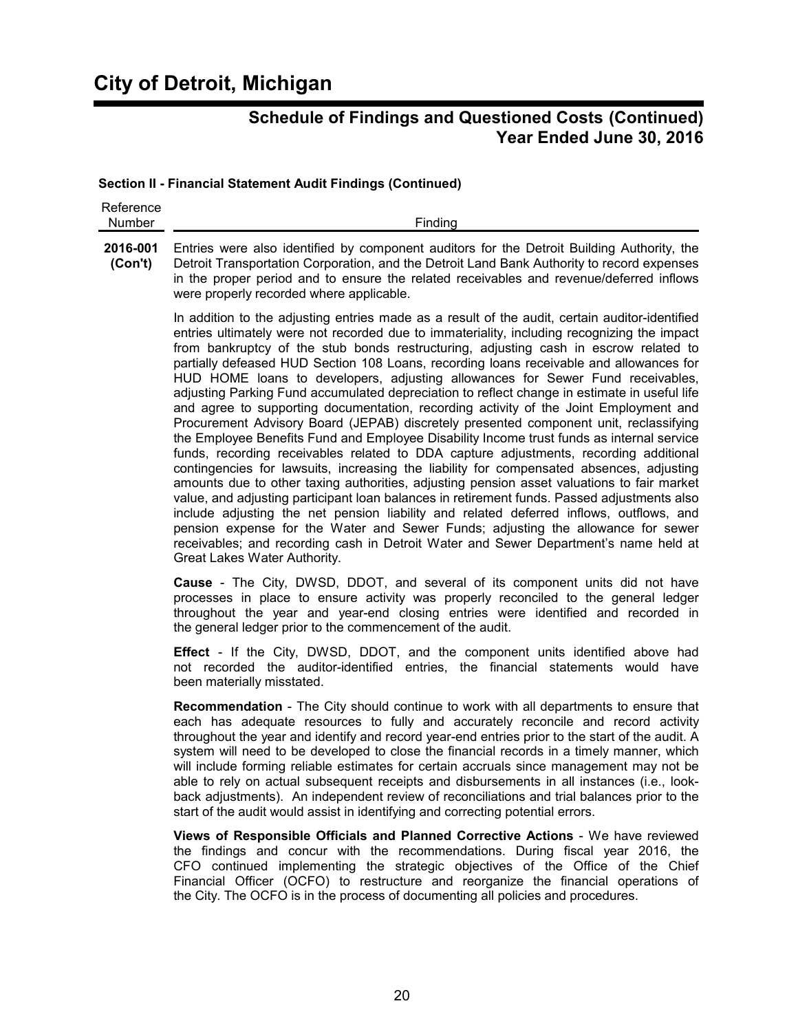# City of Detroit, Michigan

## Schedule of Findings and Questioned Costs (Continued)
## Year Ended June 30, 2016

### Section II - Financial Statement Audit Findings (Continued)

| Reference Number | Finding |
|---|---|
| **2016-001 (Con't)** | Entries were also identified by component auditors for the Detroit Building Authority, the Detroit Transportation Corporation, and the Detroit Land Bank Authority to record expenses in the proper period and to ensure the related receivables and revenue/deferred inflows were properly recorded where applicable. |

In addition to the adjusting entries made as a result of the audit, certain auditor-identified entries ultimately were not recorded due to immateriality, including recognizing the impact from bankruptcy of the stub bonds restructuring, adjusting cash in escrow related to partially defeased HUD Section 108 Loans, recording loans receivable and allowances for HUD HOME loans to developers, adjusting allowances for Sewer Fund receivables, adjusting Parking Fund accumulated depreciation to reflect change in estimate in useful life and agree to supporting documentation, recording activity of the Joint Employment and Procurement Advisory Board (JEPAB) discretely presented component unit, reclassifying the Employee Benefits Fund and Employee Disability Income trust funds as internal service funds, recording receivables related to DDA capture adjustments, recording additional contingencies for lawsuits, increasing the liability for compensated absences, adjusting amounts due to other taxing authorities, adjusting pension asset valuations to fair market value, and adjusting participant loan balances in retirement funds. Passed adjustments also include adjusting the net pension liability and related deferred inflows, outflows, and pension expense for the Water and Sewer Funds; adjusting the allowance for sewer receivables; and recording cash in Detroit Water and Sewer Department's name held at Great Lakes Water Authority.

**Cause** - The City, DWSD, DDOT, and several of its component units did not have processes in place to ensure activity was properly reconciled to the general ledger throughout the year and year-end closing entries were identified and recorded in the general ledger prior to the commencement of the audit.

**Effect** - If the City, DWSD, DDOT, and the component units identified above had not recorded the auditor-identified entries, the financial statements would have been materially misstated.

**Recommendation** - The City should continue to work with all departments to ensure that each has adequate resources to fully and accurately reconcile and record activity throughout the year and identify and record year-end entries prior to the start of the audit. A system will need to be developed to close the financial records in a timely manner, which will include forming reliable estimates for certain accruals since management may not be able to rely on actual subsequent receipts and disbursements in all instances (i.e., look-back adjustments). An independent review of reconciliations and trial balances prior to the start of the audit would assist in identifying and correcting potential errors.

**Views of Responsible Officials and Planned Corrective Actions** - We have reviewed the findings and concur with the recommendations. During fiscal year 2016, the CFO continued implementing the strategic objectives of the Office of the Chief Financial Officer (OCFO) to restructure and reorganize the financial operations of the City. The OCFO is in the process of documenting all policies and procedures.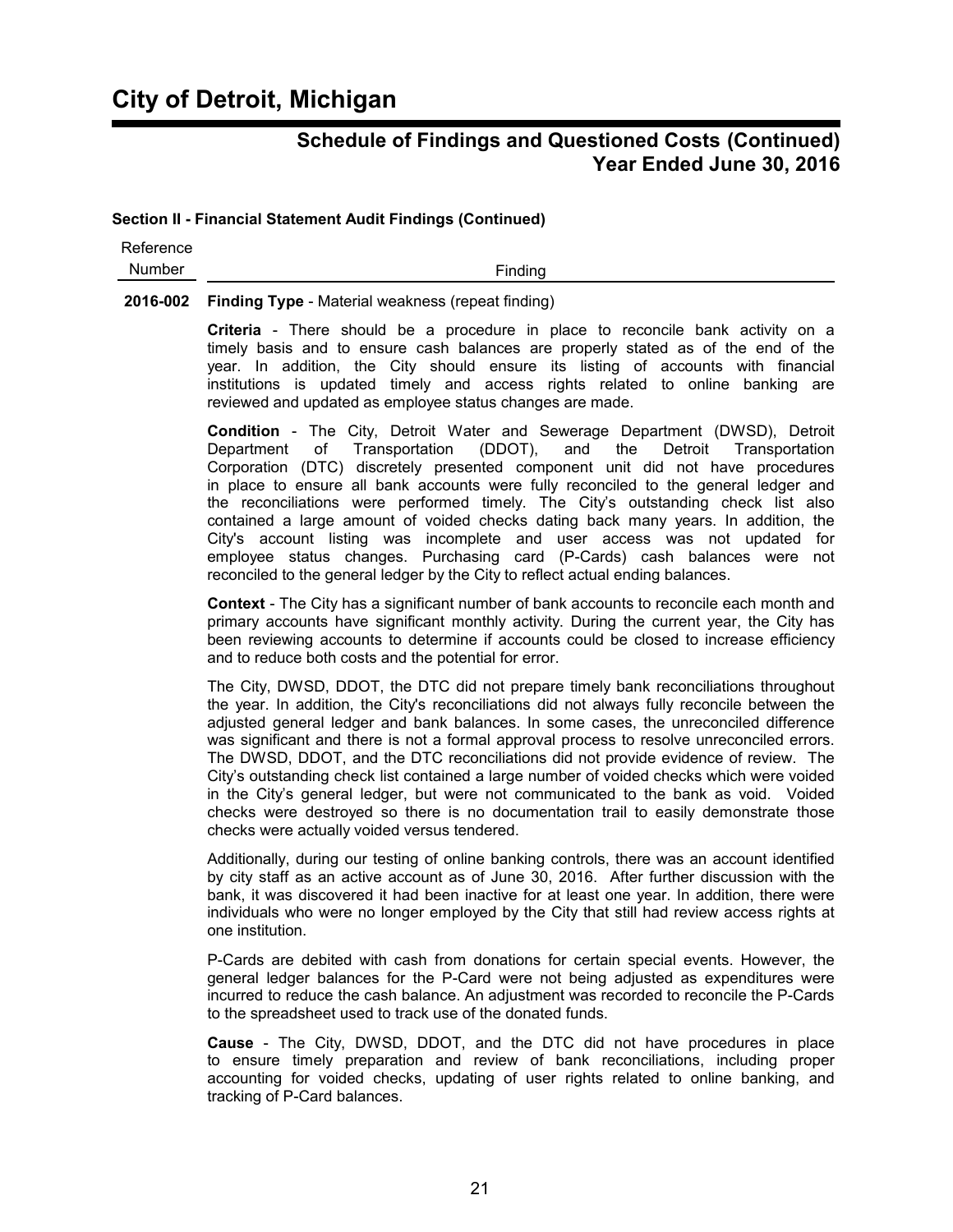# City of Detroit, Michigan

## Schedule of Findings and Questioned Costs (Continued) Year Ended June 30, 2016

### Section II - Financial Statement Audit Findings (Continued)

| Reference Number | Finding |
|---|---|
| **2016-002** | **Finding Type** - Material weakness (repeat finding) |

**Criteria** - There should be a procedure in place to reconcile bank activity on a timely basis and to ensure cash balances are properly stated as of the end of the year. In addition, the City should ensure its listing of accounts with financial institutions is updated timely and access rights related to online banking are reviewed and updated as employee status changes are made.

**Condition** - The City, Detroit Water and Sewerage Department (DWSD), Detroit Department of Transportation (DDOT), and the Detroit Transportation Corporation (DTC) discretely presented component unit did not have procedures in place to ensure all bank accounts were fully reconciled to the general ledger and the reconciliations were performed timely. The City's outstanding check list also contained a large amount of voided checks dating back many years. In addition, the City's account listing was incomplete and user access was not updated for employee status changes. Purchasing card (P-Cards) cash balances were not reconciled to the general ledger by the City to reflect actual ending balances.

**Context** - The City has a significant number of bank accounts to reconcile each month and primary accounts have significant monthly activity. During the current year, the City has been reviewing accounts to determine if accounts could be closed to increase efficiency and to reduce both costs and the potential for error.

The City, DWSD, DDOT, the DTC did not prepare timely bank reconciliations throughout the year. In addition, the City's reconciliations did not always fully reconcile between the adjusted general ledger and bank balances. In some cases, the unreconciled difference was significant and there is not a formal approval process to resolve unreconciled errors. The DWSD, DDOT, and the DTC reconciliations did not provide evidence of review. The City's outstanding check list contained a large number of voided checks which were voided in the City's general ledger, but were not communicated to the bank as void. Voided checks were destroyed so there is no documentation trail to easily demonstrate those checks were actually voided versus tendered.

Additionally, during our testing of online banking controls, there was an account identified by city staff as an active account as of June 30, 2016. After further discussion with the bank, it was discovered it had been inactive for at least one year. In addition, there were individuals who were no longer employed by the City that still had review access rights at one institution.

P-Cards are debited with cash from donations for certain special events. However, the general ledger balances for the P-Card were not being adjusted as expenditures were incurred to reduce the cash balance. An adjustment was recorded to reconcile the P-Cards to the spreadsheet used to track use of the donated funds.

**Cause** - The City, DWSD, DDOT, and the DTC did not have procedures in place to ensure timely preparation and review of bank reconciliations, including proper accounting for voided checks, updating of user rights related to online banking, and tracking of P-Card balances.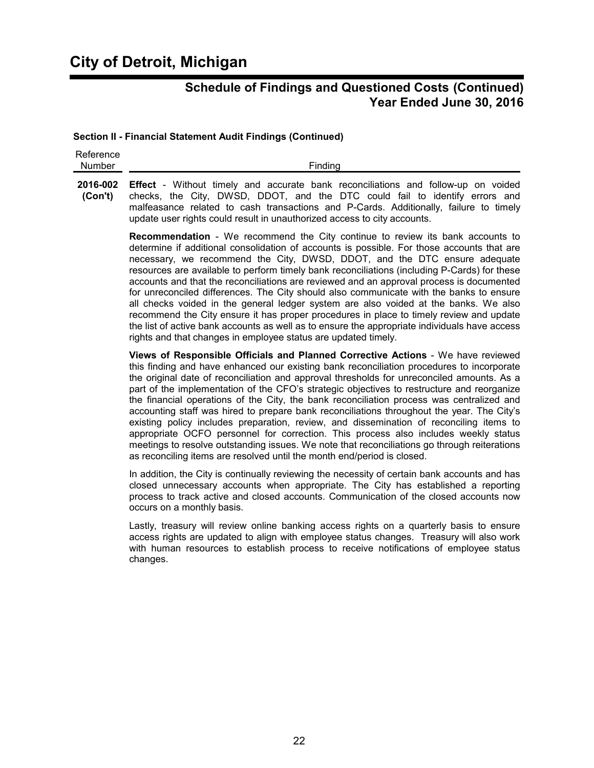# City of Detroit, Michigan

## Schedule of Findings and Questioned Costs (Continued)
## Year Ended June 30, 2016

### Section II - Financial Statement Audit Findings (Continued)

| Reference Number | Finding |
|---|---|
| **2016-002 (Con't)** | **Effect** - Without timely and accurate bank reconciliations and follow-up on voided checks, the City, DWSD, DDOT, and the DTC could fail to identify errors and malfeasance related to cash transactions and P-Cards. Additionally, failure to timely update user rights could result in unauthorized access to city accounts. |

**Recommendation** - We recommend the City continue to review its bank accounts to determine if additional consolidation of accounts is possible. For those accounts that are necessary, we recommend the City, DWSD, DDOT, and the DTC ensure adequate resources are available to perform timely bank reconciliations (including P-Cards) for these accounts and that the reconciliations are reviewed and an approval process is documented for unreconciled differences. The City should also communicate with the banks to ensure all checks voided in the general ledger system are also voided at the banks. We also recommend the City ensure it has proper procedures in place to timely review and update the list of active bank accounts as well as to ensure the appropriate individuals have access rights and that changes in employee status are updated timely.

**Views of Responsible Officials and Planned Corrective Actions** - We have reviewed this finding and have enhanced our existing bank reconciliation procedures to incorporate the original date of reconciliation and approval thresholds for unreconciled amounts. As a part of the implementation of the CFO's strategic objectives to restructure and reorganize the financial operations of the City, the bank reconciliation process was centralized and accounting staff was hired to prepare bank reconciliations throughout the year. The City's existing policy includes preparation, review, and dissemination of reconciling items to appropriate OCFO personnel for correction. This process also includes weekly status meetings to resolve outstanding issues. We note that reconciliations go through reiterations as reconciling items are resolved until the month end/period is closed.

In addition, the City is continually reviewing the necessity of certain bank accounts and has closed unnecessary accounts when appropriate. The City has established a reporting process to track active and closed accounts. Communication of the closed accounts now occurs on a monthly basis.

Lastly, treasury will review online banking access rights on a quarterly basis to ensure access rights are updated to align with employee status changes. Treasury will also work with human resources to establish process to receive notifications of employee status changes.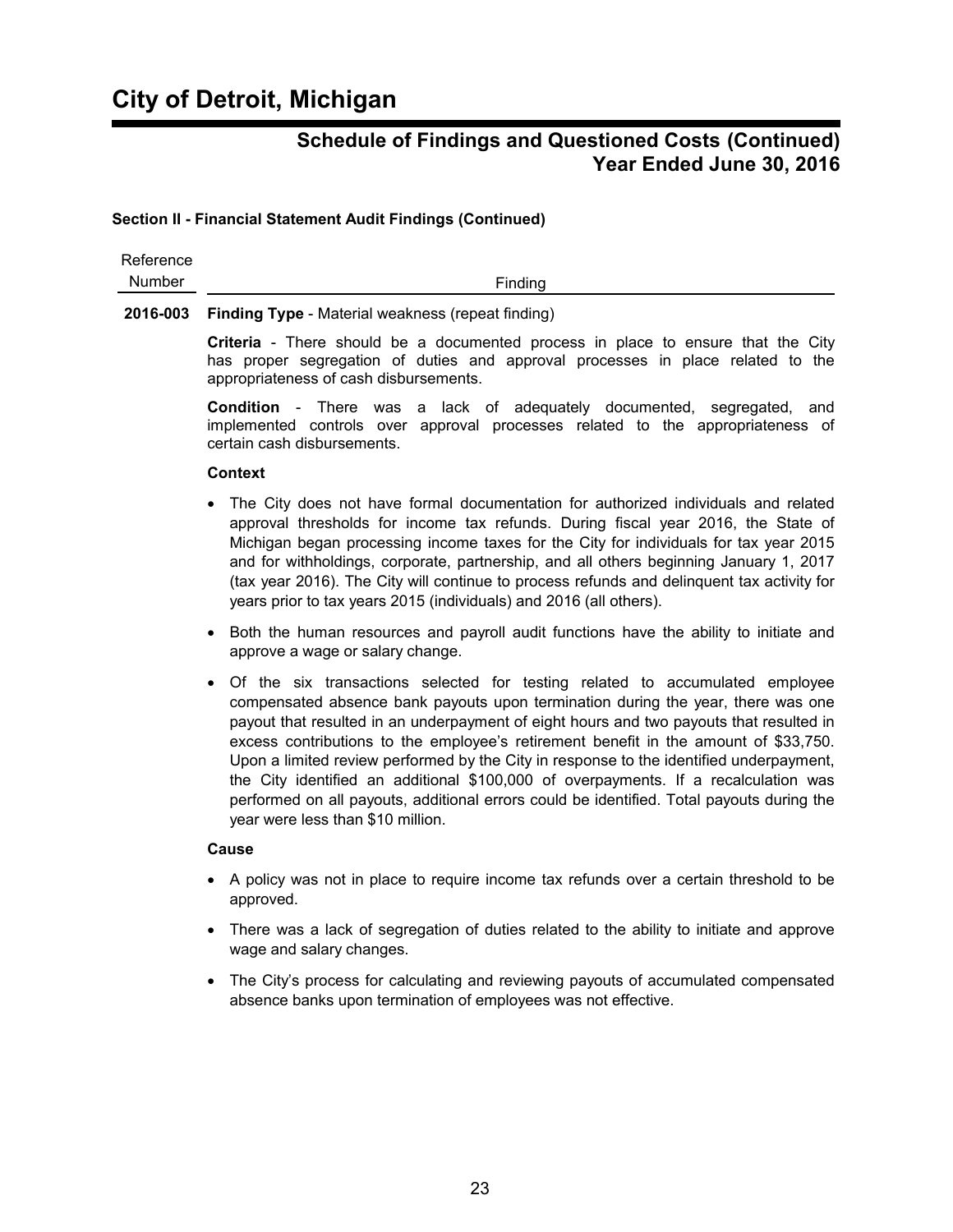# City of Detroit, Michigan

## Schedule of Findings and Questioned Costs (Continued) Year Ended June 30, 2016

### Section II - Financial Statement Audit Findings (Continued)

| Reference Number | Finding |
|---|---|
| 2016-003 | **Finding Type** - Material weakness (repeat finding) |

**Criteria** - There should be a documented process in place to ensure that the City has proper segregation of duties and approval processes in place related to the appropriateness of cash disbursements.

**Condition** - There was a lack of adequately documented, segregated, and implemented controls over approval processes related to the appropriateness of certain cash disbursements.

**Context**

- The City does not have formal documentation for authorized individuals and related approval thresholds for income tax refunds. During fiscal year 2016, the State of Michigan began processing income taxes for the City for individuals for tax year 2015 and for withholdings, corporate, partnership, and all others beginning January 1, 2017 (tax year 2016). The City will continue to process refunds and delinquent tax activity for years prior to tax years 2015 (individuals) and 2016 (all others).
- Both the human resources and payroll audit functions have the ability to initiate and approve a wage or salary change.
- Of the six transactions selected for testing related to accumulated employee compensated absence bank payouts upon termination during the year, there was one payout that resulted in an underpayment of eight hours and two payouts that resulted in excess contributions to the employee's retirement benefit in the amount of $33,750. Upon a limited review performed by the City in response to the identified underpayment, the City identified an additional $100,000 of overpayments. If a recalculation was performed on all payouts, additional errors could be identified. Total payouts during the year were less than $10 million.

**Cause**

- A policy was not in place to require income tax refunds over a certain threshold to be approved.
- There was a lack of segregation of duties related to the ability to initiate and approve wage and salary changes.
- The City's process for calculating and reviewing payouts of accumulated compensated absence banks upon termination of employees was not effective.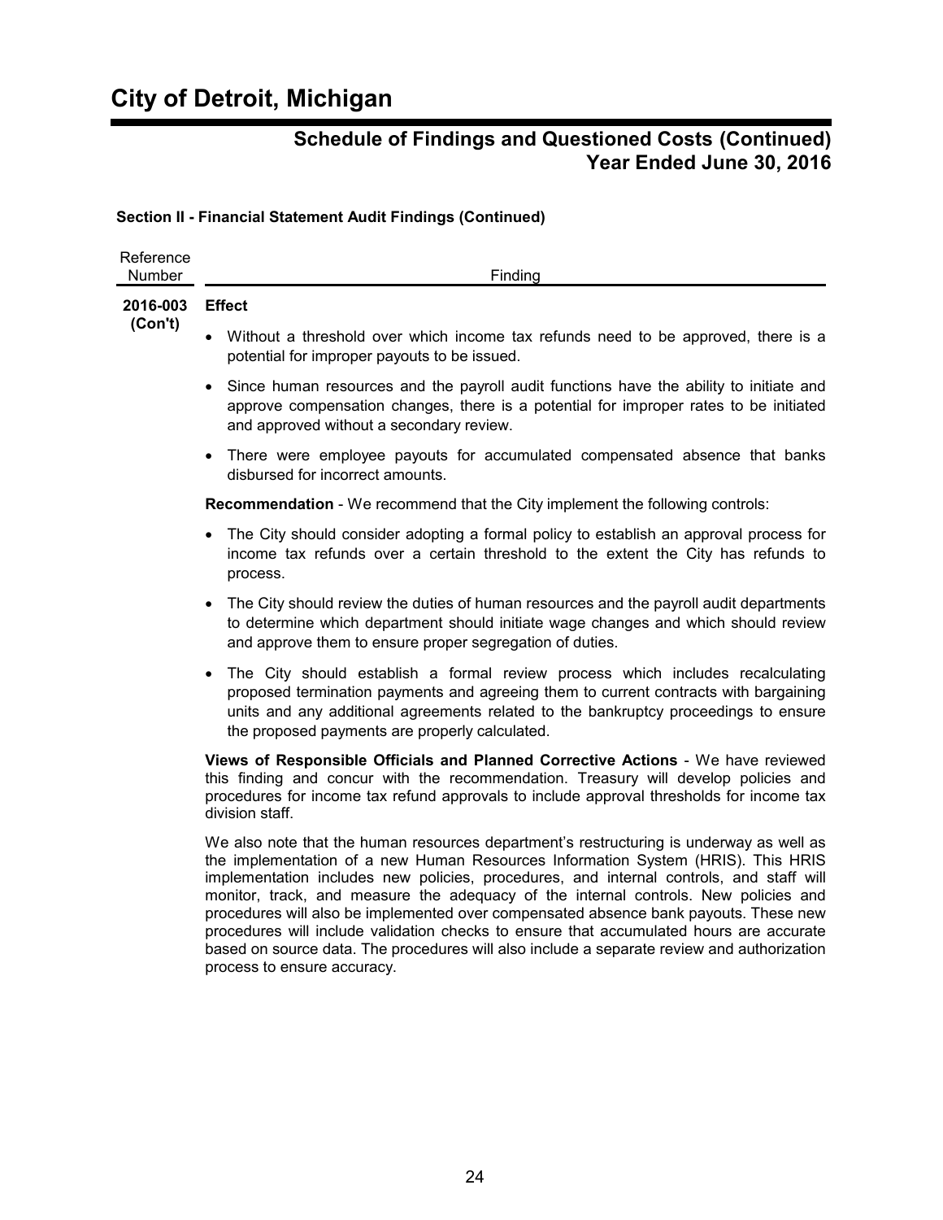# City of Detroit, Michigan

## Schedule of Findings and Questioned Costs (Continued)
## Year Ended June 30, 2016

**Section II - Financial Statement Audit Findings (Continued)**

| Reference Number | Finding |
|---|---|
| **2016-003 (Con't)** | **Effect** |

- Without a threshold over which income tax refunds need to be approved, there is a potential for improper payouts to be issued.
- Since human resources and the payroll audit functions have the ability to initiate and approve compensation changes, there is a potential for improper rates to be initiated and approved without a secondary review.
- There were employee payouts for accumulated compensated absence that banks disbursed for incorrect amounts.

**Recommendation** - We recommend that the City implement the following controls:

- The City should consider adopting a formal policy to establish an approval process for income tax refunds over a certain threshold to the extent the City has refunds to process.
- The City should review the duties of human resources and the payroll audit departments to determine which department should initiate wage changes and which should review and approve them to ensure proper segregation of duties.
- The City should establish a formal review process which includes recalculating proposed termination payments and agreeing them to current contracts with bargaining units and any additional agreements related to the bankruptcy proceedings to ensure the proposed payments are properly calculated.

**Views of Responsible Officials and Planned Corrective Actions** - We have reviewed this finding and concur with the recommendation. Treasury will develop policies and procedures for income tax refund approvals to include approval thresholds for income tax division staff.

We also note that the human resources department's restructuring is underway as well as the implementation of a new Human Resources Information System (HRIS). This HRIS implementation includes new policies, procedures, and internal controls, and staff will monitor, track, and measure the adequacy of the internal controls. New policies and procedures will also be implemented over compensated absence bank payouts. These new procedures will include validation checks to ensure that accumulated hours are accurate based on source data. The procedures will also include a separate review and authorization process to ensure accuracy.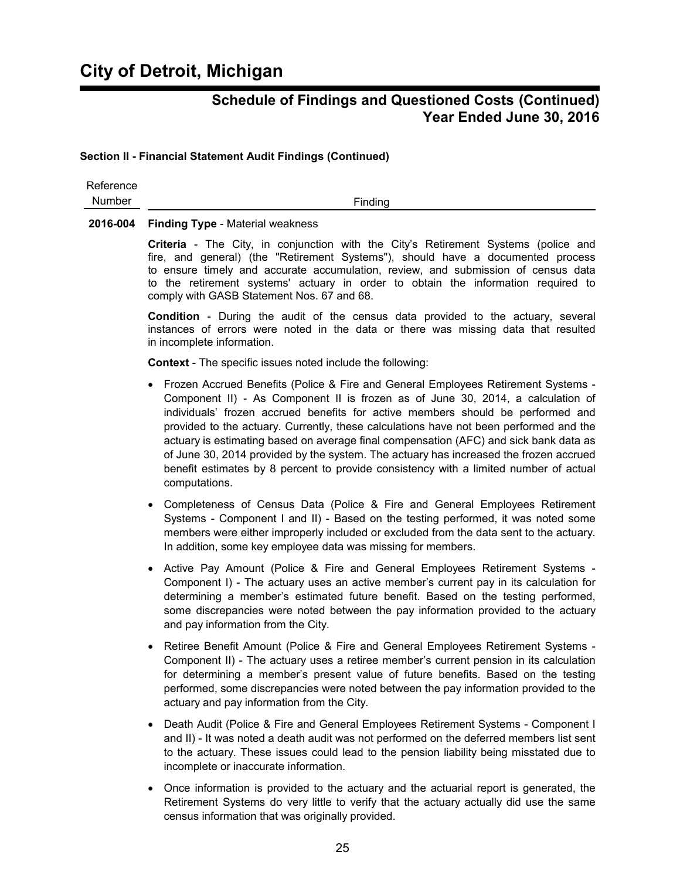# City of Detroit, Michigan

## Schedule of Findings and Questioned Costs (Continued) Year Ended June 30, 2016

### Section II - Financial Statement Audit Findings (Continued)

| Reference Number | Finding |
|---|---|

**2016-004** **Finding Type** - Material weakness

**Criteria** - The City, in conjunction with the City's Retirement Systems (police and fire, and general) (the "Retirement Systems"), should have a documented process to ensure timely and accurate accumulation, review, and submission of census data to the retirement systems' actuary in order to obtain the information required to comply with GASB Statement Nos. 67 and 68.

**Condition** - During the audit of the census data provided to the actuary, several instances of errors were noted in the data or there was missing data that resulted in incomplete information.

**Context** - The specific issues noted include the following:

- Frozen Accrued Benefits (Police & Fire and General Employees Retirement Systems - Component II) - As Component II is frozen as of June 30, 2014, a calculation of individuals' frozen accrued benefits for active members should be performed and provided to the actuary. Currently, these calculations have not been performed and the actuary is estimating based on average final compensation (AFC) and sick bank data as of June 30, 2014 provided by the system. The actuary has increased the frozen accrued benefit estimates by 8 percent to provide consistency with a limited number of actual computations.
- Completeness of Census Data (Police & Fire and General Employees Retirement Systems - Component I and II) - Based on the testing performed, it was noted some members were either improperly included or excluded from the data sent to the actuary. In addition, some key employee data was missing for members.
- Active Pay Amount (Police & Fire and General Employees Retirement Systems - Component I) - The actuary uses an active member's current pay in its calculation for determining a member's estimated future benefit. Based on the testing performed, some discrepancies were noted between the pay information provided to the actuary and pay information from the City.
- Retiree Benefit Amount (Police & Fire and General Employees Retirement Systems - Component II) - The actuary uses a retiree member's current pension in its calculation for determining a member's present value of future benefits. Based on the testing performed, some discrepancies were noted between the pay information provided to the actuary and pay information from the City.
- Death Audit (Police & Fire and General Employees Retirement Systems - Component I and II) - It was noted a death audit was not performed on the deferred members list sent to the actuary. These issues could lead to the pension liability being misstated due to incomplete or inaccurate information.
- Once information is provided to the actuary and the actuarial report is generated, the Retirement Systems do very little to verify that the actuary actually did use the same census information that was originally provided.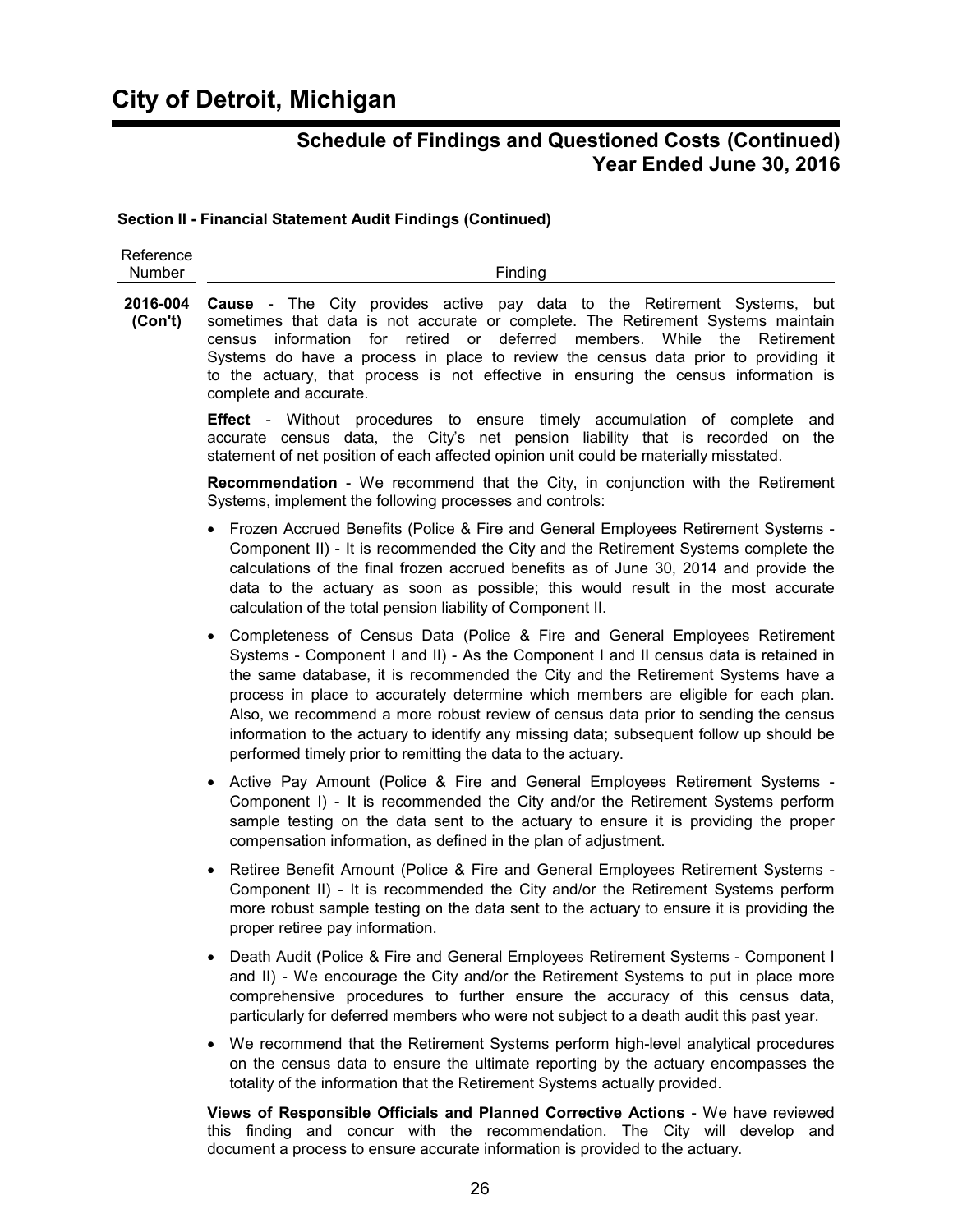# City of Detroit, Michigan

## Schedule of Findings and Questioned Costs (Continued) Year Ended June 30, 2016

### Section II - Financial Statement Audit Findings (Continued)

| Reference Number | Finding |
|---|---|
| **2016-004 (Con't)** | |

**Cause** - The City provides active pay data to the Retirement Systems, but sometimes that data is not accurate or complete. The Retirement Systems maintain census information for retired or deferred members. While the Retirement Systems do have a process in place to review the census data prior to providing it to the actuary, that process is not effective in ensuring the census information is complete and accurate.

**Effect** - Without procedures to ensure timely accumulation of complete and accurate census data, the City's net pension liability that is recorded on the statement of net position of each affected opinion unit could be materially misstated.

**Recommendation** - We recommend that the City, in conjunction with the Retirement Systems, implement the following processes and controls:

- Frozen Accrued Benefits (Police & Fire and General Employees Retirement Systems - Component II) - It is recommended the City and the Retirement Systems complete the calculations of the final frozen accrued benefits as of June 30, 2014 and provide the data to the actuary as soon as possible; this would result in the most accurate calculation of the total pension liability of Component II.
- Completeness of Census Data (Police & Fire and General Employees Retirement Systems - Component I and II) - As the Component I and II census data is retained in the same database, it is recommended the City and the Retirement Systems have a process in place to accurately determine which members are eligible for each plan. Also, we recommend a more robust review of census data prior to sending the census information to the actuary to identify any missing data; subsequent follow up should be performed timely prior to remitting the data to the actuary.
- Active Pay Amount (Police & Fire and General Employees Retirement Systems - Component I) - It is recommended the City and/or the Retirement Systems perform sample testing on the data sent to the actuary to ensure it is providing the proper compensation information, as defined in the plan of adjustment.
- Retiree Benefit Amount (Police & Fire and General Employees Retirement Systems - Component II) - It is recommended the City and/or the Retirement Systems perform more robust sample testing on the data sent to the actuary to ensure it is providing the proper retiree pay information.
- Death Audit (Police & Fire and General Employees Retirement Systems - Component I and II) - We encourage the City and/or the Retirement Systems to put in place more comprehensive procedures to further ensure the accuracy of this census data, particularly for deferred members who were not subject to a death audit this past year.
- We recommend that the Retirement Systems perform high-level analytical procedures on the census data to ensure the ultimate reporting by the actuary encompasses the totality of the information that the Retirement Systems actually provided.

**Views of Responsible Officials and Planned Corrective Actions** - We have reviewed this finding and concur with the recommendation. The City will develop and document a process to ensure accurate information is provided to the actuary.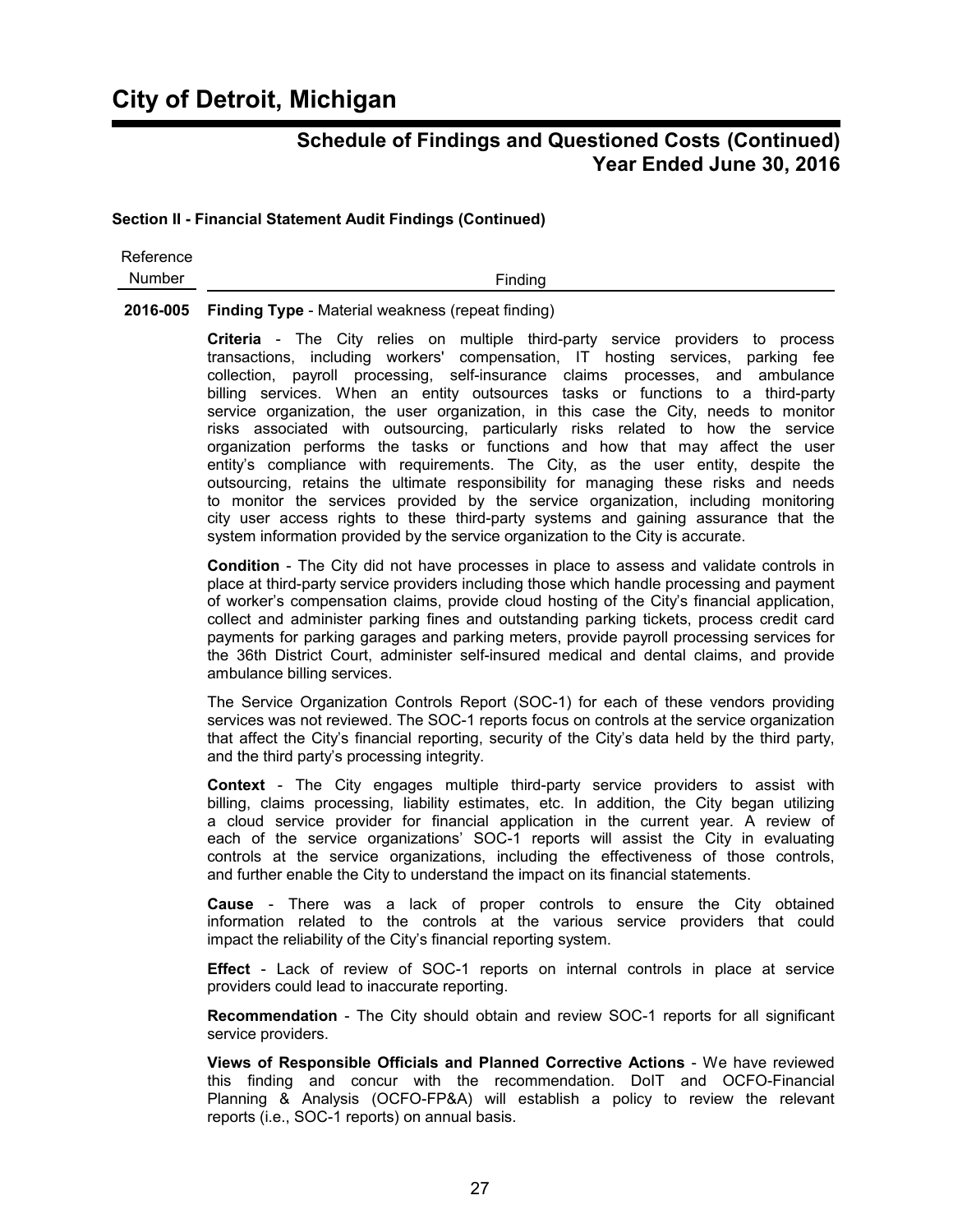# City of Detroit, Michigan

## Schedule of Findings and Questioned Costs (Continued)
## Year Ended June 30, 2016

### Section II - Financial Statement Audit Findings (Continued)

| Reference Number | Finding |
|---|---|

**2016-005** **Finding Type** - Material weakness (repeat finding)

**Criteria** - The City relies on multiple third-party service providers to process transactions, including workers' compensation, IT hosting services, parking fee collection, payroll processing, self-insurance claims processes, and ambulance billing services. When an entity outsources tasks or functions to a third-party service organization, the user organization, in this case the City, needs to monitor risks associated with outsourcing, particularly risks related to how the service organization performs the tasks or functions and how that may affect the user entity's compliance with requirements. The City, as the user entity, despite the outsourcing, retains the ultimate responsibility for managing these risks and needs to monitor the services provided by the service organization, including monitoring city user access rights to these third-party systems and gaining assurance that the system information provided by the service organization to the City is accurate.

**Condition** - The City did not have processes in place to assess and validate controls in place at third-party service providers including those which handle processing and payment of worker's compensation claims, provide cloud hosting of the City's financial application, collect and administer parking fines and outstanding parking tickets, process credit card payments for parking garages and parking meters, provide payroll processing services for the 36th District Court, administer self-insured medical and dental claims, and provide ambulance billing services.

The Service Organization Controls Report (SOC-1) for each of these vendors providing services was not reviewed. The SOC-1 reports focus on controls at the service organization that affect the City's financial reporting, security of the City's data held by the third party, and the third party's processing integrity.

**Context** - The City engages multiple third-party service providers to assist with billing, claims processing, liability estimates, etc. In addition, the City began utilizing a cloud service provider for financial application in the current year. A review of each of the service organizations' SOC-1 reports will assist the City in evaluating controls at the service organizations, including the effectiveness of those controls, and further enable the City to understand the impact on its financial statements.

**Cause** - There was a lack of proper controls to ensure the City obtained information related to the controls at the various service providers that could impact the reliability of the City's financial reporting system.

**Effect** - Lack of review of SOC-1 reports on internal controls in place at service providers could lead to inaccurate reporting.

**Recommendation** - The City should obtain and review SOC-1 reports for all significant service providers.

**Views of Responsible Officials and Planned Corrective Actions** - We have reviewed this finding and concur with the recommendation. DoIT and OCFO-Financial Planning & Analysis (OCFO-FP&A) will establish a policy to review the relevant reports (i.e., SOC-1 reports) on annual basis.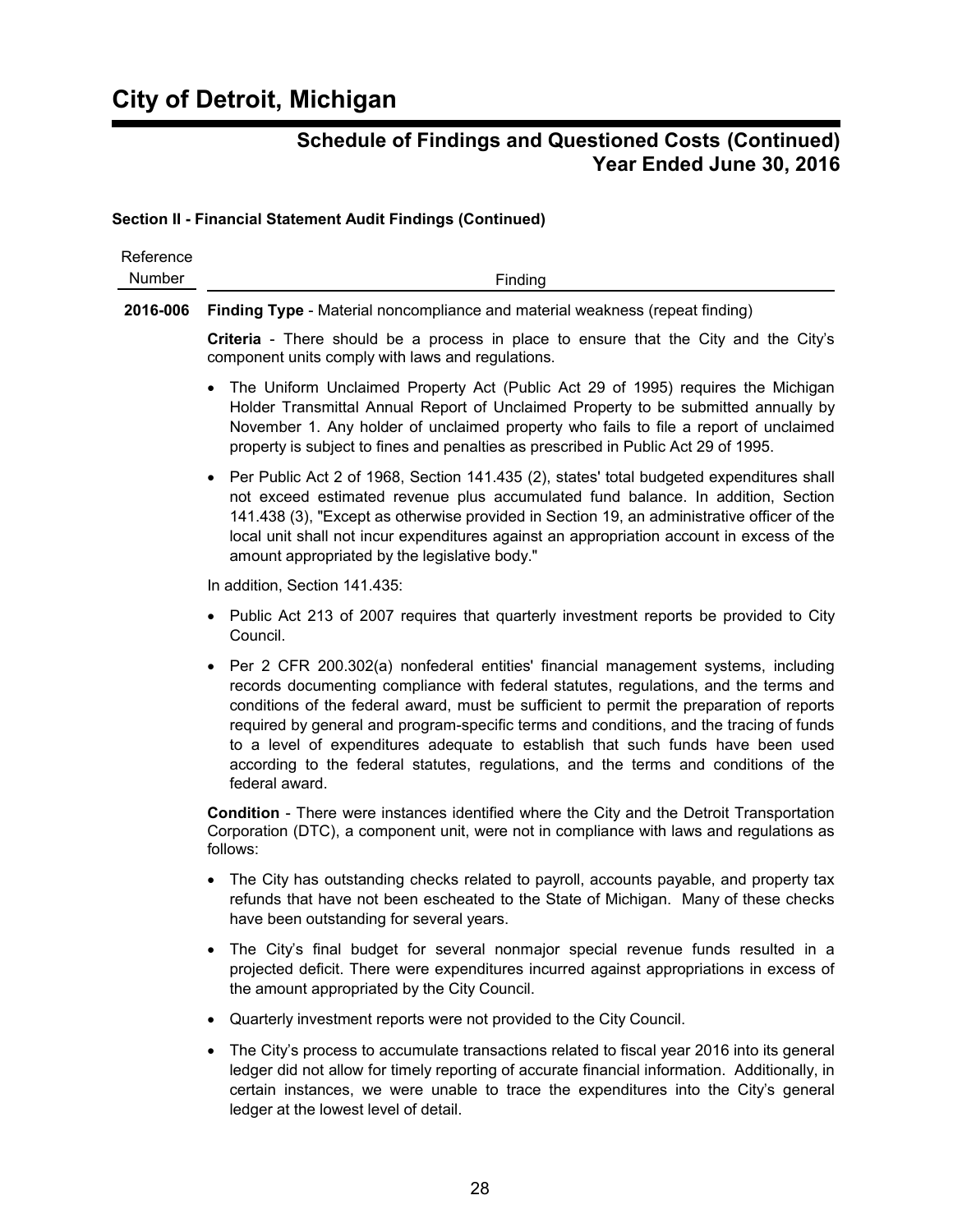# City of Detroit, Michigan

## Schedule of Findings and Questioned Costs (Continued)
## Year Ended June 30, 2016

### Section II - Financial Statement Audit Findings (Continued)

| Reference Number | Finding |
|---|---|

**2016-006** **Finding Type** - Material noncompliance and material weakness (repeat finding)

**Criteria** - There should be a process in place to ensure that the City and the City's component units comply with laws and regulations.

- The Uniform Unclaimed Property Act (Public Act 29 of 1995) requires the Michigan Holder Transmittal Annual Report of Unclaimed Property to be submitted annually by November 1. Any holder of unclaimed property who fails to file a report of unclaimed property is subject to fines and penalties as prescribed in Public Act 29 of 1995.
- Per Public Act 2 of 1968, Section 141.435 (2), states' total budgeted expenditures shall not exceed estimated revenue plus accumulated fund balance. In addition, Section 141.438 (3), "Except as otherwise provided in Section 19, an administrative officer of the local unit shall not incur expenditures against an appropriation account in excess of the amount appropriated by the legislative body."

In addition, Section 141.435:

- Public Act 213 of 2007 requires that quarterly investment reports be provided to City Council.
- Per 2 CFR 200.302(a) nonfederal entities' financial management systems, including records documenting compliance with federal statutes, regulations, and the terms and conditions of the federal award, must be sufficient to permit the preparation of reports required by general and program-specific terms and conditions, and the tracing of funds to a level of expenditures adequate to establish that such funds have been used according to the federal statutes, regulations, and the terms and conditions of the federal award.

**Condition** - There were instances identified where the City and the Detroit Transportation Corporation (DTC), a component unit, were not in compliance with laws and regulations as follows:

- The City has outstanding checks related to payroll, accounts payable, and property tax refunds that have not been escheated to the State of Michigan. Many of these checks have been outstanding for several years.
- The City's final budget for several nonmajor special revenue funds resulted in a projected deficit. There were expenditures incurred against appropriations in excess of the amount appropriated by the City Council.
- Quarterly investment reports were not provided to the City Council.
- The City's process to accumulate transactions related to fiscal year 2016 into its general ledger did not allow for timely reporting of accurate financial information. Additionally, in certain instances, we were unable to trace the expenditures into the City's general ledger at the lowest level of detail.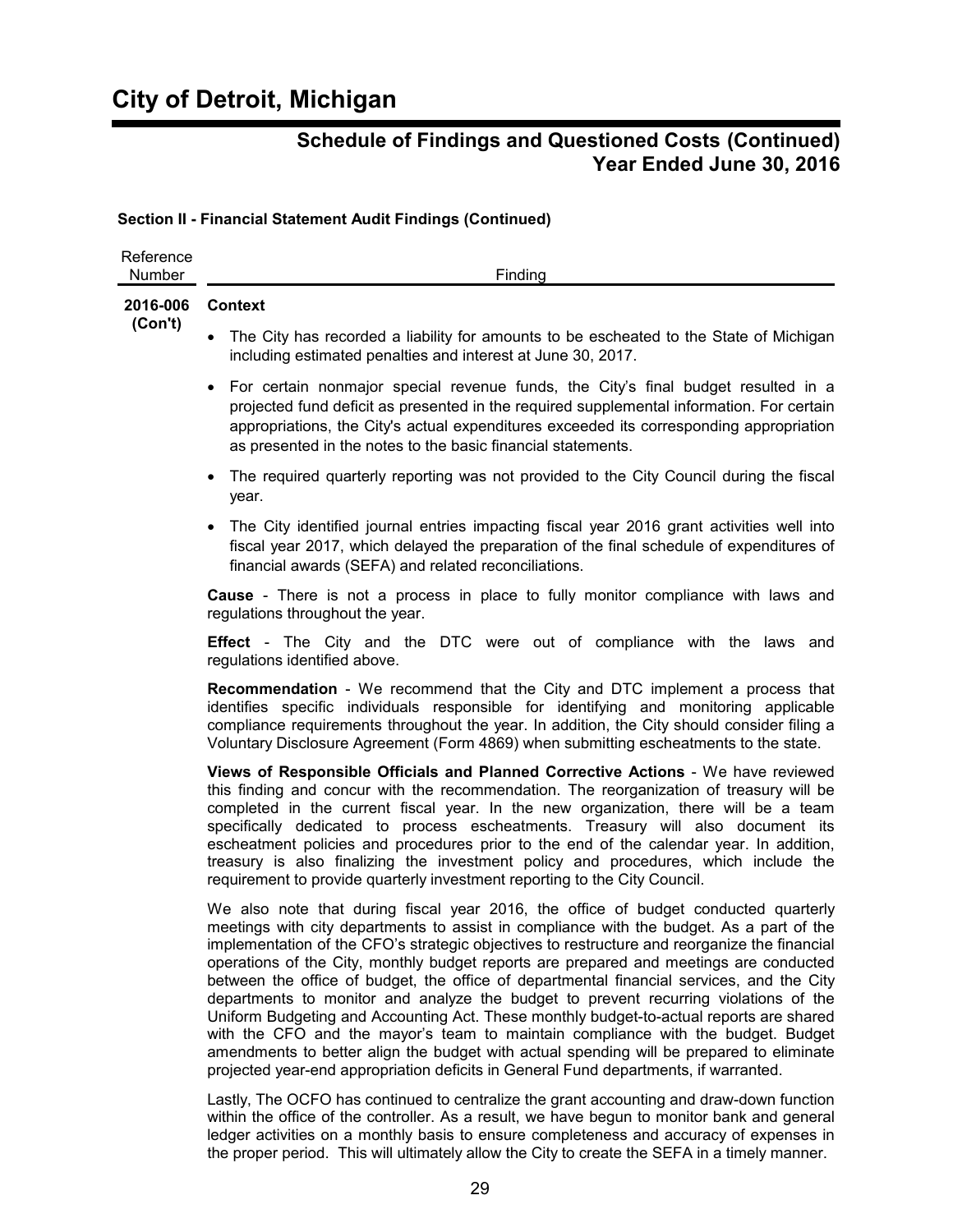# City of Detroit, Michigan

## Schedule of Findings and Questioned Costs (Continued)
## Year Ended June 30, 2016

### Section II - Financial Statement Audit Findings (Continued)

| Reference Number | Finding |
|---|---|
| **2016-006 (Con't)** | **Context** |

- The City has recorded a liability for amounts to be escheated to the State of Michigan including estimated penalties and interest at June 30, 2017.
- For certain nonmajor special revenue funds, the City's final budget resulted in a projected fund deficit as presented in the required supplemental information. For certain appropriations, the City's actual expenditures exceeded its corresponding appropriation as presented in the notes to the basic financial statements.
- The required quarterly reporting was not provided to the City Council during the fiscal year.
- The City identified journal entries impacting fiscal year 2016 grant activities well into fiscal year 2017, which delayed the preparation of the final schedule of expenditures of financial awards (SEFA) and related reconciliations.

**Cause** - There is not a process in place to fully monitor compliance with laws and regulations throughout the year.

**Effect** - The City and the DTC were out of compliance with the laws and regulations identified above.

**Recommendation** - We recommend that the City and DTC implement a process that identifies specific individuals responsible for identifying and monitoring applicable compliance requirements throughout the year. In addition, the City should consider filing a Voluntary Disclosure Agreement (Form 4869) when submitting escheatments to the state.

**Views of Responsible Officials and Planned Corrective Actions** - We have reviewed this finding and concur with the recommendation. The reorganization of treasury will be completed in the current fiscal year. In the new organization, there will be a team specifically dedicated to process escheatments. Treasury will also document its escheatment policies and procedures prior to the end of the calendar year. In addition, treasury is also finalizing the investment policy and procedures, which include the requirement to provide quarterly investment reporting to the City Council.

We also note that during fiscal year 2016, the office of budget conducted quarterly meetings with city departments to assist in compliance with the budget. As a part of the implementation of the CFO's strategic objectives to restructure and reorganize the financial operations of the City, monthly budget reports are prepared and meetings are conducted between the office of budget, the office of departmental financial services, and the City departments to monitor and analyze the budget to prevent recurring violations of the Uniform Budgeting and Accounting Act. These monthly budget-to-actual reports are shared with the CFO and the mayor's team to maintain compliance with the budget. Budget amendments to better align the budget with actual spending will be prepared to eliminate projected year-end appropriation deficits in General Fund departments, if warranted.

Lastly, The OCFO has continued to centralize the grant accounting and draw-down function within the office of the controller. As a result, we have begun to monitor bank and general ledger activities on a monthly basis to ensure completeness and accuracy of expenses in the proper period. This will ultimately allow the City to create the SEFA in a timely manner.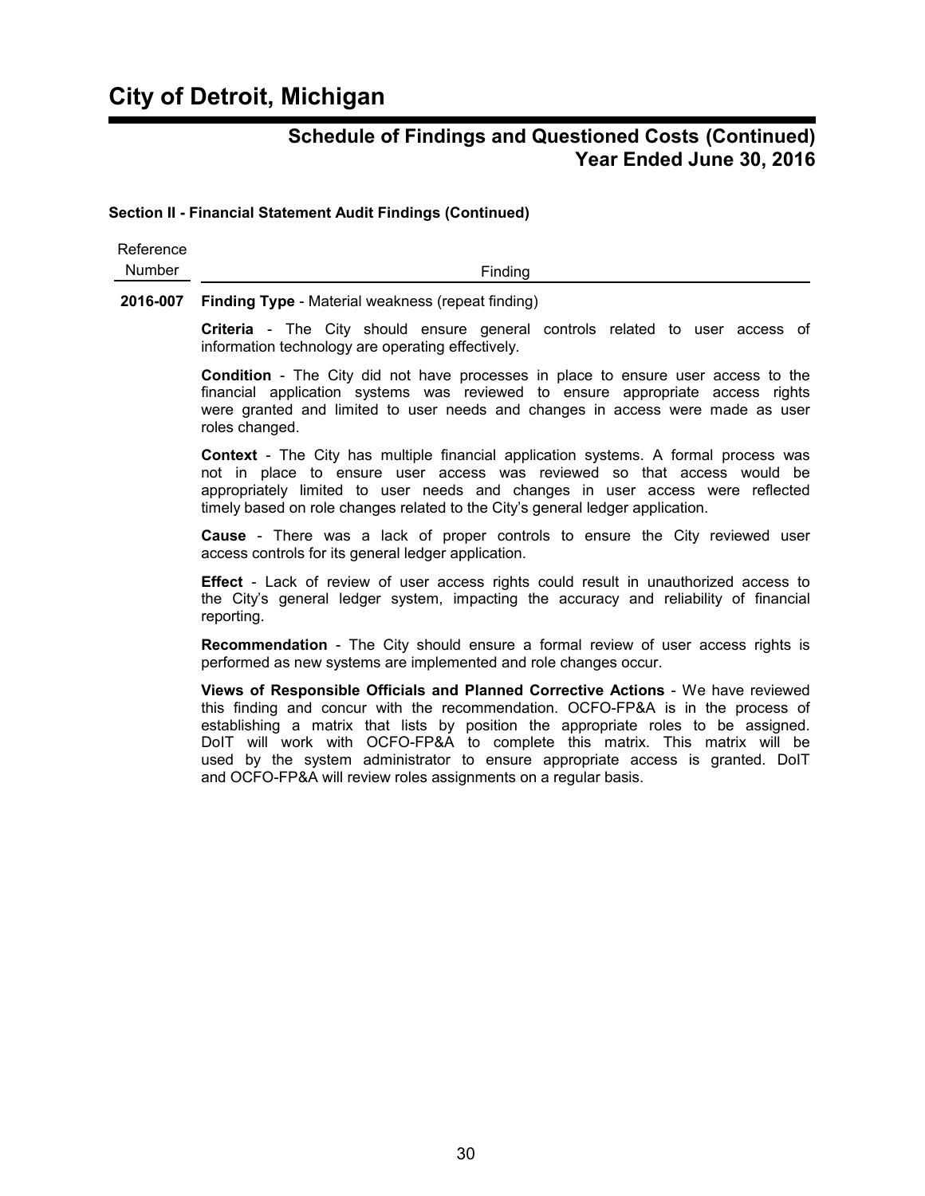# City of Detroit, Michigan

## Schedule of Findings and Questioned Costs (Continued)
## Year Ended June 30, 2016

**Section II - Financial Statement Audit Findings (Continued)**

| Reference Number | Finding |
|---|---|
| **2016-007** | **Finding Type** - Material weakness (repeat finding) |

**Criteria** - The City should ensure general controls related to user access of information technology are operating effectively.

**Condition** - The City did not have processes in place to ensure user access to the financial application systems was reviewed to ensure appropriate access rights were granted and limited to user needs and changes in access were made as user roles changed.

**Context** - The City has multiple financial application systems. A formal process was not in place to ensure user access was reviewed so that access would be appropriately limited to user needs and changes in user access were reflected timely based on role changes related to the City's general ledger application.

**Cause** - There was a lack of proper controls to ensure the City reviewed user access controls for its general ledger application.

**Effect** - Lack of review of user access rights could result in unauthorized access to the City's general ledger system, impacting the accuracy and reliability of financial reporting.

**Recommendation** - The City should ensure a formal review of user access rights is performed as new systems are implemented and role changes occur.

**Views of Responsible Officials and Planned Corrective Actions** - We have reviewed this finding and concur with the recommendation. OCFO-FP&A is in the process of establishing a matrix that lists by position the appropriate roles to be assigned. DoIT will work with OCFO-FP&A to complete this matrix. This matrix will be used by the system administrator to ensure appropriate access is granted. DoIT and OCFO-FP&A will review roles assignments on a regular basis.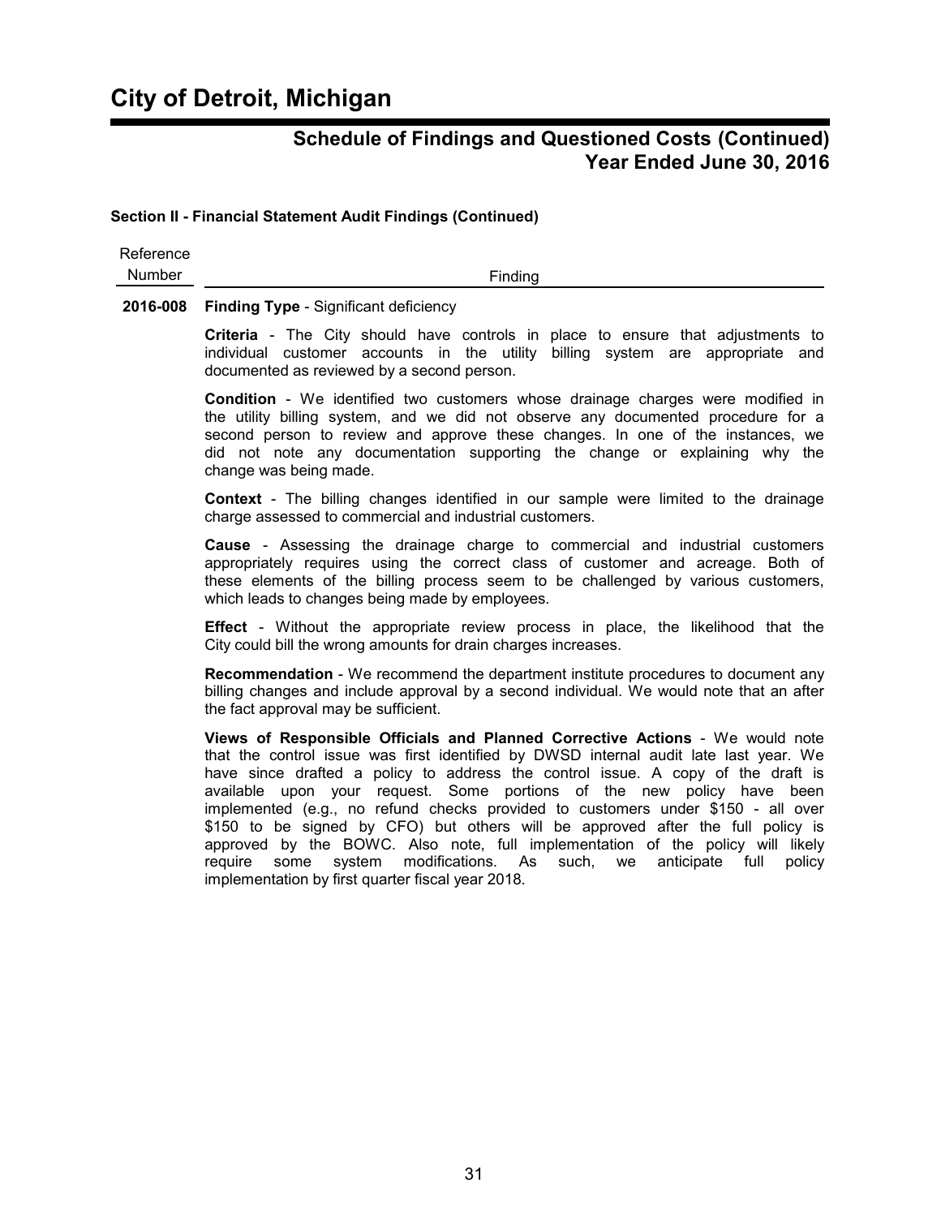# City of Detroit, Michigan

## Schedule of Findings and Questioned Costs (Continued)
## Year Ended June 30, 2016

**Section II - Financial Statement Audit Findings (Continued)**

| Reference Number | Finding |
|---|---|
| **2016-008** | **Finding Type** - Significant deficiency |

**Criteria** - The City should have controls in place to ensure that adjustments to individual customer accounts in the utility billing system are appropriate and documented as reviewed by a second person.

**Condition** - We identified two customers whose drainage charges were modified in the utility billing system, and we did not observe any documented procedure for a second person to review and approve these changes. In one of the instances, we did not note any documentation supporting the change or explaining why the change was being made.

**Context** - The billing changes identified in our sample were limited to the drainage charge assessed to commercial and industrial customers.

**Cause** - Assessing the drainage charge to commercial and industrial customers appropriately requires using the correct class of customer and acreage. Both of these elements of the billing process seem to be challenged by various customers, which leads to changes being made by employees.

**Effect** - Without the appropriate review process in place, the likelihood that the City could bill the wrong amounts for drain charges increases.

**Recommendation** - We recommend the department institute procedures to document any billing changes and include approval by a second individual. We would note that an after the fact approval may be sufficient.

**Views of Responsible Officials and Planned Corrective Actions** - We would note that the control issue was first identified by DWSD internal audit late last year. We have since drafted a policy to address the control issue. A copy of the draft is available upon your request. Some portions of the new policy have been implemented (e.g., no refund checks provided to customers under $150 - all over $150 to be signed by CFO) but others will be approved after the full policy is approved by the BOWC. Also note, full implementation of the policy will likely require some system modifications. As such, we anticipate full policy implementation by first quarter fiscal year 2018.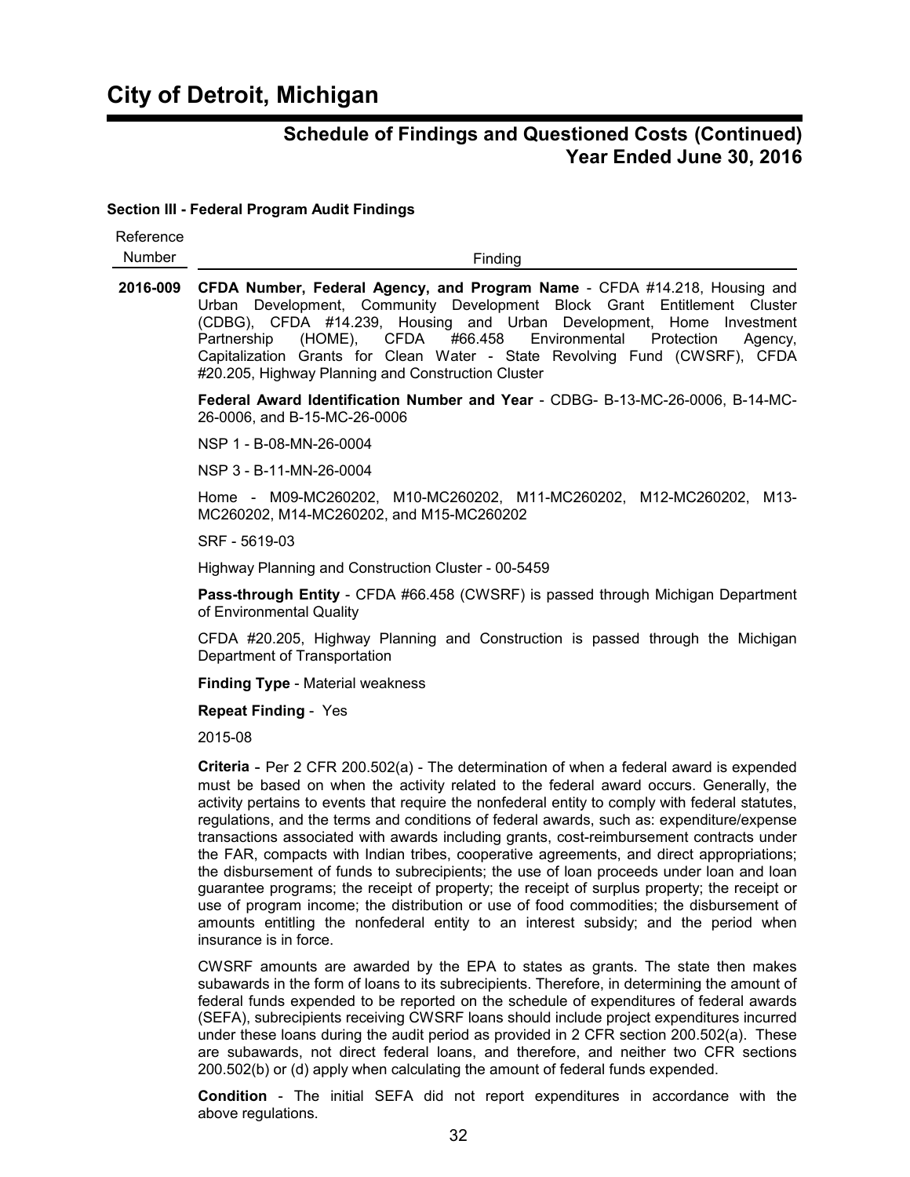# City of Detroit, Michigan

## Schedule of Findings and Questioned Costs (Continued)
## Year Ended June 30, 2016

### Section III - Federal Program Audit Findings

| Reference Number | Finding |
|---|---|
| **2016-009** | **CFDA Number, Federal Agency, and Program Name** - CFDA #14.218, Housing and Urban Development, Community Development Block Grant Entitlement Cluster (CDBG), CFDA #14.239, Housing and Urban Development, Home Investment Partnership (HOME), CFDA #66.458 Environmental Protection Agency, Capitalization Grants for Clean Water - State Revolving Fund (CWSRF), CFDA #20.205, Highway Planning and Construction Cluster |

**Federal Award Identification Number and Year** - CDBG- B-13-MC-26-0006, B-14-MC-26-0006, and B-15-MC-26-0006

NSP 1 - B-08-MN-26-0004

NSP 3 - B-11-MN-26-0004

Home - M09-MC260202, M10-MC260202, M11-MC260202, M12-MC260202, M13-MC260202, M14-MC260202, and M15-MC260202

SRF - 5619-03

Highway Planning and Construction Cluster - 00-5459

**Pass-through Entity** - CFDA #66.458 (CWSRF) is passed through Michigan Department of Environmental Quality

CFDA #20.205, Highway Planning and Construction is passed through the Michigan Department of Transportation

**Finding Type** - Material weakness

**Repeat Finding** - Yes

2015-08

**Criteria** - Per 2 CFR 200.502(a) - The determination of when a federal award is expended must be based on when the activity related to the federal award occurs. Generally, the activity pertains to events that require the nonfederal entity to comply with federal statutes, regulations, and the terms and conditions of federal awards, such as: expenditure/expense transactions associated with awards including grants, cost-reimbursement contracts under the FAR, compacts with Indian tribes, cooperative agreements, and direct appropriations; the disbursement of funds to subrecipients; the use of loan proceeds under loan and loan guarantee programs; the receipt of property; the receipt of surplus property; the receipt or use of program income; the distribution or use of food commodities; the disbursement of amounts entitling the nonfederal entity to an interest subsidy; and the period when insurance is in force.

CWSRF amounts are awarded by the EPA to states as grants. The state then makes subawards in the form of loans to its subrecipients. Therefore, in determining the amount of federal funds expended to be reported on the schedule of expenditures of federal awards (SEFA), subrecipients receiving CWSRF loans should include project expenditures incurred under these loans during the audit period as provided in 2 CFR section 200.502(a). These are subawards, not direct federal loans, and therefore, and neither two CFR sections 200.502(b) or (d) apply when calculating the amount of federal funds expended.

**Condition** - The initial SEFA did not report expenditures in accordance with the above regulations.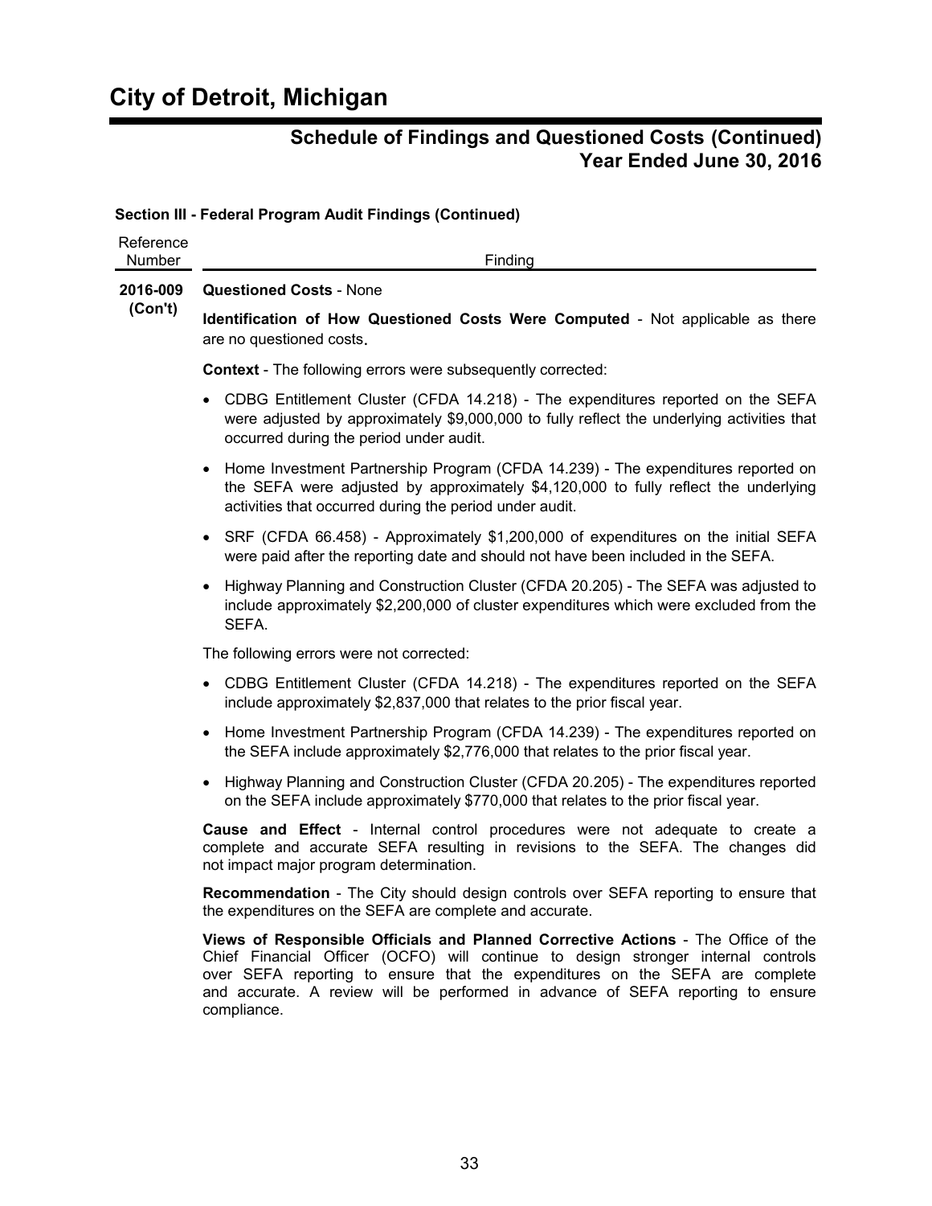# City of Detroit, Michigan

## Schedule of Findings and Questioned Costs (Continued)
## Year Ended June 30, 2016

**Section III - Federal Program Audit Findings (Continued)**

| Reference Number | Finding |
|---|---|
| **2016-009 (Con't)** | **Questioned Costs** - None |

**Identification of How Questioned Costs Were Computed** - Not applicable as there are no questioned costs.

**Context** - The following errors were subsequently corrected:

- CDBG Entitlement Cluster (CFDA 14.218) - The expenditures reported on the SEFA were adjusted by approximately $9,000,000 to fully reflect the underlying activities that occurred during the period under audit.
- Home Investment Partnership Program (CFDA 14.239) - The expenditures reported on the SEFA were adjusted by approximately $4,120,000 to fully reflect the underlying activities that occurred during the period under audit.
- SRF (CFDA 66.458) - Approximately $1,200,000 of expenditures on the initial SEFA were paid after the reporting date and should not have been included in the SEFA.
- Highway Planning and Construction Cluster (CFDA 20.205) - The SEFA was adjusted to include approximately $2,200,000 of cluster expenditures which were excluded from the SEFA.

The following errors were not corrected:

- CDBG Entitlement Cluster (CFDA 14.218) - The expenditures reported on the SEFA include approximately $2,837,000 that relates to the prior fiscal year.
- Home Investment Partnership Program (CFDA 14.239) - The expenditures reported on the SEFA include approximately $2,776,000 that relates to the prior fiscal year.
- Highway Planning and Construction Cluster (CFDA 20.205) - The expenditures reported on the SEFA include approximately $770,000 that relates to the prior fiscal year.

**Cause and Effect** - Internal control procedures were not adequate to create a complete and accurate SEFA resulting in revisions to the SEFA. The changes did not impact major program determination.

**Recommendation** - The City should design controls over SEFA reporting to ensure that the expenditures on the SEFA are complete and accurate.

**Views of Responsible Officials and Planned Corrective Actions** - The Office of the Chief Financial Officer (OCFO) will continue to design stronger internal controls over SEFA reporting to ensure that the expenditures on the SEFA are complete and accurate. A review will be performed in advance of SEFA reporting to ensure compliance.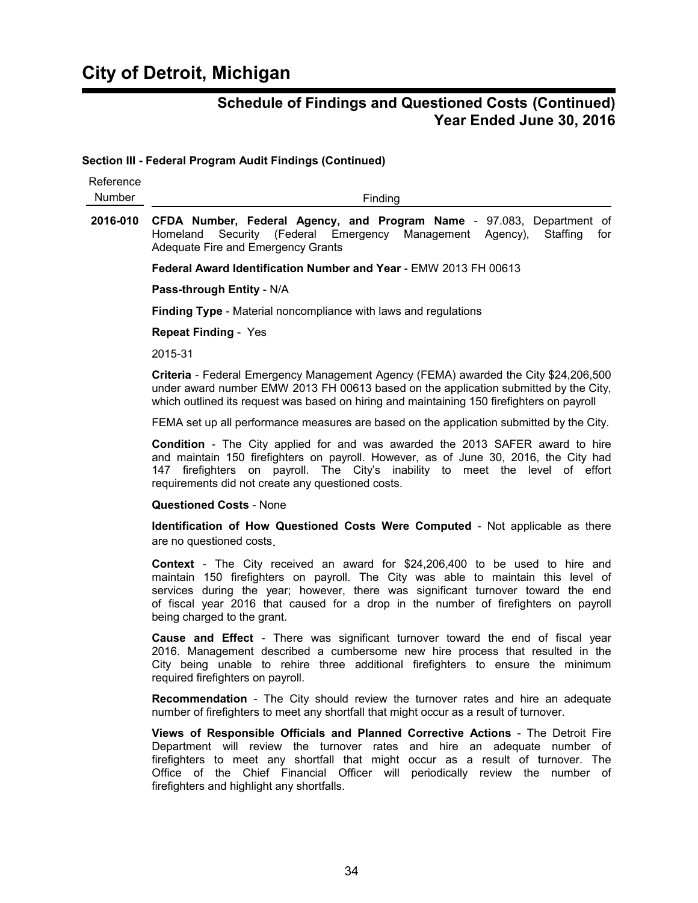# City of Detroit, Michigan

## Schedule of Findings and Questioned Costs (Continued)
## Year Ended June 30, 2016

**Section III - Federal Program Audit Findings (Continued)**

| Reference Number | Finding |
|---|---|
| **2016-010** | **CFDA Number, Federal Agency, and Program Name** - 97.083, Department of Homeland Security (Federal Emergency Management Agency), Staffing for Adequate Fire and Emergency Grants |

**Federal Award Identification Number and Year** - EMW 2013 FH 00613

**Pass-through Entity** - N/A

**Finding Type** - Material noncompliance with laws and regulations

**Repeat Finding** - Yes

2015-31

**Criteria** - Federal Emergency Management Agency (FEMA) awarded the City $24,206,500 under award number EMW 2013 FH 00613 based on the application submitted by the City, which outlined its request was based on hiring and maintaining 150 firefighters on payroll

FEMA set up all performance measures are based on the application submitted by the City.

**Condition** - The City applied for and was awarded the 2013 SAFER award to hire and maintain 150 firefighters on payroll. However, as of June 30, 2016, the City had 147 firefighters on payroll. The City's inability to meet the level of effort requirements did not create any questioned costs.

**Questioned Costs** - None

**Identification of How Questioned Costs Were Computed** - Not applicable as there are no questioned costs.

**Context** - The City received an award for $24,206,400 to be used to hire and maintain 150 firefighters on payroll. The City was able to maintain this level of services during the year; however, there was significant turnover toward the end of fiscal year 2016 that caused for a drop in the number of firefighters on payroll being charged to the grant.

**Cause and Effect** - There was significant turnover toward the end of fiscal year 2016. Management described a cumbersome new hire process that resulted in the City being unable to rehire three additional firefighters to ensure the minimum required firefighters on payroll.

**Recommendation** - The City should review the turnover rates and hire an adequate number of firefighters to meet any shortfall that might occur as a result of turnover.

**Views of Responsible Officials and Planned Corrective Actions** - The Detroit Fire Department will review the turnover rates and hire an adequate number of firefighters to meet any shortfall that might occur as a result of turnover. The Office of the Chief Financial Officer will periodically review the number of firefighters and highlight any shortfalls.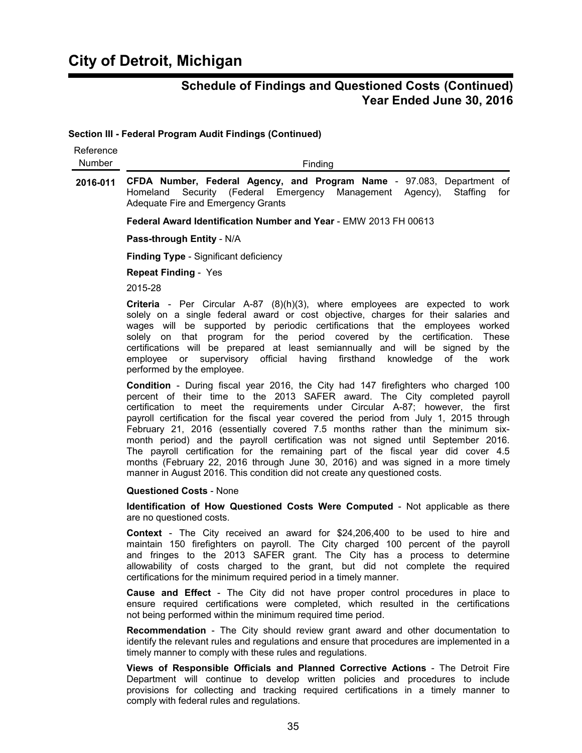# City of Detroit, Michigan

## Schedule of Findings and Questioned Costs (Continued)
## Year Ended June 30, 2016

### Section III - Federal Program Audit Findings (Continued)

| Reference Number | Finding |
|---|---|
| **2016-011** | **CFDA Number, Federal Agency, and Program Name** - 97.083, Department of Homeland Security (Federal Emergency Management Agency), Staffing for Adequate Fire and Emergency Grants |

**Federal Award Identification Number and Year** - EMW 2013 FH 00613

**Pass-through Entity** - N/A

**Finding Type** - Significant deficiency

**Repeat Finding** - Yes

2015-28

**Criteria** - Per Circular A-87 (8)(h)(3), where employees are expected to work solely on a single federal award or cost objective, charges for their salaries and wages will be supported by periodic certifications that the employees worked solely on that program for the period covered by the certification. These certifications will be prepared at least semiannually and will be signed by the employee or supervisory official having firsthand knowledge of the work performed by the employee.

**Condition** - During fiscal year 2016, the City had 147 firefighters who charged 100 percent of their time to the 2013 SAFER award. The City completed payroll certification to meet the requirements under Circular A-87; however, the first payroll certification for the fiscal year covered the period from July 1, 2015 through February 21, 2016 (essentially covered 7.5 months rather than the minimum six-month period) and the payroll certification was not signed until September 2016. The payroll certification for the remaining part of the fiscal year did cover 4.5 months (February 22, 2016 through June 30, 2016) and was signed in a more timely manner in August 2016. This condition did not create any questioned costs.

**Questioned Costs** - None

**Identification of How Questioned Costs Were Computed** - Not applicable as there are no questioned costs.

**Context** - The City received an award for $24,206,400 to be used to hire and maintain 150 firefighters on payroll. The City charged 100 percent of the payroll and fringes to the 2013 SAFER grant. The City has a process to determine allowability of costs charged to the grant, but did not complete the required certifications for the minimum required period in a timely manner.

**Cause and Effect** - The City did not have proper control procedures in place to ensure required certifications were completed, which resulted in the certifications not being performed within the minimum required time period.

**Recommendation** - The City should review grant award and other documentation to identify the relevant rules and regulations and ensure that procedures are implemented in a timely manner to comply with these rules and regulations.

**Views of Responsible Officials and Planned Corrective Actions** - The Detroit Fire Department will continue to develop written policies and procedures to include provisions for collecting and tracking required certifications in a timely manner to comply with federal rules and regulations.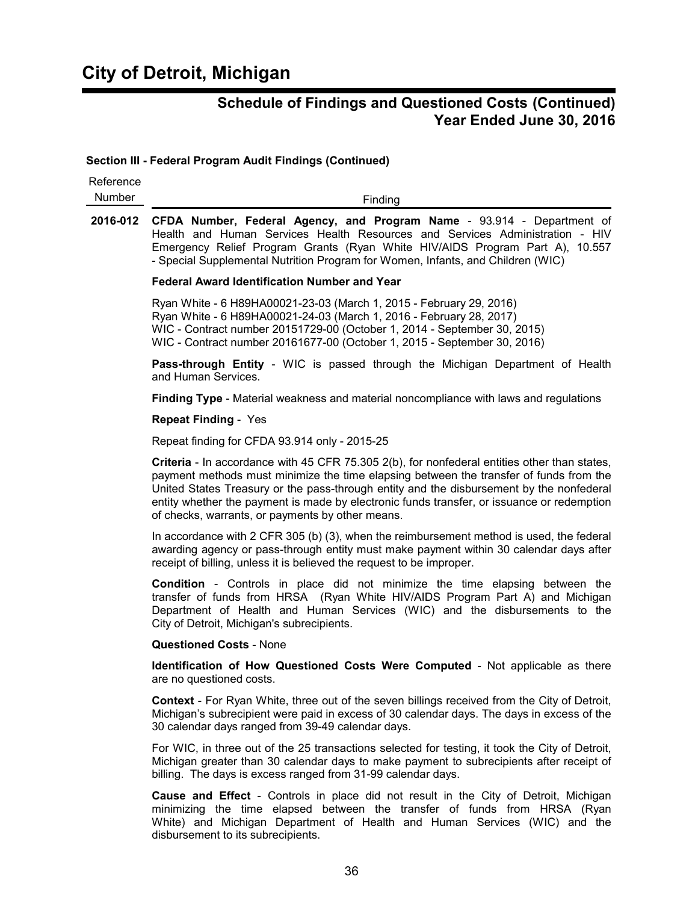# City of Detroit, Michigan

## Schedule of Findings and Questioned Costs (Continued)
## Year Ended June 30, 2016

**Section III - Federal Program Audit Findings (Continued)**

| Reference Number | Finding |
|---|---|

**2016-012** **CFDA Number, Federal Agency, and Program Name** - 93.914 - Department of Health and Human Services Health Resources and Services Administration - HIV Emergency Relief Program Grants (Ryan White HIV/AIDS Program Part A), 10.557 - Special Supplemental Nutrition Program for Women, Infants, and Children (WIC)

**Federal Award Identification Number and Year**

Ryan White - 6 H89HA00021-23-03 (March 1, 2015 - February 29, 2016)
Ryan White - 6 H89HA00021-24-03 (March 1, 2016 - February 28, 2017)
WIC - Contract number 20151729-00 (October 1, 2014 - September 30, 2015)
WIC - Contract number 20161677-00 (October 1, 2015 - September 30, 2016)

**Pass-through Entity** - WIC is passed through the Michigan Department of Health and Human Services.

**Finding Type** - Material weakness and material noncompliance with laws and regulations

**Repeat Finding** - Yes

Repeat finding for CFDA 93.914 only - 2015-25

**Criteria** - In accordance with 45 CFR 75.305 2(b), for nonfederal entities other than states, payment methods must minimize the time elapsing between the transfer of funds from the United States Treasury or the pass-through entity and the disbursement by the nonfederal entity whether the payment is made by electronic funds transfer, or issuance or redemption of checks, warrants, or payments by other means.

In accordance with 2 CFR 305 (b) (3), when the reimbursement method is used, the federal awarding agency or pass-through entity must make payment within 30 calendar days after receipt of billing, unless it is believed the request to be improper.

**Condition** - Controls in place did not minimize the time elapsing between the transfer of funds from HRSA (Ryan White HIV/AIDS Program Part A) and Michigan Department of Health and Human Services (WIC) and the disbursements to the City of Detroit, Michigan's subrecipients.

**Questioned Costs** - None

**Identification of How Questioned Costs Were Computed** - Not applicable as there are no questioned costs.

**Context** - For Ryan White, three out of the seven billings received from the City of Detroit, Michigan's subrecipient were paid in excess of 30 calendar days. The days in excess of the 30 calendar days ranged from 39-49 calendar days.

For WIC, in three out of the 25 transactions selected for testing, it took the City of Detroit, Michigan greater than 30 calendar days to make payment to subrecipients after receipt of billing. The days is excess ranged from 31-99 calendar days.

**Cause and Effect** - Controls in place did not result in the City of Detroit, Michigan minimizing the time elapsed between the transfer of funds from HRSA (Ryan White) and Michigan Department of Health and Human Services (WIC) and the disbursement to its subrecipients.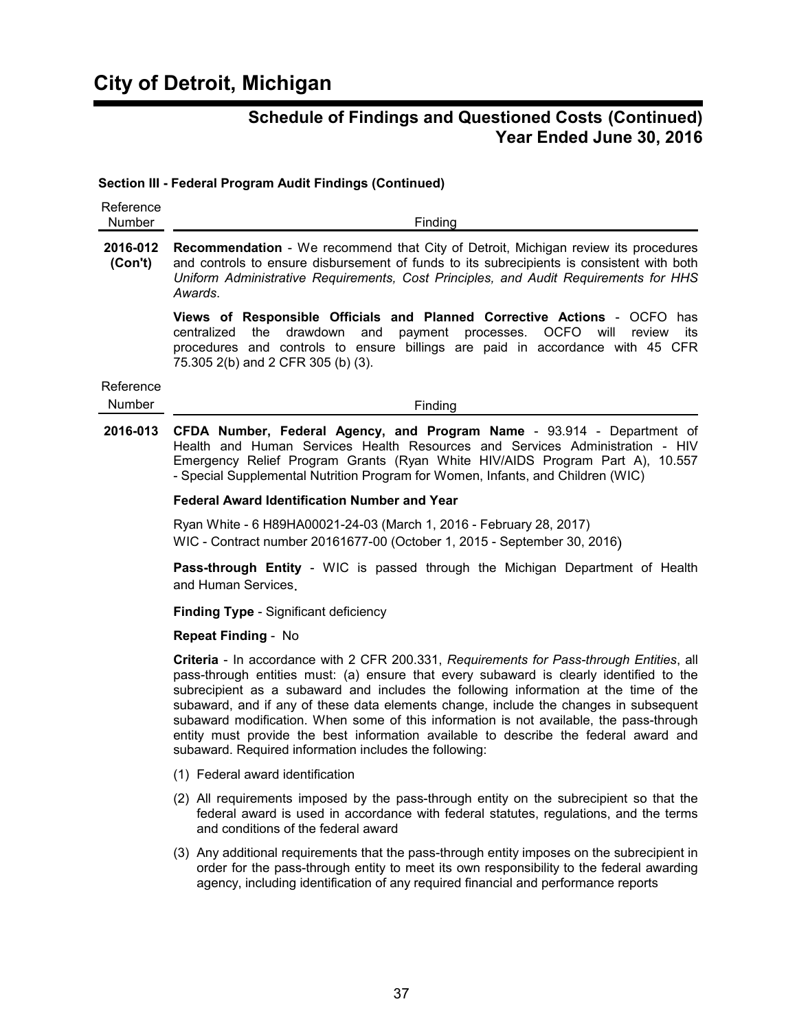# City of Detroit, Michigan

## Schedule of Findings and Questioned Costs (Continued)
## Year Ended June 30, 2016

**Section III - Federal Program Audit Findings (Continued)**

| Reference Number | Finding |
|---|---|
| **2016-012 (Con't)** | **Recommendation** - We recommend that City of Detroit, Michigan review its procedures and controls to ensure disbursement of funds to its subrecipients is consistent with both *Uniform Administrative Requirements, Cost Principles, and Audit Requirements for HHS Awards*. |

**Views of Responsible Officials and Planned Corrective Actions** - OCFO has centralized the drawdown and payment processes. OCFO will review its procedures and controls to ensure billings are paid in accordance with 45 CFR 75.305 2(b) and 2 CFR 305 (b) (3).

| Reference Number | Finding |
|---|---|
| **2016-013** | **CFDA Number, Federal Agency, and Program Name** - 93.914 - Department of Health and Human Services Health Resources and Services Administration - HIV Emergency Relief Program Grants (Ryan White HIV/AIDS Program Part A), 10.557 - Special Supplemental Nutrition Program for Women, Infants, and Children (WIC) |

**Federal Award Identification Number and Year**

Ryan White - 6 H89HA00021-24-03 (March 1, 2016 - February 28, 2017)

WIC - Contract number 20161677-00 (October 1, 2015 - September 30, 2016)

**Pass-through Entity** - WIC is passed through the Michigan Department of Health and Human Services.

**Finding Type** - Significant deficiency

**Repeat Finding** - No

**Criteria** - In accordance with 2 CFR 200.331, *Requirements for Pass-through Entities*, all pass-through entities must: (a) ensure that every subaward is clearly identified to the subrecipient as a subaward and includes the following information at the time of the subaward, and if any of these data elements change, include the changes in subsequent subaward modification. When some of this information is not available, the pass-through entity must provide the best information available to describe the federal award and subaward. Required information includes the following:

(1) Federal award identification

(2) All requirements imposed by the pass-through entity on the subrecipient so that the federal award is used in accordance with federal statutes, regulations, and the terms and conditions of the federal award

(3) Any additional requirements that the pass-through entity imposes on the subrecipient in order for the pass-through entity to meet its own responsibility to the federal awarding agency, including identification of any required financial and performance reports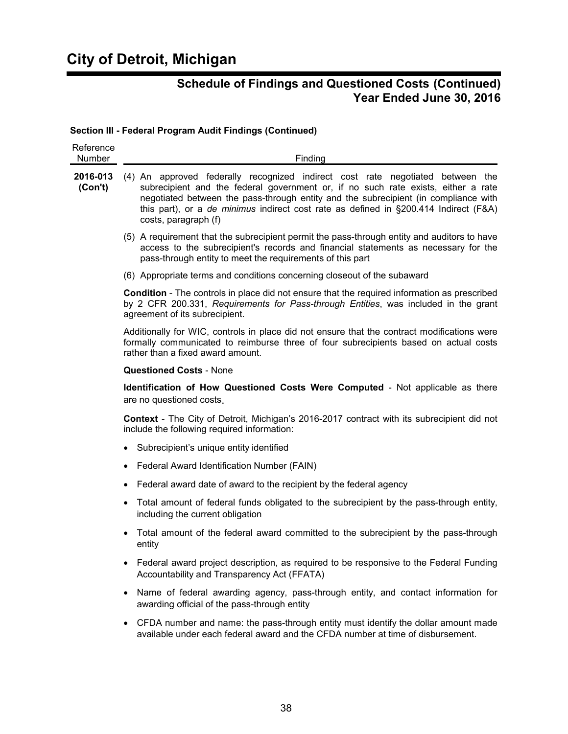# City of Detroit, Michigan

## Schedule of Findings and Questioned Costs (Continued)
## Year Ended June 30, 2016

**Section III - Federal Program Audit Findings (Continued)**

| Reference Number | Finding |
| --- | --- |

**2016-013 (Con't)**

(4) An approved federally recognized indirect cost rate negotiated between the subrecipient and the federal government or, if no such rate exists, either a rate negotiated between the pass-through entity and the subrecipient (in compliance with this part), or a *de minimus* indirect cost rate as defined in §200.414 Indirect (F&A) costs, paragraph (f)

(5) A requirement that the subrecipient permit the pass-through entity and auditors to have access to the subrecipient's records and financial statements as necessary for the pass-through entity to meet the requirements of this part

(6) Appropriate terms and conditions concerning closeout of the subaward

**Condition** - The controls in place did not ensure that the required information as prescribed by 2 CFR 200.331, *Requirements for Pass-through Entities*, was included in the grant agreement of its subrecipient.

Additionally for WIC, controls in place did not ensure that the contract modifications were formally communicated to reimburse three of four subrecipients based on actual costs rather than a fixed award amount.

**Questioned Costs** - None

**Identification of How Questioned Costs Were Computed** - Not applicable as there are no questioned costs.

**Context** - The City of Detroit, Michigan's 2016-2017 contract with its subrecipient did not include the following required information:

- Subrecipient's unique entity identified
- Federal Award Identification Number (FAIN)
- Federal award date of award to the recipient by the federal agency
- Total amount of federal funds obligated to the subrecipient by the pass-through entity, including the current obligation
- Total amount of the federal award committed to the subrecipient by the pass-through entity
- Federal award project description, as required to be responsive to the Federal Funding Accountability and Transparency Act (FFATA)
- Name of federal awarding agency, pass-through entity, and contact information for awarding official of the pass-through entity
- CFDA number and name: the pass-through entity must identify the dollar amount made available under each federal award and the CFDA number at time of disbursement.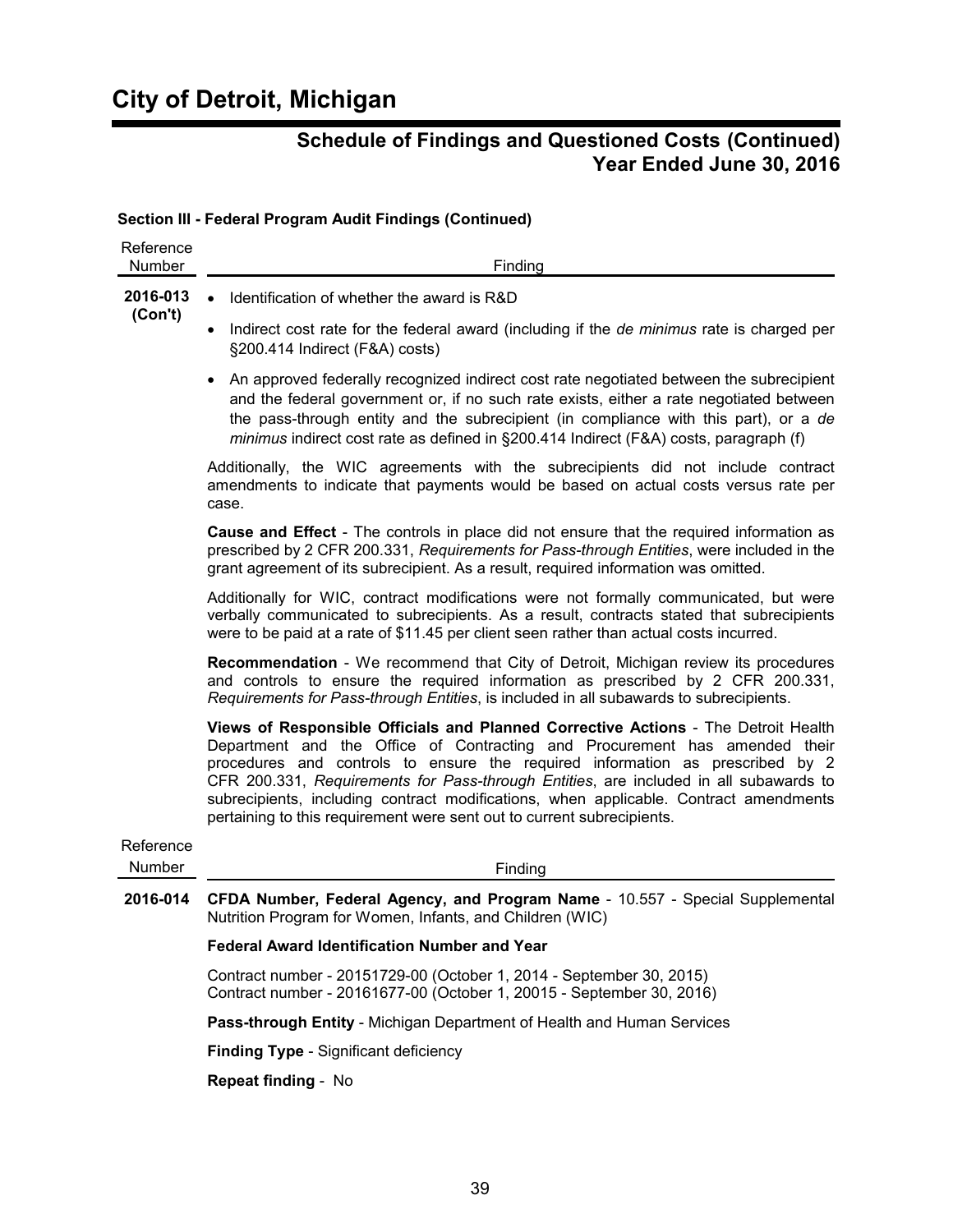# City of Detroit, Michigan

## Schedule of Findings and Questioned Costs (Continued)
## Year Ended June 30, 2016

**Section III - Federal Program Audit Findings (Continued)**

| Reference Number | Finding |
|---|---|
| **2016-013 (Con't)** | |

- Identification of whether the award is R&D
- Indirect cost rate for the federal award (including if the *de minimus* rate is charged per §200.414 Indirect (F&A) costs)
- An approved federally recognized indirect cost rate negotiated between the subrecipient and the federal government or, if no such rate exists, either a rate negotiated between the pass-through entity and the subrecipient (in compliance with this part), or a *de minimus* indirect cost rate as defined in §200.414 Indirect (F&A) costs, paragraph (f)

Additionally, the WIC agreements with the subrecipients did not include contract amendments to indicate that payments would be based on actual costs versus rate per case.

**Cause and Effect** - The controls in place did not ensure that the required information as prescribed by 2 CFR 200.331, *Requirements for Pass-through Entities*, were included in the grant agreement of its subrecipient. As a result, required information was omitted.

Additionally for WIC, contract modifications were not formally communicated, but were verbally communicated to subrecipients. As a result, contracts stated that subrecipients were to be paid at a rate of $11.45 per client seen rather than actual costs incurred.

**Recommendation** - We recommend that City of Detroit, Michigan review its procedures and controls to ensure the required information as prescribed by 2 CFR 200.331, *Requirements for Pass-through Entities*, is included in all subawards to subrecipients.

**Views of Responsible Officials and Planned Corrective Actions** - The Detroit Health Department and the Office of Contracting and Procurement has amended their procedures and controls to ensure the required information as prescribed by 2 CFR 200.331, *Requirements for Pass-through Entities*, are included in all subawards to subrecipients, including contract modifications, when applicable. Contract amendments pertaining to this requirement were sent out to current subrecipients.

| Reference Number | Finding |
|---|---|
| **2016-014** | **CFDA Number, Federal Agency, and Program Name** - 10.557 - Special Supplemental Nutrition Program for Women, Infants, and Children (WIC) |

**Federal Award Identification Number and Year**

Contract number - 20151729-00 (October 1, 2014 - September 30, 2015)
Contract number - 20161677-00 (October 1, 20015 - September 30, 2016)

**Pass-through Entity** - Michigan Department of Health and Human Services

**Finding Type** - Significant deficiency

**Repeat finding** - No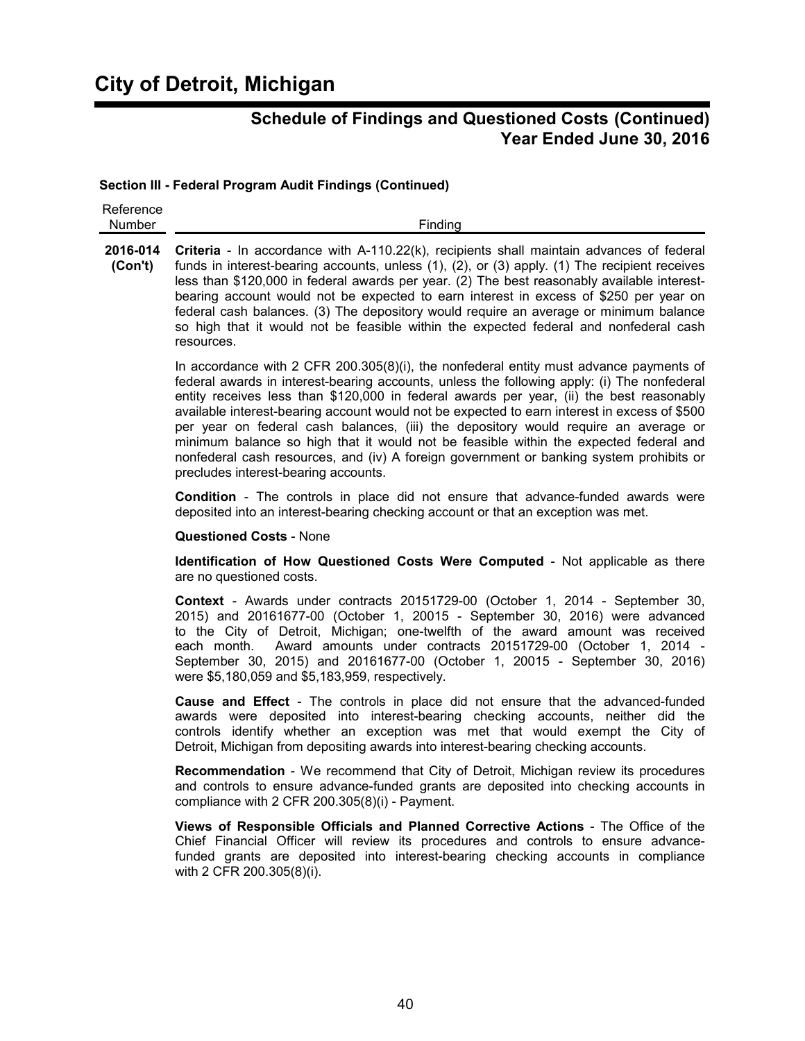# City of Detroit, Michigan

## Schedule of Findings and Questioned Costs (Continued)
## Year Ended June 30, 2016

### Section III - Federal Program Audit Findings (Continued)

| Reference Number | Finding |
|---|---|
| **2016-014 (Con't)** | **Criteria** - In accordance with A-110.22(k), recipients shall maintain advances of federal funds in interest-bearing accounts, unless (1), (2), or (3) apply. (1) The recipient receives less than $120,000 in federal awards per year. (2) The best reasonably available interest-bearing account would not be expected to earn interest in excess of $250 per year on federal cash balances. (3) The depository would require an average or minimum balance so high that it would not be feasible within the expected federal and nonfederal cash resources. |

In accordance with 2 CFR 200.305(8)(i), the nonfederal entity must advance payments of federal awards in interest-bearing accounts, unless the following apply: (i) The nonfederal entity receives less than $120,000 in federal awards per year, (ii) the best reasonably available interest-bearing account would not be expected to earn interest in excess of $500 per year on federal cash balances, (iii) the depository would require an average or minimum balance so high that it would not be feasible within the expected federal and nonfederal cash resources, and (iv) A foreign government or banking system prohibits or precludes interest-bearing accounts.

**Condition** - The controls in place did not ensure that advance-funded awards were deposited into an interest-bearing checking account or that an exception was met.

**Questioned Costs** - None

**Identification of How Questioned Costs Were Computed** - Not applicable as there are no questioned costs.

**Context** - Awards under contracts 20151729-00 (October 1, 2014 - September 30, 2015) and 20161677-00 (October 1, 20015 - September 30, 2016) were advanced to the City of Detroit, Michigan; one-twelfth of the award amount was received each month. Award amounts under contracts 20151729-00 (October 1, 2014 - September 30, 2015) and 20161677-00 (October 1, 20015 - September 30, 2016) were $5,180,059 and $5,183,959, respectively.

**Cause and Effect** - The controls in place did not ensure that the advanced-funded awards were deposited into interest-bearing checking accounts, neither did the controls identify whether an exception was met that would exempt the City of Detroit, Michigan from depositing awards into interest-bearing checking accounts.

**Recommendation** - We recommend that City of Detroit, Michigan review its procedures and controls to ensure advance-funded grants are deposited into checking accounts in compliance with 2 CFR 200.305(8)(i) - Payment.

**Views of Responsible Officials and Planned Corrective Actions** - The Office of the Chief Financial Officer will review its procedures and controls to ensure advance-funded grants are deposited into interest-bearing checking accounts in compliance with 2 CFR 200.305(8)(i).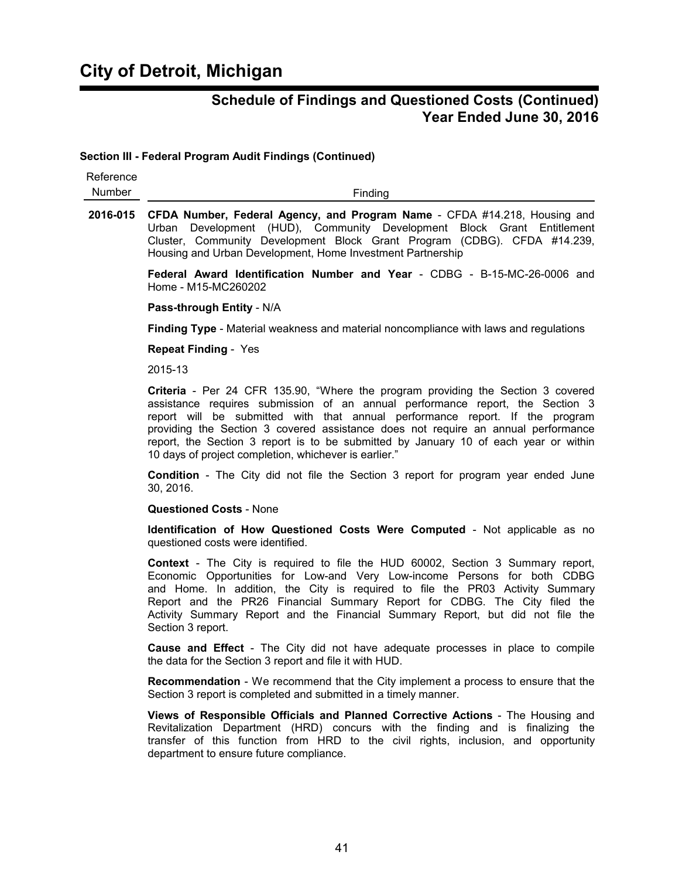# City of Detroit, Michigan

## Schedule of Findings and Questioned Costs (Continued) Year Ended June 30, 2016

### Section III - Federal Program Audit Findings (Continued)

| Reference Number | Finding |
|---|---|
| 2016-015 | **CFDA Number, Federal Agency, and Program Name** - CFDA #14.218, Housing and Urban Development (HUD), Community Development Block Grant Entitlement Cluster, Community Development Block Grant Program (CDBG). CFDA #14.239, Housing and Urban Development, Home Investment Partnership |

**Federal Award Identification Number and Year** - CDBG - B-15-MC-26-0006 and Home - M15-MC260202

**Pass-through Entity** - N/A

**Finding Type** - Material weakness and material noncompliance with laws and regulations

**Repeat Finding** - Yes

2015-13

**Criteria** - Per 24 CFR 135.90, "Where the program providing the Section 3 covered assistance requires submission of an annual performance report, the Section 3 report will be submitted with that annual performance report. If the program providing the Section 3 covered assistance does not require an annual performance report, the Section 3 report is to be submitted by January 10 of each year or within 10 days of project completion, whichever is earlier."

**Condition** - The City did not file the Section 3 report for program year ended June 30, 2016.

**Questioned Costs** - None

**Identification of How Questioned Costs Were Computed** - Not applicable as no questioned costs were identified.

**Context** - The City is required to file the HUD 60002, Section 3 Summary report, Economic Opportunities for Low-and Very Low-income Persons for both CDBG and Home. In addition, the City is required to file the PR03 Activity Summary Report and the PR26 Financial Summary Report for CDBG. The City filed the Activity Summary Report and the Financial Summary Report, but did not file the Section 3 report.

**Cause and Effect** - The City did not have adequate processes in place to compile the data for the Section 3 report and file it with HUD.

**Recommendation** - We recommend that the City implement a process to ensure that the Section 3 report is completed and submitted in a timely manner.

**Views of Responsible Officials and Planned Corrective Actions** - The Housing and Revitalization Department (HRD) concurs with the finding and is finalizing the transfer of this function from HRD to the civil rights, inclusion, and opportunity department to ensure future compliance.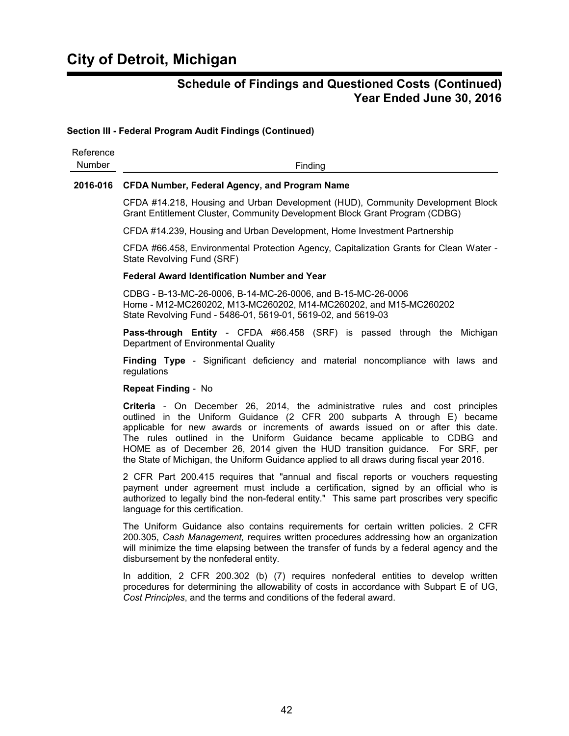# City of Detroit, Michigan

## Schedule of Findings and Questioned Costs (Continued)
## Year Ended June 30, 2016

### Section III - Federal Program Audit Findings (Continued)

| Reference Number | Finding |
|---|---|

**2016-016 CFDA Number, Federal Agency, and Program Name**

CFDA #14.218, Housing and Urban Development (HUD), Community Development Block Grant Entitlement Cluster, Community Development Block Grant Program (CDBG)

CFDA #14.239, Housing and Urban Development, Home Investment Partnership

CFDA #66.458, Environmental Protection Agency, Capitalization Grants for Clean Water - State Revolving Fund (SRF)

**Federal Award Identification Number and Year**

CDBG - B-13-MC-26-0006, B-14-MC-26-0006, and B-15-MC-26-0006
Home - M12-MC260202, M13-MC260202, M14-MC260202, and M15-MC260202
State Revolving Fund - 5486-01, 5619-01, 5619-02, and 5619-03

**Pass-through Entity** - CFDA #66.458 (SRF) is passed through the Michigan Department of Environmental Quality

**Finding Type** - Significant deficiency and material noncompliance with laws and regulations

**Repeat Finding** - No

**Criteria** - On December 26, 2014, the administrative rules and cost principles outlined in the Uniform Guidance (2 CFR 200 subparts A through E) became applicable for new awards or increments of awards issued on or after this date. The rules outlined in the Uniform Guidance became applicable to CDBG and HOME as of December 26, 2014 given the HUD transition guidance. For SRF, per the State of Michigan, the Uniform Guidance applied to all draws during fiscal year 2016.

2 CFR Part 200.415 requires that "annual and fiscal reports or vouchers requesting payment under agreement must include a certification, signed by an official who is authorized to legally bind the non-federal entity." This same part proscribes very specific language for this certification.

The Uniform Guidance also contains requirements for certain written policies. 2 CFR 200.305, *Cash Management,* requires written procedures addressing how an organization will minimize the time elapsing between the transfer of funds by a federal agency and the disbursement by the nonfederal entity.

In addition, 2 CFR 200.302 (b) (7) requires nonfederal entities to develop written procedures for determining the allowability of costs in accordance with Subpart E of UG, *Cost Principles*, and the terms and conditions of the federal award.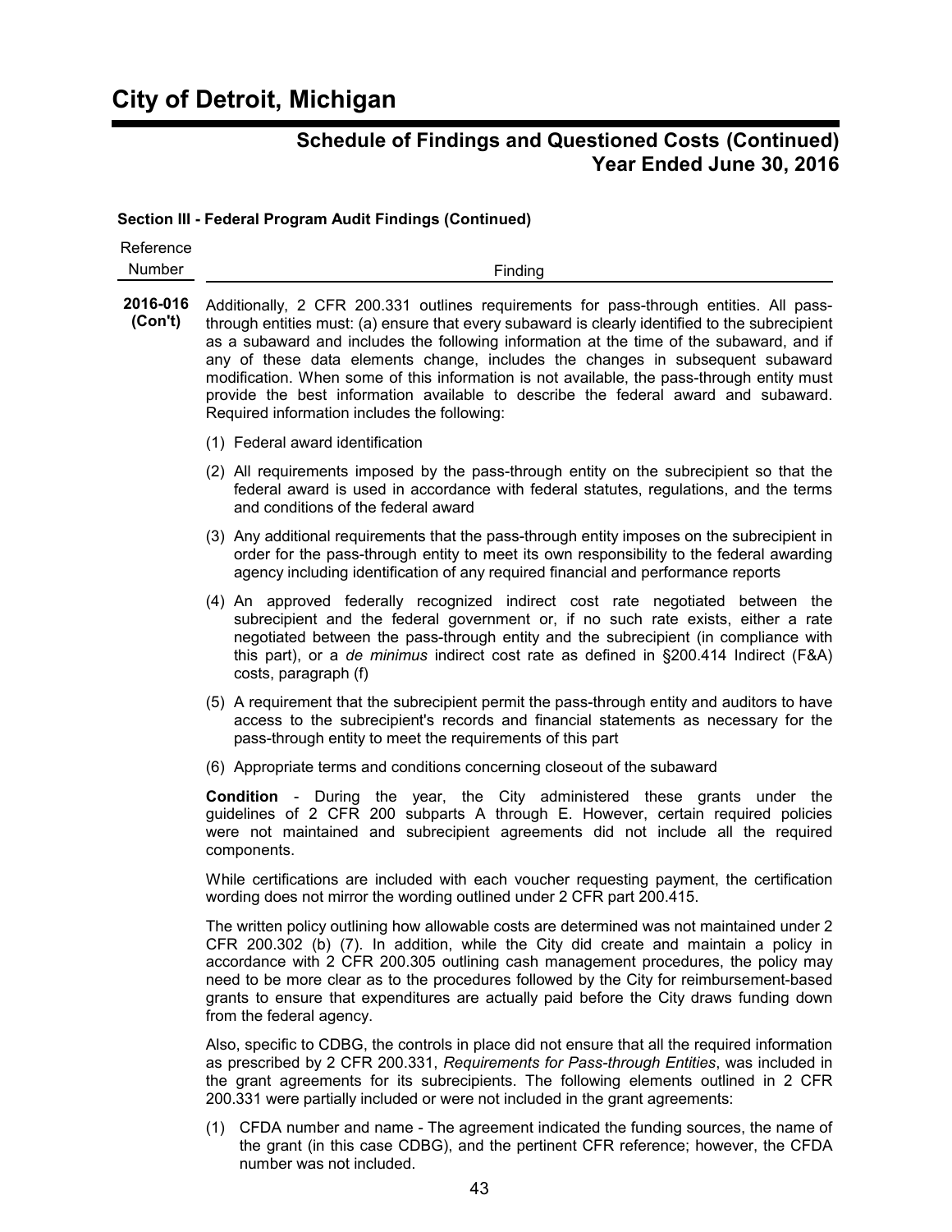# City of Detroit, Michigan

## Schedule of Findings and Questioned Costs (Continued)
## Year Ended June 30, 2016

**Section III - Federal Program Audit Findings (Continued)**

| Reference Number | Finding |
|---|---|
| **2016-016 (Con't)** | Additionally, 2 CFR 200.331 outlines requirements for pass-through entities. All pass-through entities must: (a) ensure that every subaward is clearly identified to the subrecipient as a subaward and includes the following information at the time of the subaward, and if any of these data elements change, includes the changes in subsequent subaward modification. When some of this information is not available, the pass-through entity must provide the best information available to describe the federal award and subaward. Required information includes the following: |

(1) Federal award identification

(2) All requirements imposed by the pass-through entity on the subrecipient so that the federal award is used in accordance with federal statutes, regulations, and the terms and conditions of the federal award

(3) Any additional requirements that the pass-through entity imposes on the subrecipient in order for the pass-through entity to meet its own responsibility to the federal awarding agency including identification of any required financial and performance reports

(4) An approved federally recognized indirect cost rate negotiated between the subrecipient and the federal government or, if no such rate exists, either a rate negotiated between the pass-through entity and the subrecipient (in compliance with this part), or a *de minimus* indirect cost rate as defined in §200.414 Indirect (F&A) costs, paragraph (f)

(5) A requirement that the subrecipient permit the pass-through entity and auditors to have access to the subrecipient's records and financial statements as necessary for the pass-through entity to meet the requirements of this part

(6) Appropriate terms and conditions concerning closeout of the subaward

**Condition** - During the year, the City administered these grants under the guidelines of 2 CFR 200 subparts A through E. However, certain required policies were not maintained and subrecipient agreements did not include all the required components.

While certifications are included with each voucher requesting payment, the certification wording does not mirror the wording outlined under 2 CFR part 200.415.

The written policy outlining how allowable costs are determined was not maintained under 2 CFR 200.302 (b) (7). In addition, while the City did create and maintain a policy in accordance with 2 CFR 200.305 outlining cash management procedures, the policy may need to be more clear as to the procedures followed by the City for reimbursement-based grants to ensure that expenditures are actually paid before the City draws funding down from the federal agency.

Also, specific to CDBG, the controls in place did not ensure that all the required information as prescribed by 2 CFR 200.331, *Requirements for Pass-through Entities*, was included in the grant agreements for its subrecipients. The following elements outlined in 2 CFR 200.331 were partially included or were not included in the grant agreements:

(1) CFDA number and name - The agreement indicated the funding sources, the name of the grant (in this case CDBG), and the pertinent CFR reference; however, the CFDA number was not included.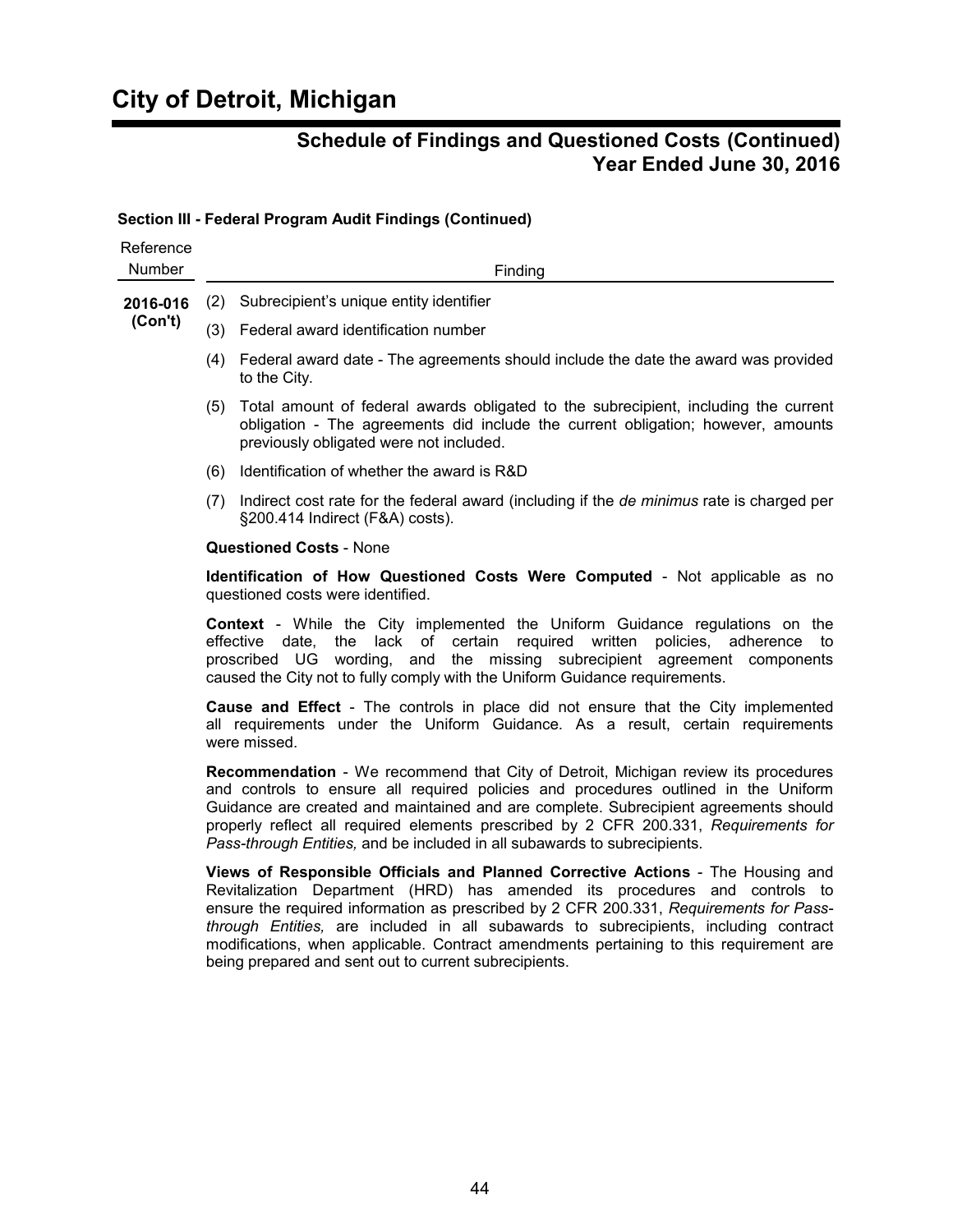# City of Detroit, Michigan

## Schedule of Findings and Questioned Costs (Continued)
## Year Ended June 30, 2016

**Section III - Federal Program Audit Findings (Continued)**

| Reference Number | Finding |
|---|---|
| **2016-016 (Con't)** | |

(2) Subrecipient's unique entity identifier

(3) Federal award identification number

(4) Federal award date - The agreements should include the date the award was provided to the City.

(5) Total amount of federal awards obligated to the subrecipient, including the current obligation - The agreements did include the current obligation; however, amounts previously obligated were not included.

(6) Identification of whether the award is R&D

(7) Indirect cost rate for the federal award (including if the *de minimus* rate is charged per §200.414 Indirect (F&A) costs).

**Questioned Costs** - None

**Identification of How Questioned Costs Were Computed** - Not applicable as no questioned costs were identified.

**Context** - While the City implemented the Uniform Guidance regulations on the effective date, the lack of certain required written policies, adherence to proscribed UG wording, and the missing subrecipient agreement components caused the City not to fully comply with the Uniform Guidance requirements.

**Cause and Effect** - The controls in place did not ensure that the City implemented all requirements under the Uniform Guidance. As a result, certain requirements were missed.

**Recommendation** - We recommend that City of Detroit, Michigan review its procedures and controls to ensure all required policies and procedures outlined in the Uniform Guidance are created and maintained and are complete. Subrecipient agreements should properly reflect all required elements prescribed by 2 CFR 200.331, *Requirements for Pass-through Entities,* and be included in all subawards to subrecipients.

**Views of Responsible Officials and Planned Corrective Actions** - The Housing and Revitalization Department (HRD) has amended its procedures and controls to ensure the required information as prescribed by 2 CFR 200.331, *Requirements for Pass-through Entities,* are included in all subawards to subrecipients, including contract modifications, when applicable. Contract amendments pertaining to this requirement are being prepared and sent out to current subrecipients.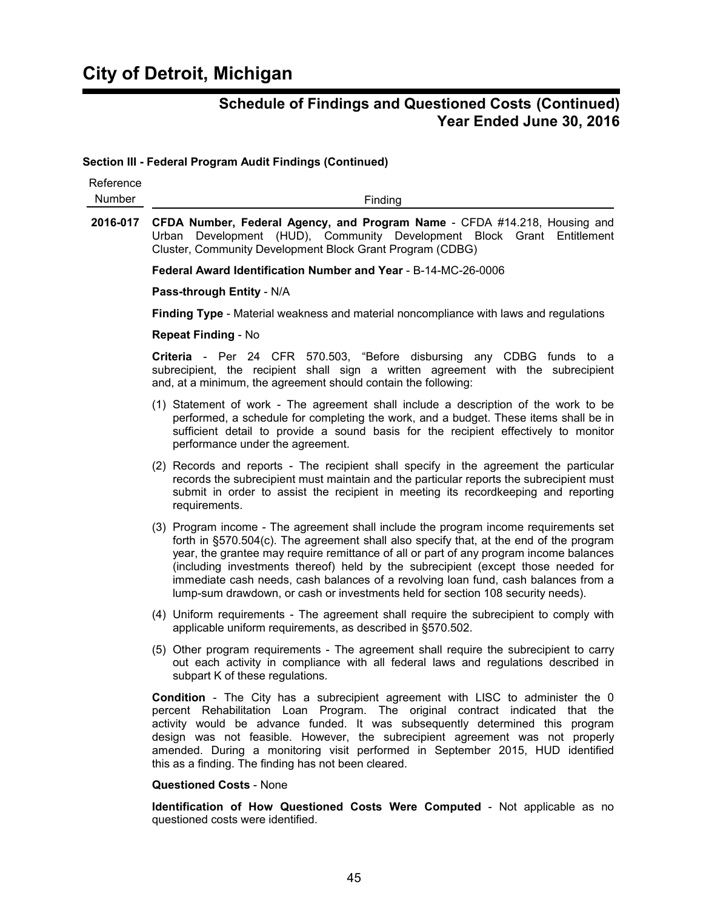# City of Detroit, Michigan

## Schedule of Findings and Questioned Costs (Continued)
## Year Ended June 30, 2016

### Section III - Federal Program Audit Findings (Continued)

| Reference Number | Finding |
|---|---|

**2016-017** **CFDA Number, Federal Agency, and Program Name** - CFDA #14.218, Housing and Urban Development (HUD), Community Development Block Grant Entitlement Cluster, Community Development Block Grant Program (CDBG)

**Federal Award Identification Number and Year** - B-14-MC-26-0006

**Pass-through Entity** - N/A

**Finding Type** - Material weakness and material noncompliance with laws and regulations

**Repeat Finding** - No

**Criteria** - Per 24 CFR 570.503, "Before disbursing any CDBG funds to a subrecipient, the recipient shall sign a written agreement with the subrecipient and, at a minimum, the agreement should contain the following:

(1) Statement of work - The agreement shall include a description of the work to be performed, a schedule for completing the work, and a budget. These items shall be in sufficient detail to provide a sound basis for the recipient effectively to monitor performance under the agreement.

(2) Records and reports - The recipient shall specify in the agreement the particular records the subrecipient must maintain and the particular reports the subrecipient must submit in order to assist the recipient in meeting its recordkeeping and reporting requirements.

(3) Program income - The agreement shall include the program income requirements set forth in §570.504(c). The agreement shall also specify that, at the end of the program year, the grantee may require remittance of all or part of any program income balances (including investments thereof) held by the subrecipient (except those needed for immediate cash needs, cash balances of a revolving loan fund, cash balances from a lump-sum drawdown, or cash or investments held for section 108 security needs).

(4) Uniform requirements - The agreement shall require the subrecipient to comply with applicable uniform requirements, as described in §570.502.

(5) Other program requirements - The agreement shall require the subrecipient to carry out each activity in compliance with all federal laws and regulations described in subpart K of these regulations.

**Condition** - The City has a subrecipient agreement with LISC to administer the 0 percent Rehabilitation Loan Program. The original contract indicated that the activity would be advance funded. It was subsequently determined this program design was not feasible. However, the subrecipient agreement was not properly amended. During a monitoring visit performed in September 2015, HUD identified this as a finding. The finding has not been cleared.

**Questioned Costs** - None

**Identification of How Questioned Costs Were Computed** - Not applicable as no questioned costs were identified.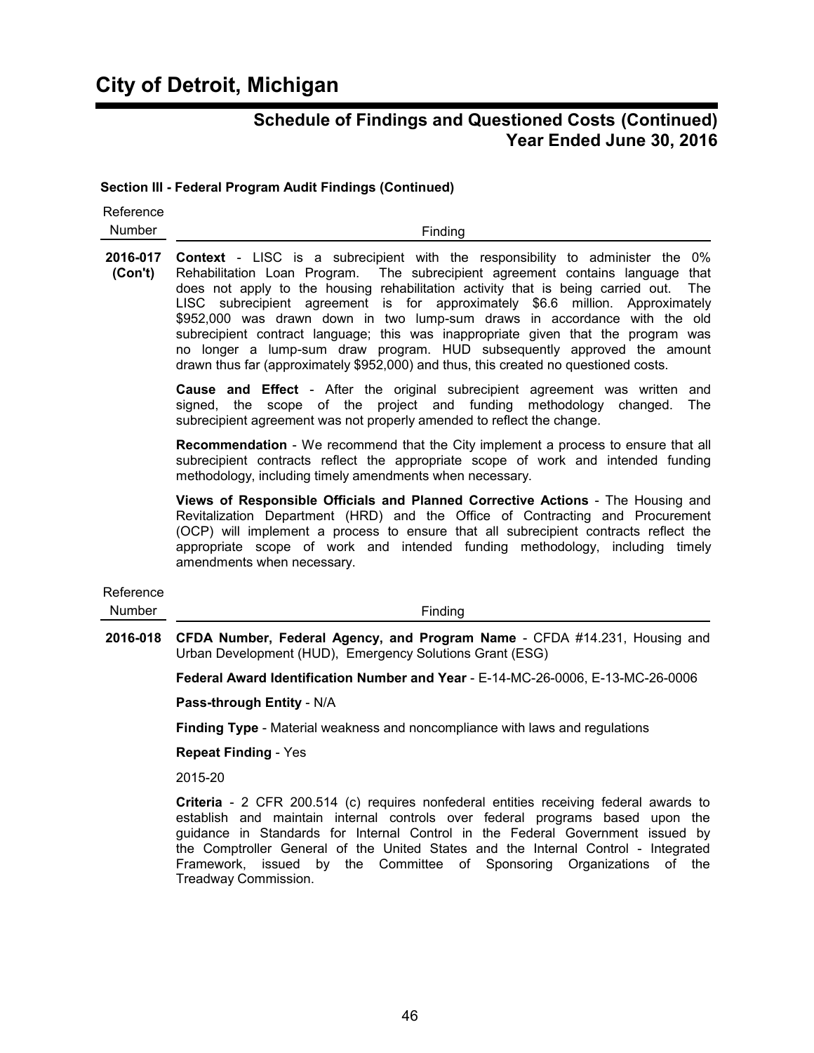# City of Detroit, Michigan

## Schedule of Findings and Questioned Costs (Continued)
## Year Ended June 30, 2016

**Section III - Federal Program Audit Findings (Continued)**

| Reference Number | Finding |
|---|---|
| **2016-017 (Con't)** | **Context** - LISC is a subrecipient with the responsibility to administer the 0% Rehabilitation Loan Program. The subrecipient agreement contains language that does not apply to the housing rehabilitation activity that is being carried out. The LISC subrecipient agreement is for approximately \$6.6 million. Approximately \$952,000 was drawn down in two lump-sum draws in accordance with the old subrecipient contract language; this was inappropriate given that the program was no longer a lump-sum draw program. HUD subsequently approved the amount drawn thus far (approximately \$952,000) and thus, this created no questioned costs. |

**Cause and Effect** - After the original subrecipient agreement was written and signed, the scope of the project and funding methodology changed. The subrecipient agreement was not properly amended to reflect the change.

**Recommendation** - We recommend that the City implement a process to ensure that all subrecipient contracts reflect the appropriate scope of work and intended funding methodology, including timely amendments when necessary.

**Views of Responsible Officials and Planned Corrective Actions** - The Housing and Revitalization Department (HRD) and the Office of Contracting and Procurement (OCP) will implement a process to ensure that all subrecipient contracts reflect the appropriate scope of work and intended funding methodology, including timely amendments when necessary.

| Reference Number | Finding |
|---|---|
| **2016-018** | **CFDA Number, Federal Agency, and Program Name** - CFDA #14.231, Housing and Urban Development (HUD), Emergency Solutions Grant (ESG) |

**Federal Award Identification Number and Year** - E-14-MC-26-0006, E-13-MC-26-0006

**Pass-through Entity** - N/A

**Finding Type** - Material weakness and noncompliance with laws and regulations

**Repeat Finding** - Yes

2015-20

**Criteria** - 2 CFR 200.514 (c) requires nonfederal entities receiving federal awards to establish and maintain internal controls over federal programs based upon the guidance in Standards for Internal Control in the Federal Government issued by the Comptroller General of the United States and the Internal Control - Integrated Framework, issued by the Committee of Sponsoring Organizations of the Treadway Commission.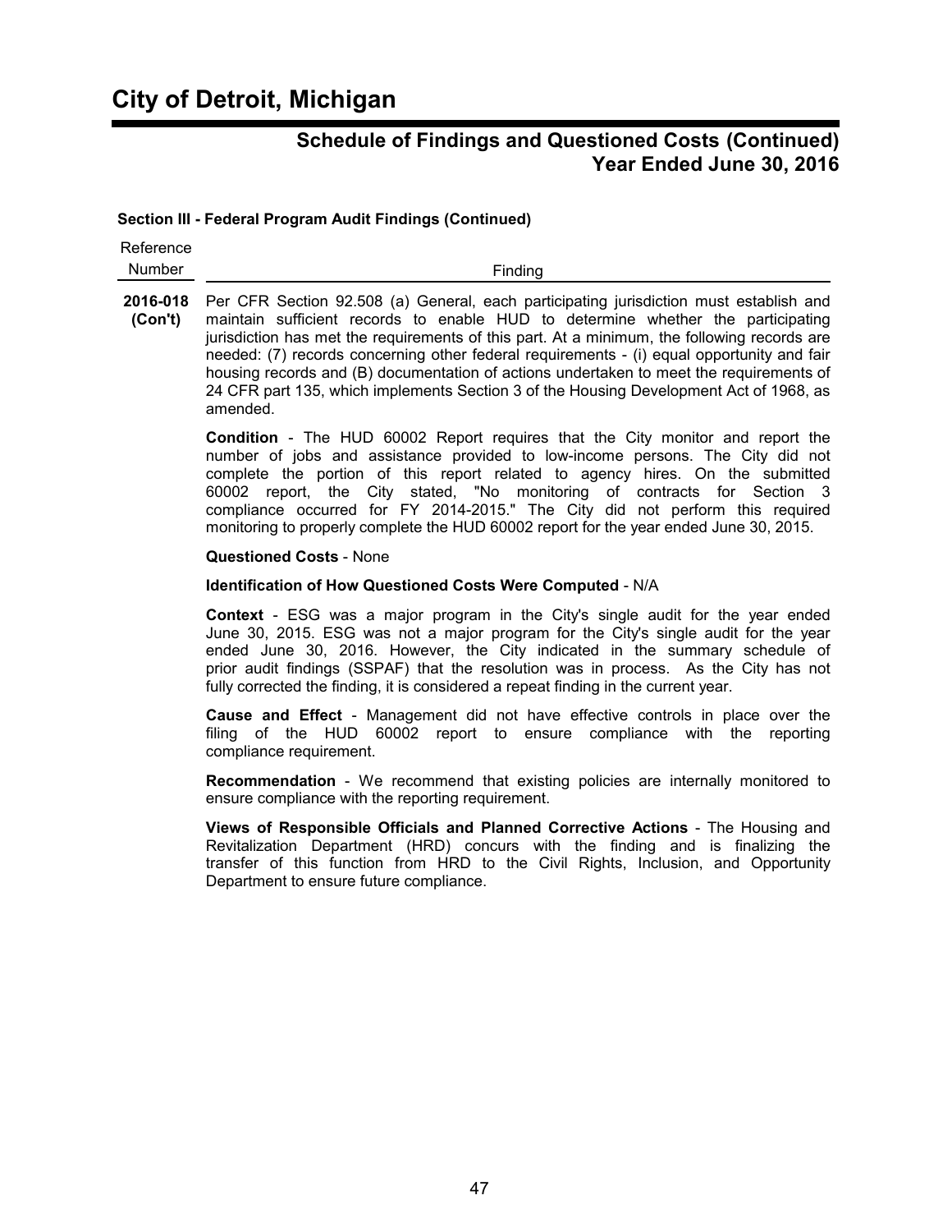# City of Detroit, Michigan

## Schedule of Findings and Questioned Costs (Continued)
## Year Ended June 30, 2016

### Section III - Federal Program Audit Findings (Continued)

| Reference Number | Finding |
|---|---|
| **2016-018 (Con't)** | Per CFR Section 92.508 (a) General, each participating jurisdiction must establish and maintain sufficient records to enable HUD to determine whether the participating jurisdiction has met the requirements of this part. At a minimum, the following records are needed: (7) records concerning other federal requirements - (i) equal opportunity and fair housing records and (B) documentation of actions undertaken to meet the requirements of 24 CFR part 135, which implements Section 3 of the Housing Development Act of 1968, as amended. |

**Condition** - The HUD 60002 Report requires that the City monitor and report the number of jobs and assistance provided to low-income persons. The City did not complete the portion of this report related to agency hires. On the submitted 60002 report, the City stated, "No monitoring of contracts for Section 3 compliance occurred for FY 2014-2015." The City did not perform this required monitoring to properly complete the HUD 60002 report for the year ended June 30, 2015.

**Questioned Costs** - None

**Identification of How Questioned Costs Were Computed** - N/A

**Context** - ESG was a major program in the City's single audit for the year ended June 30, 2015. ESG was not a major program for the City's single audit for the year ended June 30, 2016. However, the City indicated in the summary schedule of prior audit findings (SSPAF) that the resolution was in process. As the City has not fully corrected the finding, it is considered a repeat finding in the current year.

**Cause and Effect** - Management did not have effective controls in place over the filing of the HUD 60002 report to ensure compliance with the reporting compliance requirement.

**Recommendation** - We recommend that existing policies are internally monitored to ensure compliance with the reporting requirement.

**Views of Responsible Officials and Planned Corrective Actions** - The Housing and Revitalization Department (HRD) concurs with the finding and is finalizing the transfer of this function from HRD to the Civil Rights, Inclusion, and Opportunity Department to ensure future compliance.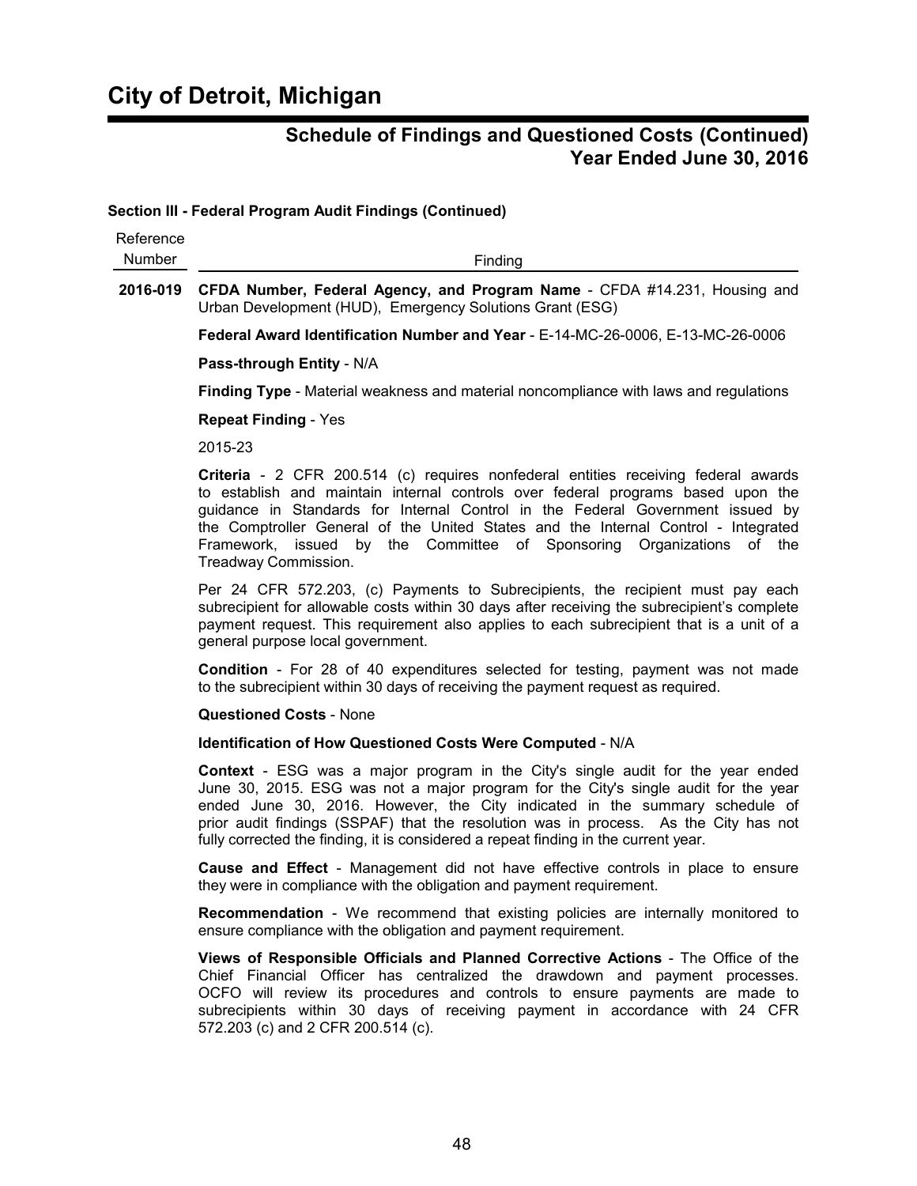# City of Detroit, Michigan

## Schedule of Findings and Questioned Costs (Continued) Year Ended June 30, 2016

### Section III - Federal Program Audit Findings (Continued)

| Reference Number | Finding |
| --- | --- |
| **2016-019** | **CFDA Number, Federal Agency, and Program Name** - CFDA #14.231, Housing and Urban Development (HUD), Emergency Solutions Grant (ESG) |

**Federal Award Identification Number and Year** - E-14-MC-26-0006, E-13-MC-26-0006

**Pass-through Entity** - N/A

**Finding Type** - Material weakness and material noncompliance with laws and regulations

**Repeat Finding** - Yes

2015-23

**Criteria** - 2 CFR 200.514 (c) requires nonfederal entities receiving federal awards to establish and maintain internal controls over federal programs based upon the guidance in Standards for Internal Control in the Federal Government issued by the Comptroller General of the United States and the Internal Control - Integrated Framework, issued by the Committee of Sponsoring Organizations of the Treadway Commission.

Per 24 CFR 572.203, (c) Payments to Subrecipients, the recipient must pay each subrecipient for allowable costs within 30 days after receiving the subrecipient's complete payment request. This requirement also applies to each subrecipient that is a unit of a general purpose local government.

**Condition** - For 28 of 40 expenditures selected for testing, payment was not made to the subrecipient within 30 days of receiving the payment request as required.

**Questioned Costs** - None

**Identification of How Questioned Costs Were Computed** - N/A

**Context** - ESG was a major program in the City's single audit for the year ended June 30, 2015. ESG was not a major program for the City's single audit for the year ended June 30, 2016. However, the City indicated in the summary schedule of prior audit findings (SSPAF) that the resolution was in process. As the City has not fully corrected the finding, it is considered a repeat finding in the current year.

**Cause and Effect** - Management did not have effective controls in place to ensure they were in compliance with the obligation and payment requirement.

**Recommendation** - We recommend that existing policies are internally monitored to ensure compliance with the obligation and payment requirement.

**Views of Responsible Officials and Planned Corrective Actions** - The Office of the Chief Financial Officer has centralized the drawdown and payment processes. OCFO will review its procedures and controls to ensure payments are made to subrecipients within 30 days of receiving payment in accordance with 24 CFR 572.203 (c) and 2 CFR 200.514 (c).